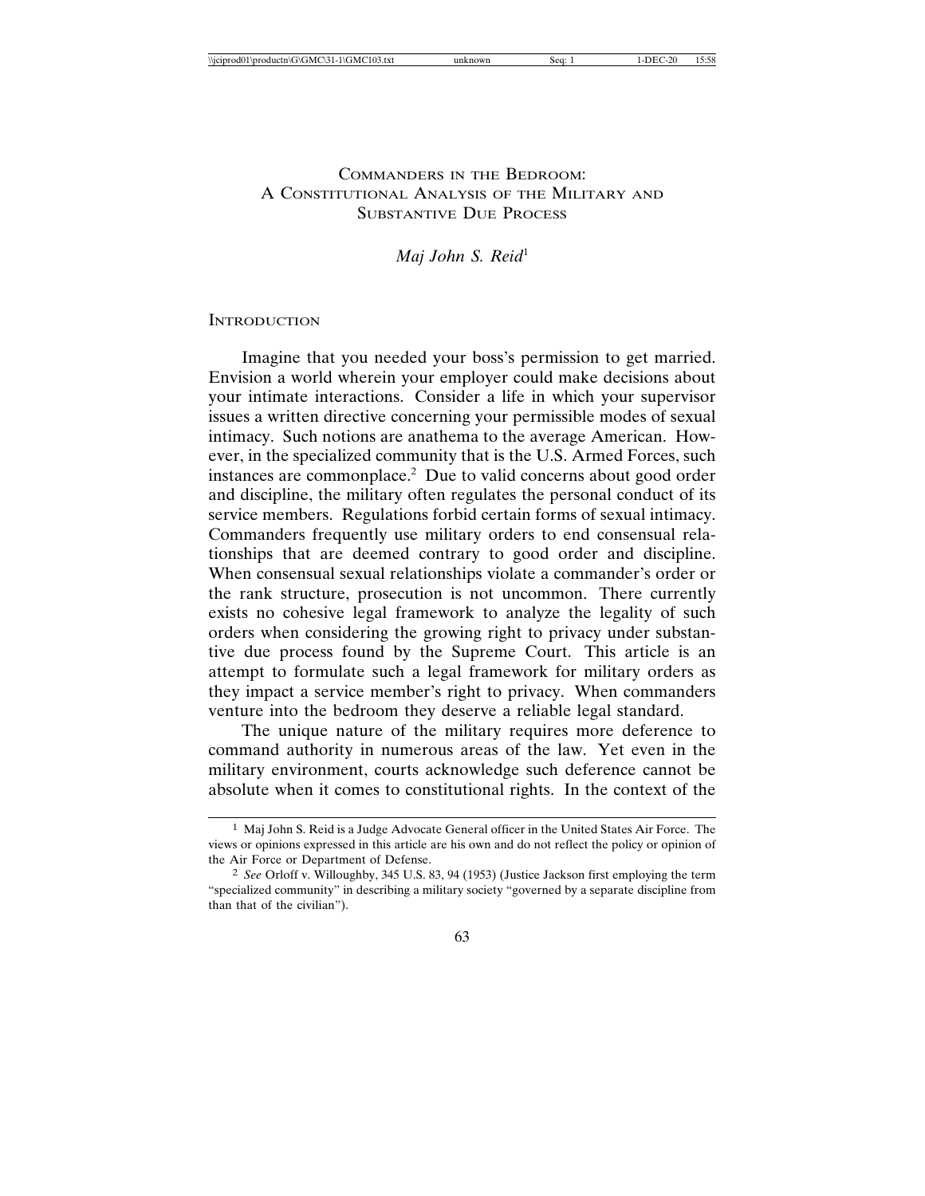# Commanders in the Bedroom: A Constitutional Analysis of the Military and Substantive Due Process

*Maj John S. Reid*[1]

## Introduction

Imagine that you needed your boss's permission to get married. Envision a world wherein your employer could make decisions about your intimate interactions. Consider a life in which your supervisor issues a written directive concerning your permissible modes of sexual intimacy. Such notions are anathema to the average American. However, in the specialized community that is the U.S. Armed Forces, such instances are commonplace.[2] Due to valid concerns about good order and discipline, the military often regulates the personal conduct of its service members. Regulations forbid certain forms of sexual intimacy. Commanders frequently use military orders to end consensual relationships that are deemed contrary to good order and discipline. When consensual sexual relationships violate a commander's order or the rank structure, prosecution is not uncommon. There currently exists no cohesive legal framework to analyze the legality of such orders when considering the growing right to privacy under substantive due process found by the Supreme Court. This article is an attempt to formulate such a legal framework for military orders as they impact a service member's right to privacy. When commanders venture into the bedroom they deserve a reliable legal standard.

The unique nature of the military requires more deference to command authority in numerous areas of the law. Yet even in the military environment, courts acknowledge such deference cannot be absolute when it comes to constitutional rights. In the context of the

---

[1] Maj John S. Reid is a Judge Advocate General officer in the United States Air Force. The views or opinions expressed in this article are his own and do not reflect the policy or opinion of the Air Force or Department of Defense.

[2] *See* Orloff v. Willoughby, 345 U.S. 83, 94 (1953) (Justice Jackson first employing the term "specialized community" in describing a military society "governed by a separate discipline from than that of the civilian").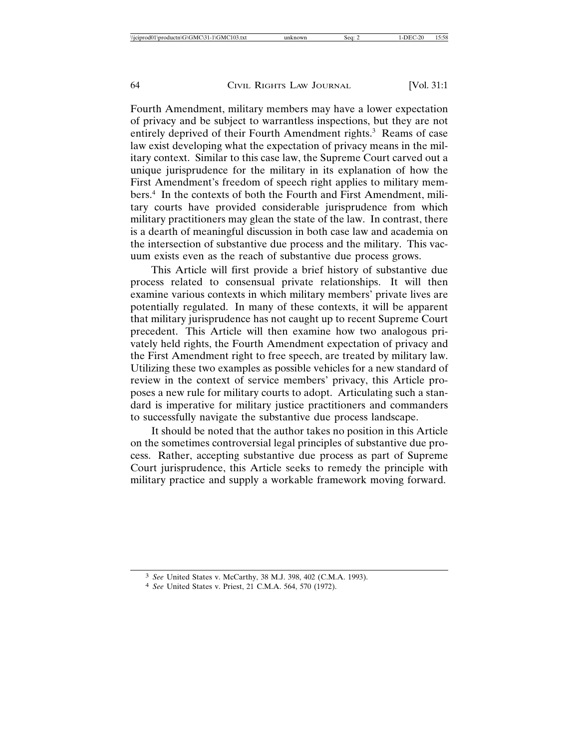Fourth Amendment, military members may have a lower expectation of privacy and be subject to warrantless inspections, but they are not entirely deprived of their Fourth Amendment rights.[3] Reams of case law exist developing what the expectation of privacy means in the military context. Similar to this case law, the Supreme Court carved out a unique jurisprudence for the military in its explanation of how the First Amendment's freedom of speech right applies to military members.[4] In the contexts of both the Fourth and First Amendment, military courts have provided considerable jurisprudence from which military practitioners may glean the state of the law. In contrast, there is a dearth of meaningful discussion in both case law and academia on the intersection of substantive due process and the military. This vacuum exists even as the reach of substantive due process grows.

This Article will first provide a brief history of substantive due process related to consensual private relationships. It will then examine various contexts in which military members' private lives are potentially regulated. In many of these contexts, it will be apparent that military jurisprudence has not caught up to recent Supreme Court precedent. This Article will then examine how two analogous privately held rights, the Fourth Amendment expectation of privacy and the First Amendment right to free speech, are treated by military law. Utilizing these two examples as possible vehicles for a new standard of review in the context of service members' privacy, this Article proposes a new rule for military courts to adopt. Articulating such a standard is imperative for military justice practitioners and commanders to successfully navigate the substantive due process landscape.

It should be noted that the author takes no position in this Article on the sometimes controversial legal principles of substantive due process. Rather, accepting substantive due process as part of Supreme Court jurisprudence, this Article seeks to remedy the principle with military practice and supply a workable framework moving forward.

---

[3] *See* United States v. McCarthy, 38 M.J. 398, 402 (C.M.A. 1993).

[4] *See* United States v. Priest, 21 C.M.A. 564, 570 (1972).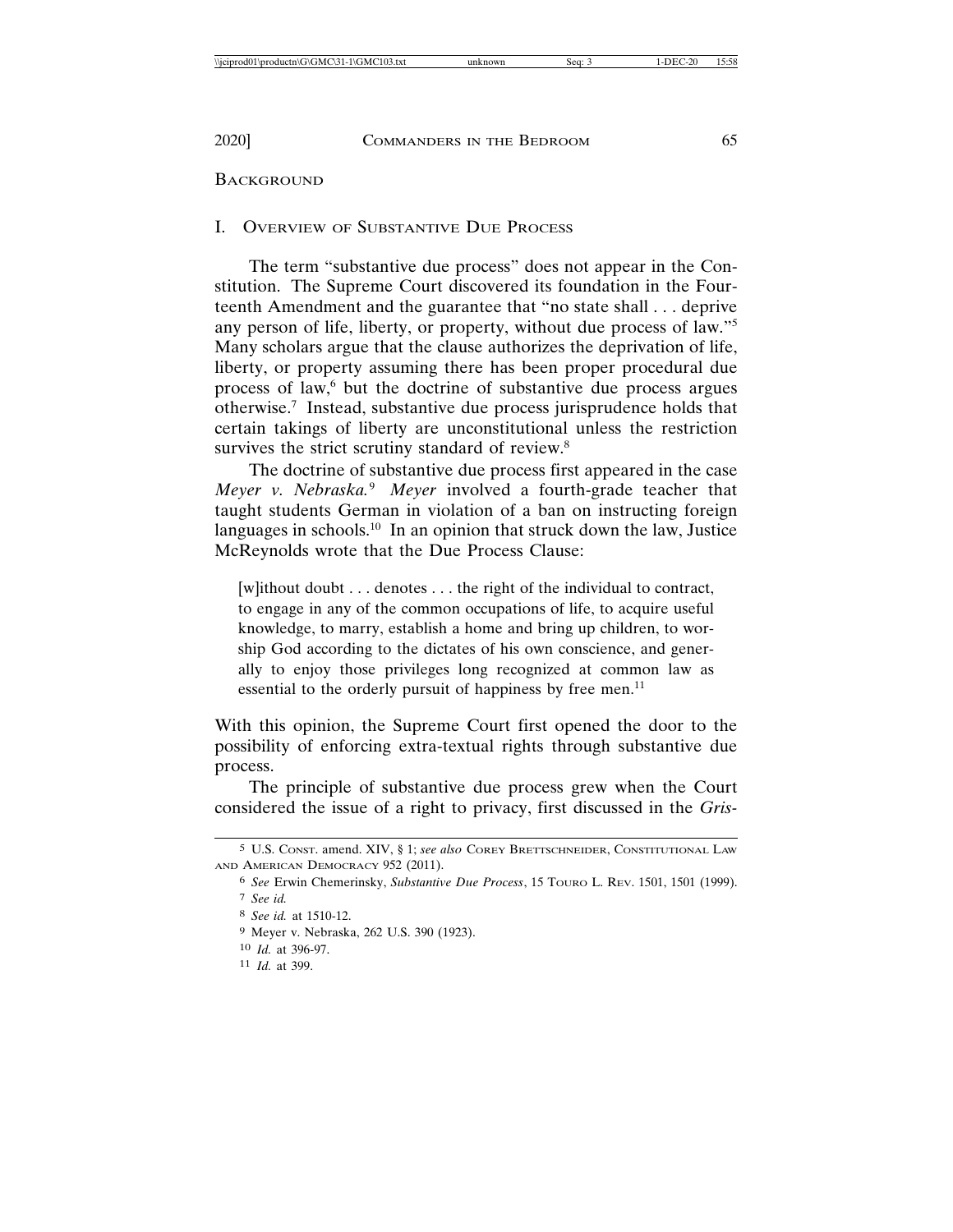BACKGROUND

## I. OVERVIEW OF SUBSTANTIVE DUE PROCESS

The term "substantive due process" does not appear in the Constitution. The Supreme Court discovered its foundation in the Fourteenth Amendment and the guarantee that "no state shall . . . deprive any person of life, liberty, or property, without due process of law."[5] Many scholars argue that the clause authorizes the deprivation of life, liberty, or property assuming there has been proper procedural due process of law,[6] but the doctrine of substantive due process argues otherwise.[7] Instead, substantive due process jurisprudence holds that certain takings of liberty are unconstitutional unless the restriction survives the strict scrutiny standard of review.[8]

The doctrine of substantive due process first appeared in the case *Meyer v. Nebraska.*[9] *Meyer* involved a fourth-grade teacher that taught students German in violation of a ban on instructing foreign languages in schools.[10] In an opinion that struck down the law, Justice McReynolds wrote that the Due Process Clause:

> [w]ithout doubt . . . denotes . . . the right of the individual to contract, to engage in any of the common occupations of life, to acquire useful knowledge, to marry, establish a home and bring up children, to worship God according to the dictates of his own conscience, and generally to enjoy those privileges long recognized at common law as essential to the orderly pursuit of happiness by free men.[11]

With this opinion, the Supreme Court first opened the door to the possibility of enforcing extra-textual rights through substantive due process.

The principle of substantive due process grew when the Court considered the issue of a right to privacy, first discussed in the *Gris-*

---

[5] U.S. CONST. amend. XIV, § 1; *see also* COREY BRETTSCHNEIDER, CONSTITUTIONAL LAW AND AMERICAN DEMOCRACY 952 (2011).

[6] *See* Erwin Chemerinsky, *Substantive Due Process*, 15 TOURO L. REV. 1501, 1501 (1999).

[7] *See id.*

[8] *See id.* at 1510-12.

[9] Meyer v. Nebraska, 262 U.S. 390 (1923).

[10] *Id.* at 396-97.

[11] *Id.* at 399.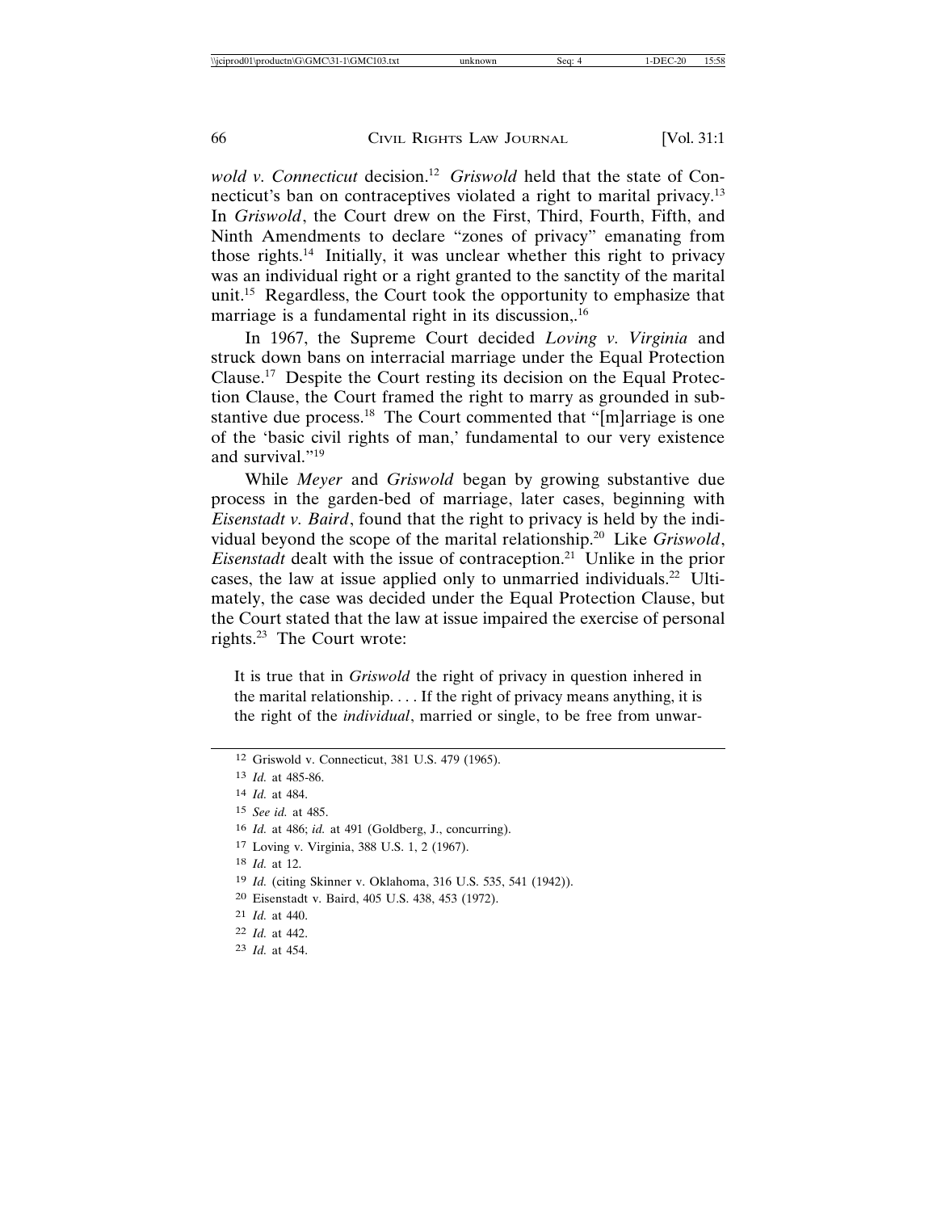*wold v. Connecticut* decision.[12] *Griswold* held that the state of Connecticut's ban on contraceptives violated a right to marital privacy.[13] In *Griswold*, the Court drew on the First, Third, Fourth, Fifth, and Ninth Amendments to declare "zones of privacy" emanating from those rights.[14] Initially, it was unclear whether this right to privacy was an individual right or a right granted to the sanctity of the marital unit.[15] Regardless, the Court took the opportunity to emphasize that marriage is a fundamental right in its discussion,.[16]

In 1967, the Supreme Court decided *Loving v. Virginia* and struck down bans on interracial marriage under the Equal Protection Clause.[17] Despite the Court resting its decision on the Equal Protection Clause, the Court framed the right to marry as grounded in substantive due process.[18] The Court commented that "[m]arriage is one of the 'basic civil rights of man,' fundamental to our very existence and survival."[19]

While *Meyer* and *Griswold* began by growing substantive due process in the garden-bed of marriage, later cases, beginning with *Eisenstadt v. Baird*, found that the right to privacy is held by the individual beyond the scope of the marital relationship.[20] Like *Griswold*, *Eisenstadt* dealt with the issue of contraception.[21] Unlike in the prior cases, the law at issue applied only to unmarried individuals.[22] Ultimately, the case was decided under the Equal Protection Clause, but the Court stated that the law at issue impaired the exercise of personal rights.[23] The Court wrote:

> It is true that in *Griswold* the right of privacy in question inhered in the marital relationship. . . . If the right of privacy means anything, it is the right of the *individual*, married or single, to be free from unwar-

---

12 Griswold v. Connecticut, 381 U.S. 479 (1965).

13 *Id.* at 485-86.

14 *Id.* at 484.

15 *See id.* at 485.

16 *Id.* at 486; *id.* at 491 (Goldberg, J., concurring).

17 Loving v. Virginia, 388 U.S. 1, 2 (1967).

18 *Id.* at 12.

19 *Id.* (citing Skinner v. Oklahoma, 316 U.S. 535, 541 (1942)).

20 Eisenstadt v. Baird, 405 U.S. 438, 453 (1972).

21 *Id.* at 440.

22 *Id.* at 442.

23 *Id.* at 454.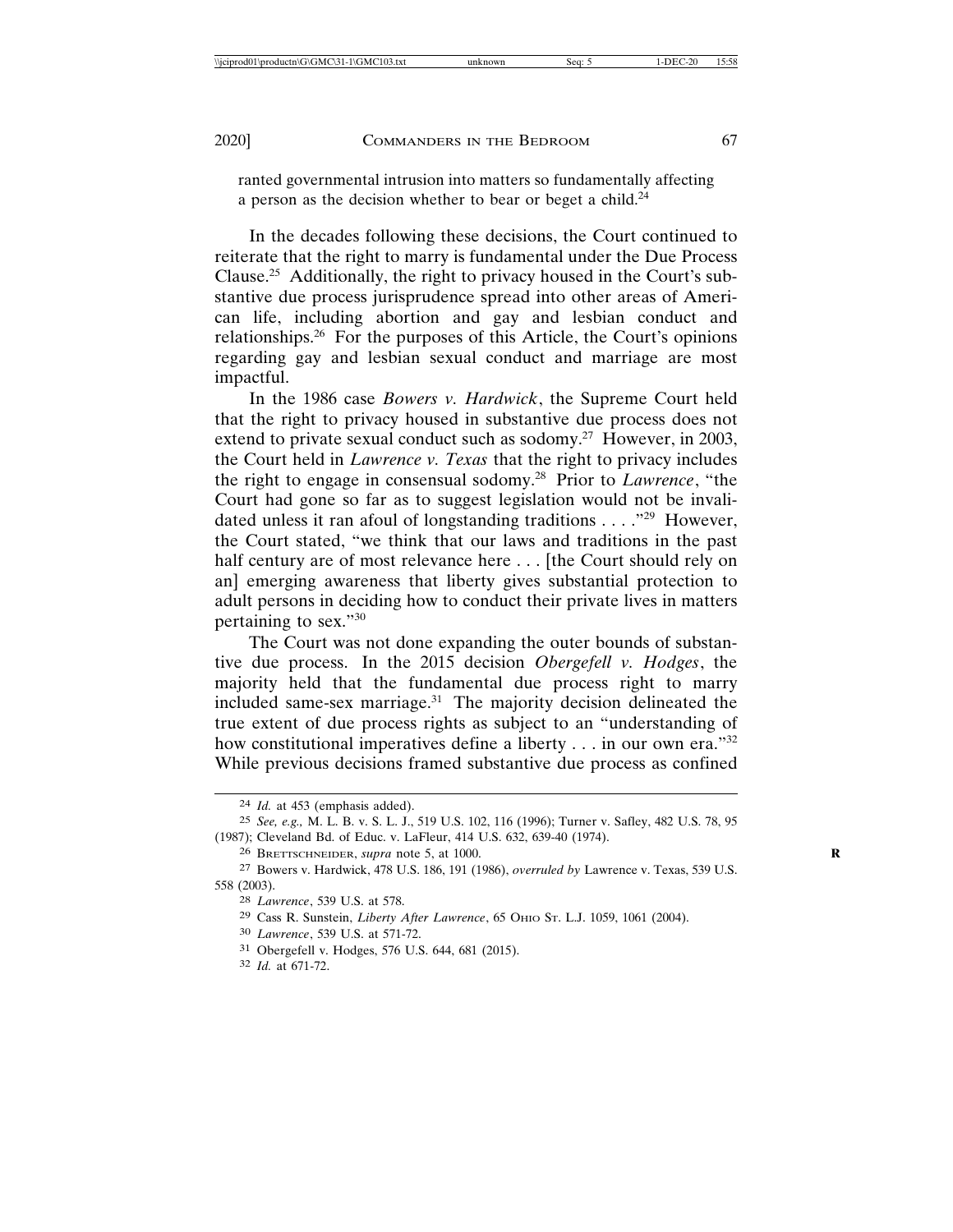ranted governmental intrusion into matters so fundamentally affecting a person as the decision whether to bear or beget a child.[24]

In the decades following these decisions, the Court continued to reiterate that the right to marry is fundamental under the Due Process Clause.[25] Additionally, the right to privacy housed in the Court's substantive due process jurisprudence spread into other areas of American life, including abortion and gay and lesbian conduct and relationships.[26] For the purposes of this Article, the Court's opinions regarding gay and lesbian sexual conduct and marriage are most impactful.

In the 1986 case *Bowers v. Hardwick*, the Supreme Court held that the right to privacy housed in substantive due process does not extend to private sexual conduct such as sodomy.[27] However, in 2003, the Court held in *Lawrence v. Texas* that the right to privacy includes the right to engage in consensual sodomy.[28] Prior to *Lawrence*, "the Court had gone so far as to suggest legislation would not be invalidated unless it ran afoul of longstanding traditions . . . ."[29] However, the Court stated, "we think that our laws and traditions in the past half century are of most relevance here . . . [the Court should rely on an] emerging awareness that liberty gives substantial protection to adult persons in deciding how to conduct their private lives in matters pertaining to sex."[30]

The Court was not done expanding the outer bounds of substantive due process. In the 2015 decision *Obergefell v. Hodges*, the majority held that the fundamental due process right to marry included same-sex marriage.[31] The majority decision delineated the true extent of due process rights as subject to an "understanding of how constitutional imperatives define a liberty . . . in our own era."[32] While previous decisions framed substantive due process as confined

---

[24] *Id.* at 453 (emphasis added).

[25] *See, e.g.,* M. L. B. v. S. L. J., 519 U.S. 102, 116 (1996); Turner v. Safley, 482 U.S. 78, 95 (1987); Cleveland Bd. of Educ. v. LaFleur, 414 U.S. 632, 639-40 (1974).

[26] BRETTSCHNEIDER, *supra* note 5, at 1000.

[27] Bowers v. Hardwick, 478 U.S. 186, 191 (1986), *overruled by* Lawrence v. Texas, 539 U.S. 558 (2003).

[28] *Lawrence*, 539 U.S. at 578.

[29] Cass R. Sunstein, *Liberty After Lawrence*, 65 OHIO ST. L.J. 1059, 1061 (2004).

[30] *Lawrence*, 539 U.S. at 571-72.

[31] Obergefell v. Hodges, 576 U.S. 644, 681 (2015).

[32] *Id.* at 671-72.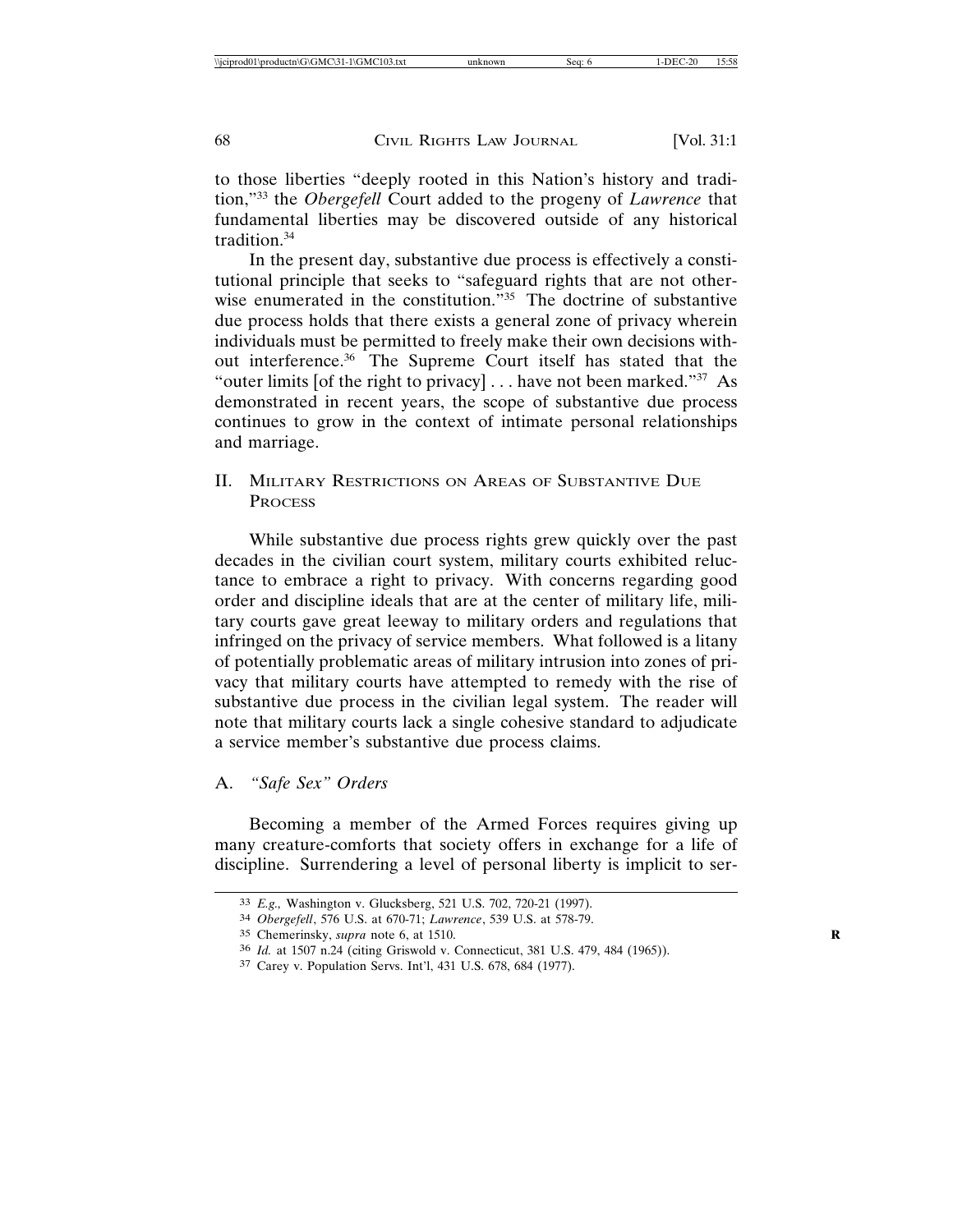to those liberties "deeply rooted in this Nation's history and tradition,"[33] the *Obergefell* Court added to the progeny of *Lawrence* that fundamental liberties may be discovered outside of any historical tradition.[34]

In the present day, substantive due process is effectively a constitutional principle that seeks to "safeguard rights that are not otherwise enumerated in the constitution."[35] The doctrine of substantive due process holds that there exists a general zone of privacy wherein individuals must be permitted to freely make their own decisions without interference.[36] The Supreme Court itself has stated that the "outer limits [of the right to privacy] . . . have not been marked."[37] As demonstrated in recent years, the scope of substantive due process continues to grow in the context of intimate personal relationships and marriage.

## II. Military Restrictions on Areas of Substantive Due Process

While substantive due process rights grew quickly over the past decades in the civilian court system, military courts exhibited reluctance to embrace a right to privacy. With concerns regarding good order and discipline ideals that are at the center of military life, military courts gave great leeway to military orders and regulations that infringed on the privacy of service members. What followed is a litany of potentially problematic areas of military intrusion into zones of privacy that military courts have attempted to remedy with the rise of substantive due process in the civilian legal system. The reader will note that military courts lack a single cohesive standard to adjudicate a service member's substantive due process claims.

### A. *"Safe Sex" Orders*

Becoming a member of the Armed Forces requires giving up many creature-comforts that society offers in exchange for a life of discipline. Surrendering a level of personal liberty is implicit to ser-

---

[33] *E.g.,* Washington v. Glucksberg, 521 U.S. 702, 720-21 (1997).

[34] *Obergefell*, 576 U.S. at 670-71; *Lawrence*, 539 U.S. at 578-79.

[35] Chemerinsky, *supra* note 6, at 1510.

[36] *Id.* at 1507 n.24 (citing Griswold v. Connecticut, 381 U.S. 479, 484 (1965)).

[37] Carey v. Population Servs. Int'l, 431 U.S. 678, 684 (1977).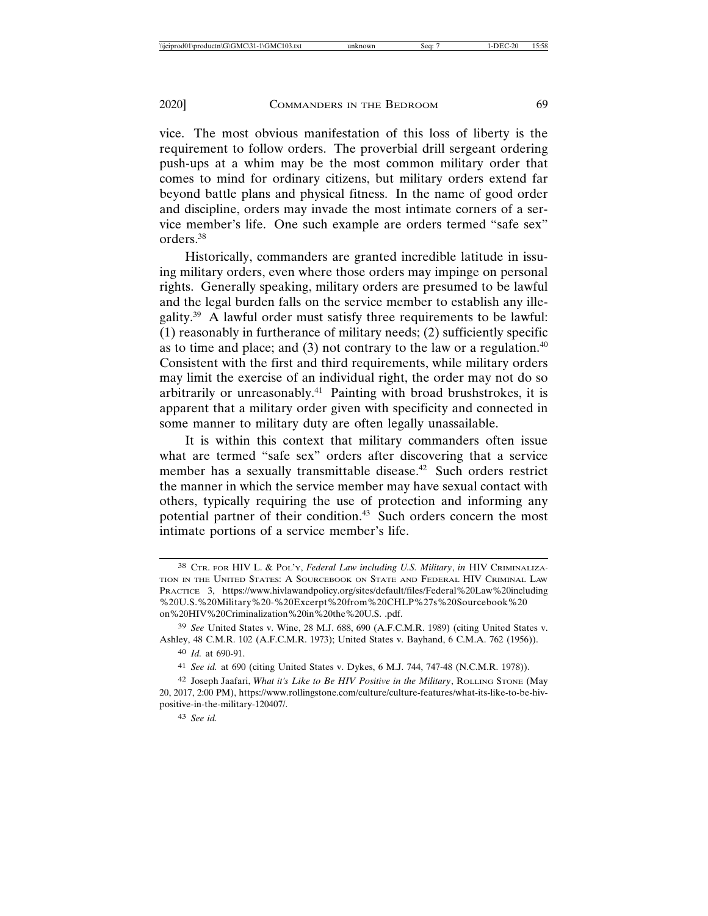vice. The most obvious manifestation of this loss of liberty is the requirement to follow orders. The proverbial drill sergeant ordering push-ups at a whim may be the most common military order that comes to mind for ordinary citizens, but military orders extend far beyond battle plans and physical fitness. In the name of good order and discipline, orders may invade the most intimate corners of a service member's life. One such example are orders termed "safe sex" orders.[38]

Historically, commanders are granted incredible latitude in issuing military orders, even where those orders may impinge on personal rights. Generally speaking, military orders are presumed to be lawful and the legal burden falls on the service member to establish any illegality.[39] A lawful order must satisfy three requirements to be lawful: (1) reasonably in furtherance of military needs; (2) sufficiently specific as to time and place; and (3) not contrary to the law or a regulation.[40] Consistent with the first and third requirements, while military orders may limit the exercise of an individual right, the order may not do so arbitrarily or unreasonably.[41] Painting with broad brushstrokes, it is apparent that a military order given with specificity and connected in some manner to military duty are often legally unassailable.

It is within this context that military commanders often issue what are termed "safe sex" orders after discovering that a service member has a sexually transmittable disease.[42] Such orders restrict the manner in which the service member may have sexual contact with others, typically requiring the use of protection and informing any potential partner of their condition.[43] Such orders concern the most intimate portions of a service member's life.

---

38 CTR. FOR HIV L. & POL'Y, *Federal Law including U.S. Military*, *in* HIV CRIMINALIZATION IN THE UNITED STATES: A SOURCEBOOK ON STATE AND FEDERAL HIV CRIMINAL LAW PRACTICE 3, https://www.hivlawandpolicy.org/sites/default/files/Federal%20Law%20including%20U.S.%20Military%20-%20Excerpt%20from%20CHLP%27s%20Sourcebook%20on%20HIV%20Criminalization%20in%20the%20U.S. .pdf.

39 *See* United States v. Wine, 28 M.J. 688, 690 (A.F.C.M.R. 1989) (citing United States v. Ashley, 48 C.M.R. 102 (A.F.C.M.R. 1973); United States v. Bayhand, 6 C.M.A. 762 (1956)).

40 *Id.* at 690-91.

41 *See id.* at 690 (citing United States v. Dykes, 6 M.J. 744, 747-48 (N.C.M.R. 1978)).

42 Joseph Jaafari, *What it's Like to Be HIV Positive in the Military*, ROLLING STONE (May 20, 2017, 2:00 PM), https://www.rollingstone.com/culture/culture-features/what-its-like-to-be-hiv-positive-in-the-military-120407/.

43 *See id.*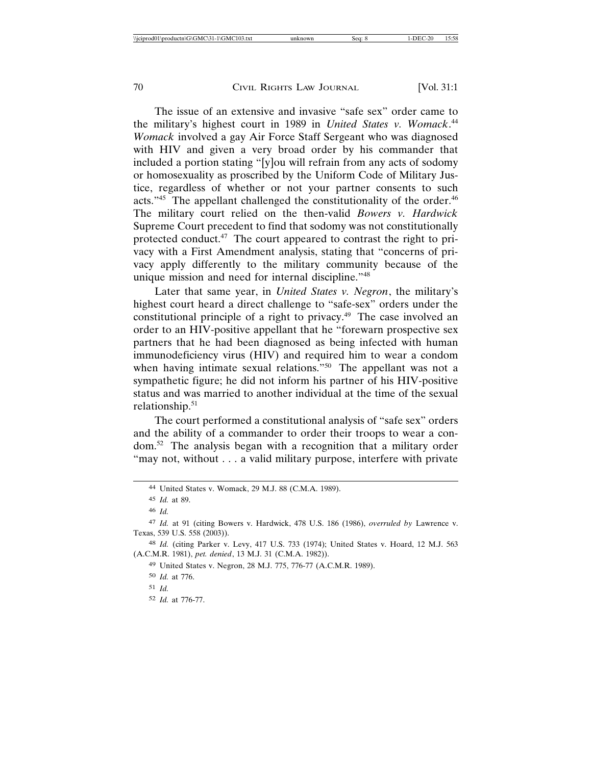The issue of an extensive and invasive "safe sex" order came to the military's highest court in 1989 in *United States v. Womack*.[44] *Womack* involved a gay Air Force Staff Sergeant who was diagnosed with HIV and given a very broad order by his commander that included a portion stating "[y]ou will refrain from any acts of sodomy or homosexuality as proscribed by the Uniform Code of Military Justice, regardless of whether or not your partner consents to such acts."[45] The appellant challenged the constitutionality of the order.[46] The military court relied on the then-valid *Bowers v. Hardwick* Supreme Court precedent to find that sodomy was not constitutionally protected conduct.[47] The court appeared to contrast the right to privacy with a First Amendment analysis, stating that "concerns of privacy apply differently to the military community because of the unique mission and need for internal discipline."[48]

Later that same year, in *United States v. Negron*, the military's highest court heard a direct challenge to "safe-sex" orders under the constitutional principle of a right to privacy.[49] The case involved an order to an HIV-positive appellant that he "forewarn prospective sex partners that he had been diagnosed as being infected with human immunodeficiency virus (HIV) and required him to wear a condom when having intimate sexual relations."[50] The appellant was not a sympathetic figure; he did not inform his partner of his HIV-positive status and was married to another individual at the time of the sexual relationship.[51]

The court performed a constitutional analysis of "safe sex" orders and the ability of a commander to order their troops to wear a condom.[52] The analysis began with a recognition that a military order "may not, without . . . a valid military purpose, interfere with private

---

[44] United States v. Womack, 29 M.J. 88 (C.M.A. 1989).

[45] *Id.* at 89.

[46] *Id.*

[47] *Id.* at 91 (citing Bowers v. Hardwick, 478 U.S. 186 (1986), *overruled by* Lawrence v. Texas, 539 U.S. 558 (2003)).

[48] *Id.* (citing Parker v. Levy, 417 U.S. 733 (1974); United States v. Hoard, 12 M.J. 563 (A.C.M.R. 1981), *pet. denied*, 13 M.J. 31 (C.M.A. 1982)).

[49] United States v. Negron, 28 M.J. 775, 776-77 (A.C.M.R. 1989).

[50] *Id.* at 776.

[51] *Id.*

[52] *Id.* at 776-77.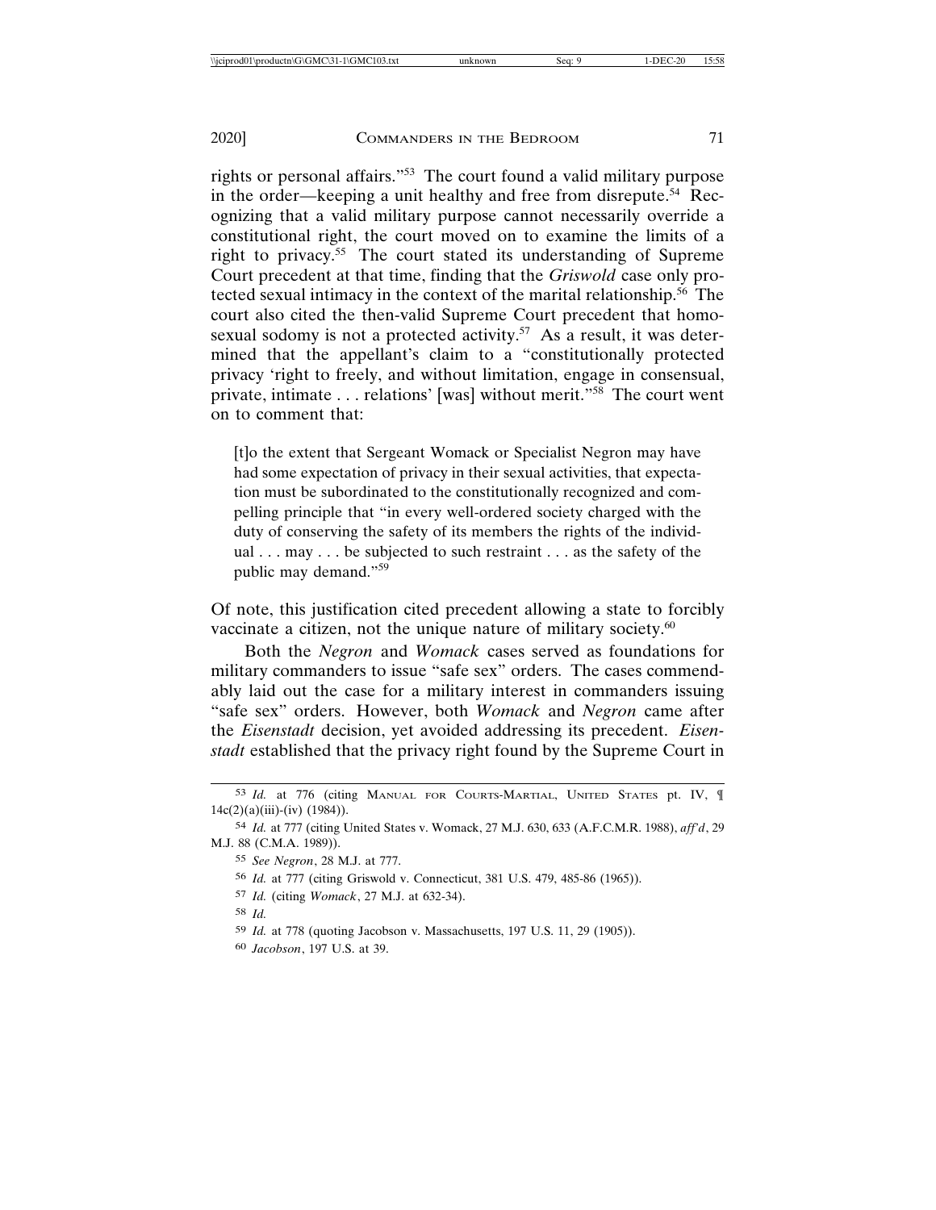rights or personal affairs."[53] The court found a valid military purpose in the order—keeping a unit healthy and free from disrepute.[54] Recognizing that a valid military purpose cannot necessarily override a constitutional right, the court moved on to examine the limits of a right to privacy.[55] The court stated its understanding of Supreme Court precedent at that time, finding that the *Griswold* case only protected sexual intimacy in the context of the marital relationship.[56] The court also cited the then-valid Supreme Court precedent that homosexual sodomy is not a protected activity.[57] As a result, it was determined that the appellant's claim to a "constitutionally protected privacy 'right to freely, and without limitation, engage in consensual, private, intimate . . . relations' [was] without merit."[58] The court went on to comment that:

> [t]o the extent that Sergeant Womack or Specialist Negron may have had some expectation of privacy in their sexual activities, that expectation must be subordinated to the constitutionally recognized and compelling principle that "in every well-ordered society charged with the duty of conserving the safety of its members the rights of the individual . . . may . . . be subjected to such restraint . . . as the safety of the public may demand."[59]

Of note, this justification cited precedent allowing a state to forcibly vaccinate a citizen, not the unique nature of military society.[60]

Both the *Negron* and *Womack* cases served as foundations for military commanders to issue "safe sex" orders. The cases commendably laid out the case for a military interest in commanders issuing "safe sex" orders. However, both *Womack* and *Negron* came after the *Eisenstadt* decision, yet avoided addressing its precedent. *Eisenstadt* established that the privacy right found by the Supreme Court in

---

53 *Id.* at 776 (citing MANUAL FOR COURTS-MARTIAL, UNITED STATES pt. IV, ¶ 14c(2)(a)(iii)-(iv) (1984)).

54 *Id.* at 777 (citing United States v. Womack, 27 M.J. 630, 633 (A.F.C.M.R. 1988), *aff'd*, 29 M.J. 88 (C.M.A. 1989)).

55 *See Negron*, 28 M.J. at 777.

56 *Id.* at 777 (citing Griswold v. Connecticut, 381 U.S. 479, 485-86 (1965)).

57 *Id.* (citing *Womack*, 27 M.J. at 632-34).

58 *Id.*

59 *Id.* at 778 (quoting Jacobson v. Massachusetts, 197 U.S. 11, 29 (1905)).

60 *Jacobson*, 197 U.S. at 39.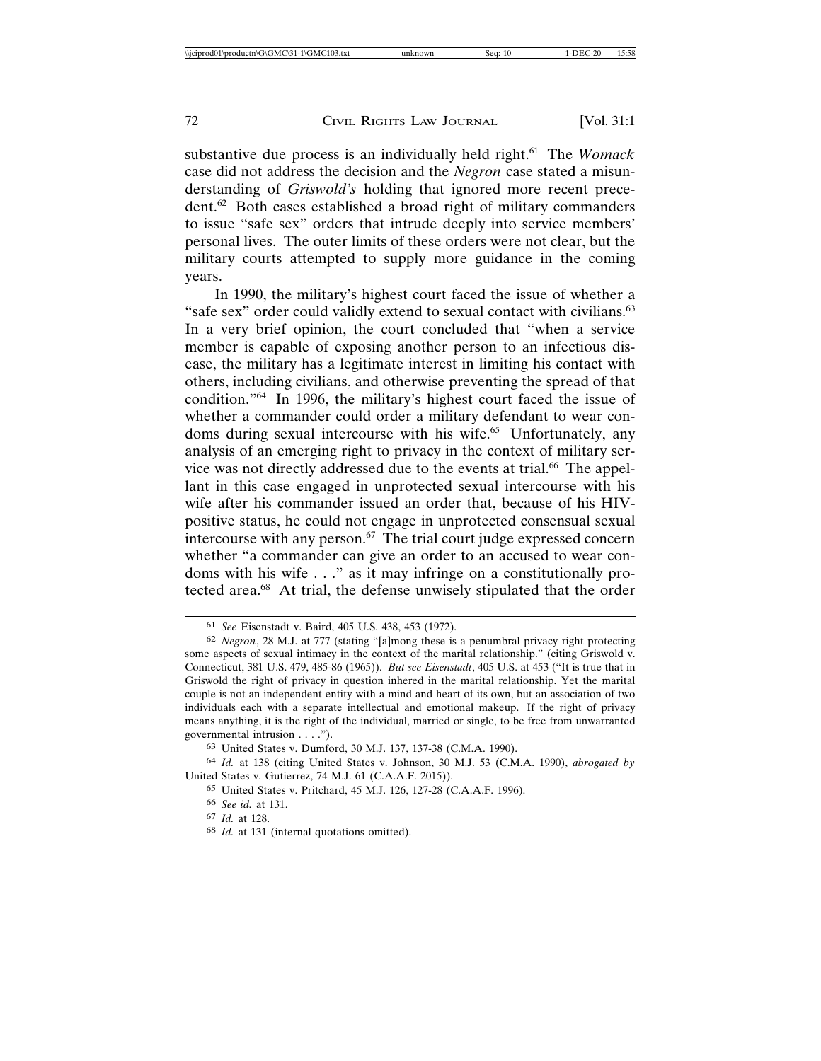substantive due process is an individually held right.[61] The *Womack* case did not address the decision and the *Negron* case stated a misunderstanding of *Griswold's* holding that ignored more recent precedent.[62] Both cases established a broad right of military commanders to issue "safe sex" orders that intrude deeply into service members' personal lives. The outer limits of these orders were not clear, but the military courts attempted to supply more guidance in the coming years.

In 1990, the military's highest court faced the issue of whether a "safe sex" order could validly extend to sexual contact with civilians.[63] In a very brief opinion, the court concluded that "when a service member is capable of exposing another person to an infectious disease, the military has a legitimate interest in limiting his contact with others, including civilians, and otherwise preventing the spread of that condition."[64] In 1996, the military's highest court faced the issue of whether a commander could order a military defendant to wear condoms during sexual intercourse with his wife.[65] Unfortunately, any analysis of an emerging right to privacy in the context of military service was not directly addressed due to the events at trial.[66] The appellant in this case engaged in unprotected sexual intercourse with his wife after his commander issued an order that, because of his HIV-positive status, he could not engage in unprotected consensual sexual intercourse with any person.[67] The trial court judge expressed concern whether "a commander can give an order to an accused to wear condoms with his wife . . ." as it may infringe on a constitutionally protected area.[68] At trial, the defense unwisely stipulated that the order

---

61 *See* Eisenstadt v. Baird, 405 U.S. 438, 453 (1972).

62 *Negron*, 28 M.J. at 777 (stating "[a]mong these is a penumbral privacy right protecting some aspects of sexual intimacy in the context of the marital relationship." (citing Griswold v. Connecticut, 381 U.S. 479, 485-86 (1965)). *But see Eisenstadt*, 405 U.S. at 453 ("It is true that in Griswold the right of privacy in question inhered in the marital relationship. Yet the marital couple is not an independent entity with a mind and heart of its own, but an association of two individuals each with a separate intellectual and emotional makeup. If the right of privacy means anything, it is the right of the individual, married or single, to be free from unwarranted governmental intrusion . . . .").

63 United States v. Dumford, 30 M.J. 137, 137-38 (C.M.A. 1990).

64 *Id.* at 138 (citing United States v. Johnson, 30 M.J. 53 (C.M.A. 1990), *abrogated by* United States v. Gutierrez, 74 M.J. 61 (C.A.A.F. 2015)).

65 United States v. Pritchard, 45 M.J. 126, 127-28 (C.A.A.F. 1996).

66 *See id.* at 131.

67 *Id.* at 128.

68 *Id.* at 131 (internal quotations omitted).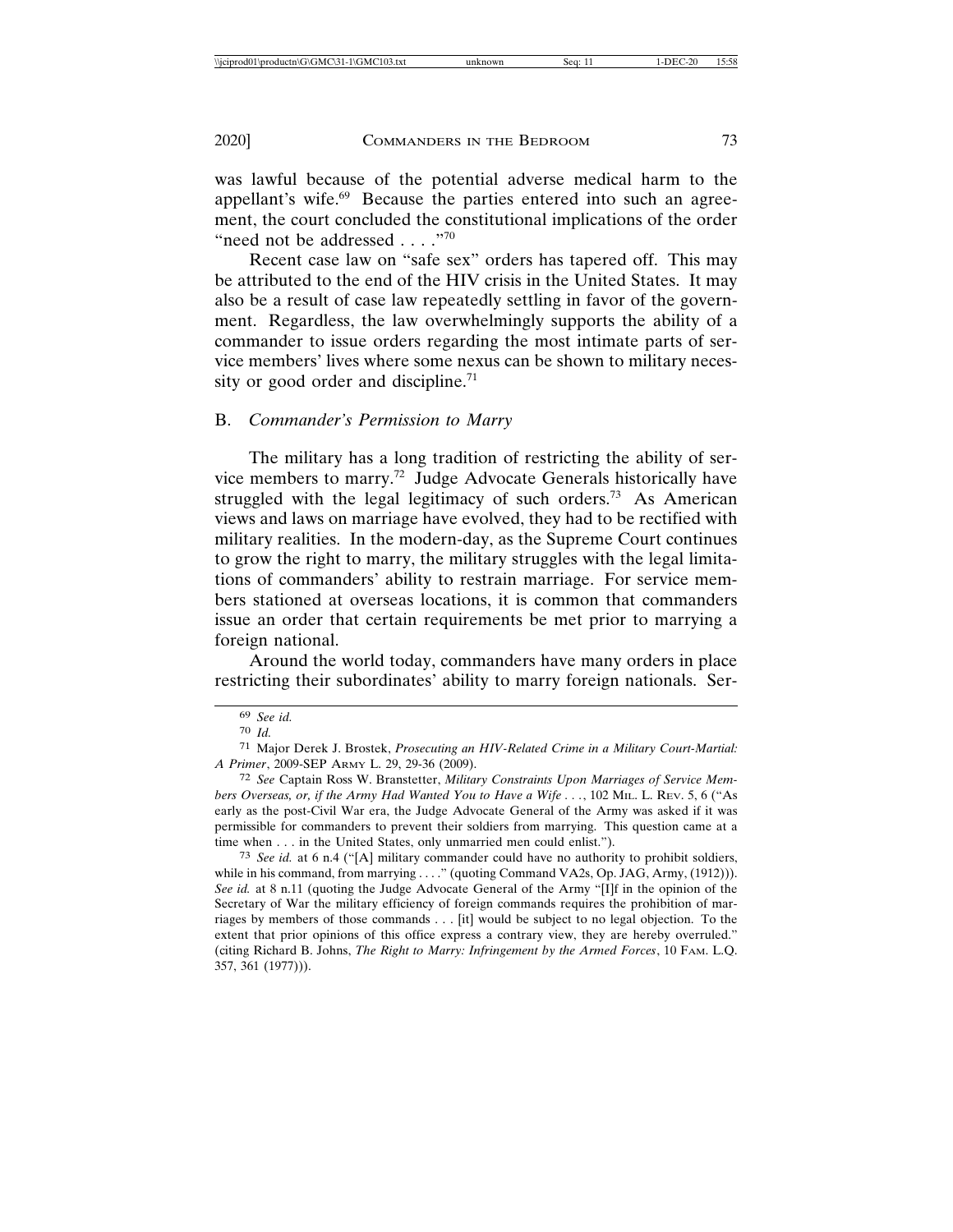was lawful because of the potential adverse medical harm to the appellant's wife.[69] Because the parties entered into such an agreement, the court concluded the constitutional implications of the order "need not be addressed . . . ."[70]

Recent case law on "safe sex" orders has tapered off. This may be attributed to the end of the HIV crisis in the United States. It may also be a result of case law repeatedly settling in favor of the government. Regardless, the law overwhelmingly supports the ability of a commander to issue orders regarding the most intimate parts of service members' lives where some nexus can be shown to military necessity or good order and discipline.[71]

### B. *Commander's Permission to Marry*

The military has a long tradition of restricting the ability of service members to marry.[72] Judge Advocate Generals historically have struggled with the legal legitimacy of such orders.[73] As American views and laws on marriage have evolved, they had to be rectified with military realities. In the modern-day, as the Supreme Court continues to grow the right to marry, the military struggles with the legal limitations of commanders' ability to restrain marriage. For service members stationed at overseas locations, it is common that commanders issue an order that certain requirements be met prior to marrying a foreign national.

Around the world today, commanders have many orders in place restricting their subordinates' ability to marry foreign nationals. Ser-

---

69 *See id.*

70 *Id.*

71 Major Derek J. Brostek, *Prosecuting an HIV-Related Crime in a Military Court-Martial: A Primer*, 2009-SEP ARMY L. 29, 29-36 (2009).

72 *See* Captain Ross W. Branstetter, *Military Constraints Upon Marriages of Service Members Overseas, or, if the Army Had Wanted You to Have a Wife . . .*, 102 MIL. L. REV. 5, 6 ("As early as the post-Civil War era, the Judge Advocate General of the Army was asked if it was permissible for commanders to prevent their soldiers from marrying. This question came at a time when . . . in the United States, only unmarried men could enlist.").

73 *See id.* at 6 n.4 ("[A] military commander could have no authority to prohibit soldiers, while in his command, from marrying . . . ." (quoting Command VA2s, Op. JAG, Army, (1912))). *See id.* at 8 n.11 (quoting the Judge Advocate General of the Army "[I]f in the opinion of the Secretary of War the military efficiency of foreign commands requires the prohibition of marriages by members of those commands . . . [it] would be subject to no legal objection. To the extent that prior opinions of this office express a contrary view, they are hereby overruled." (citing Richard B. Johns, *The Right to Marry: Infringement by the Armed Forces*, 10 FAM. L.Q. 357, 361 (1977))).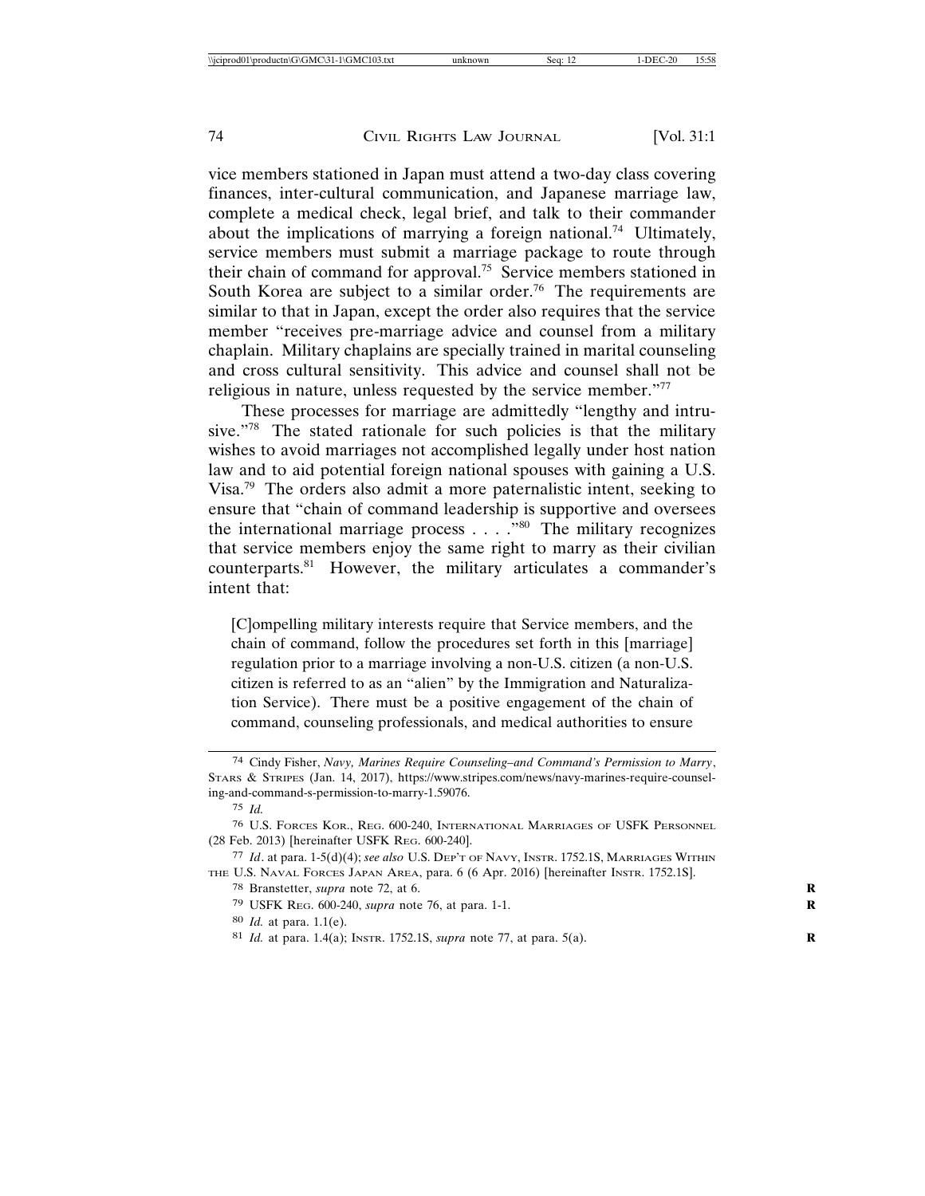vice members stationed in Japan must attend a two-day class covering finances, inter-cultural communication, and Japanese marriage law, complete a medical check, legal brief, and talk to their commander about the implications of marrying a foreign national.[74] Ultimately, service members must submit a marriage package to route through their chain of command for approval.[75] Service members stationed in South Korea are subject to a similar order.[76] The requirements are similar to that in Japan, except the order also requires that the service member "receives pre-marriage advice and counsel from a military chaplain. Military chaplains are specially trained in marital counseling and cross cultural sensitivity. This advice and counsel shall not be religious in nature, unless requested by the service member."[77]

These processes for marriage are admittedly "lengthy and intrusive."[78] The stated rationale for such policies is that the military wishes to avoid marriages not accomplished legally under host nation law and to aid potential foreign national spouses with gaining a U.S. Visa.[79] The orders also admit a more paternalistic intent, seeking to ensure that "chain of command leadership is supportive and oversees the international marriage process . . . ."[80] The military recognizes that service members enjoy the same right to marry as their civilian counterparts.[81] However, the military articulates a commander's intent that:

> [C]ompelling military interests require that Service members, and the chain of command, follow the procedures set forth in this [marriage] regulation prior to a marriage involving a non-U.S. citizen (a non-U.S. citizen is referred to as an "alien" by the Immigration and Naturalization Service). There must be a positive engagement of the chain of command, counseling professionals, and medical authorities to ensure

---

74 Cindy Fisher, *Navy, Marines Require Counseling–and Command's Permission to Marry*, STARS & STRIPES (Jan. 14, 2017), https://www.stripes.com/news/navy-marines-require-counseling-and-command-s-permission-to-marry-1.59076.

75 *Id.*

76 U.S. FORCES KOR., REG. 600-240, INTERNATIONAL MARRIAGES OF USFK PERSONNEL (28 Feb. 2013) [hereinafter USFK REG. 600-240].

77 *Id*. at para. 1-5(d)(4); *see also* U.S. DEP'T OF NAVY, INSTR. 1752.1S, MARRIAGES WITHIN THE U.S. NAVAL FORCES JAPAN AREA, para. 6 (6 Apr. 2016) [hereinafter INSTR. 1752.1S].

78 Branstetter, *supra* note 72, at 6.

79 USFK REG. 600-240, *supra* note 76, at para. 1-1.

80 *Id.* at para. 1.1(e).

81 *Id.* at para. 1.4(a); INSTR. 1752.1S, *supra* note 77, at para. 5(a).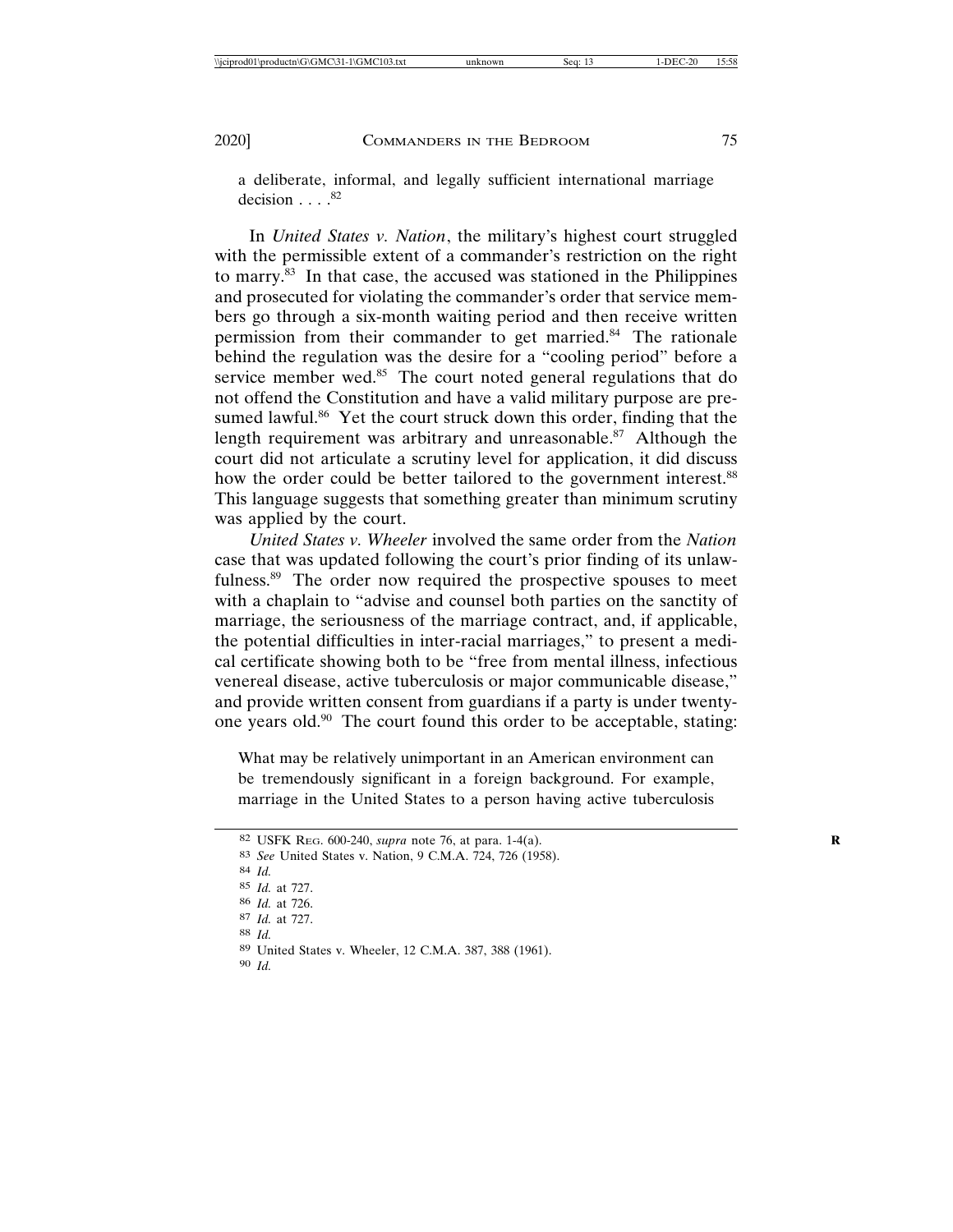> a deliberate, informal, and legally sufficient international marriage decision . . . .[82]

In *United States v. Nation*, the military's highest court struggled with the permissible extent of a commander's restriction on the right to marry.[83] In that case, the accused was stationed in the Philippines and prosecuted for violating the commander's order that service members go through a six-month waiting period and then receive written permission from their commander to get married.[84] The rationale behind the regulation was the desire for a "cooling period" before a service member wed.[85] The court noted general regulations that do not offend the Constitution and have a valid military purpose are presumed lawful.[86] Yet the court struck down this order, finding that the length requirement was arbitrary and unreasonable.[87] Although the court did not articulate a scrutiny level for application, it did discuss how the order could be better tailored to the government interest.[88] This language suggests that something greater than minimum scrutiny was applied by the court.

*United States v. Wheeler* involved the same order from the *Nation* case that was updated following the court's prior finding of its unlawfulness.[89] The order now required the prospective spouses to meet with a chaplain to "advise and counsel both parties on the sanctity of marriage, the seriousness of the marriage contract, and, if applicable, the potential difficulties in inter-racial marriages," to present a medical certificate showing both to be "free from mental illness, infectious venereal disease, active tuberculosis or major communicable disease," and provide written consent from guardians if a party is under twenty-one years old.[90] The court found this order to be acceptable, stating:

> What may be relatively unimportant in an American environment can be tremendously significant in a foreign background. For example, marriage in the United States to a person having active tuberculosis

---

[82] USFK Reg. 600-240, *supra* note 76, at para. 1-4(a).

[83] *See* United States v. Nation, 9 C.M.A. 724, 726 (1958).

[84] *Id.*

[85] *Id.* at 727.

[86] *Id.* at 726.

[87] *Id.* at 727.

[88] *Id.*

[89] United States v. Wheeler, 12 C.M.A. 387, 388 (1961).

[90] *Id.*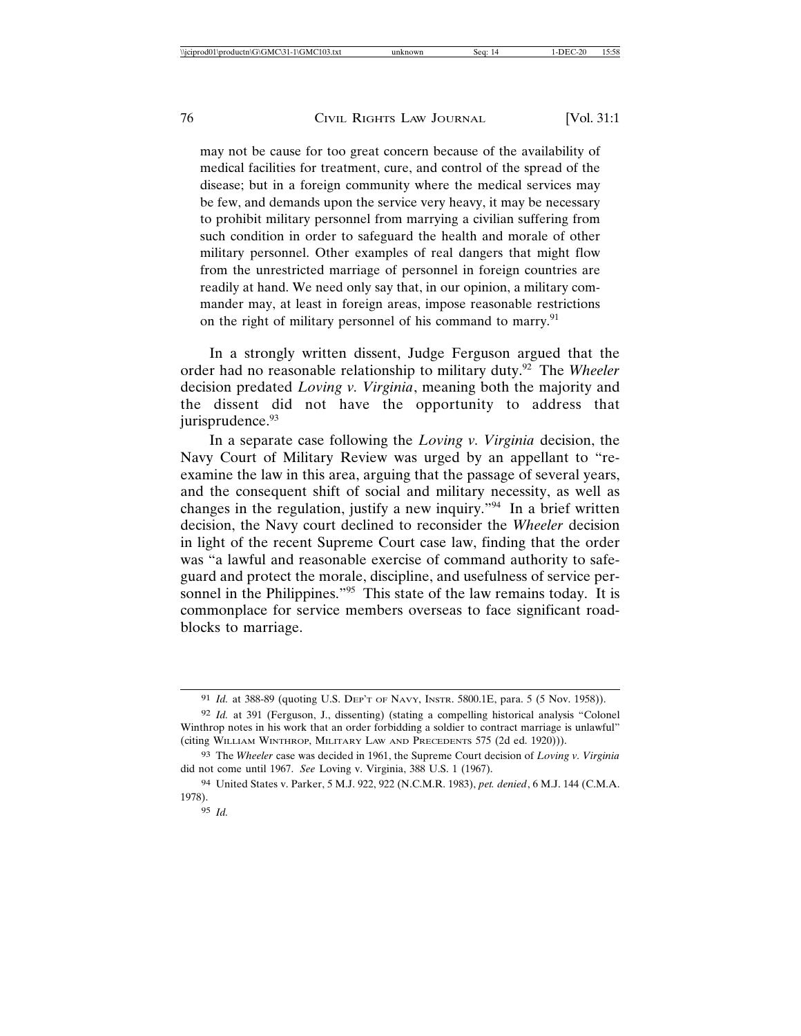> may not be cause for too great concern because of the availability of medical facilities for treatment, cure, and control of the spread of the disease; but in a foreign community where the medical services may be few, and demands upon the service very heavy, it may be necessary to prohibit military personnel from marrying a civilian suffering from such condition in order to safeguard the health and morale of other military personnel. Other examples of real dangers that might flow from the unrestricted marriage of personnel in foreign countries are readily at hand. We need only say that, in our opinion, a military commander may, at least in foreign areas, impose reasonable restrictions on the right of military personnel of his command to marry.[91]

In a strongly written dissent, Judge Ferguson argued that the order had no reasonable relationship to military duty.[92] The *Wheeler* decision predated *Loving v. Virginia*, meaning both the majority and the dissent did not have the opportunity to address that jurisprudence.[93]

In a separate case following the *Loving v. Virginia* decision, the Navy Court of Military Review was urged by an appellant to "re-examine the law in this area, arguing that the passage of several years, and the consequent shift of social and military necessity, as well as changes in the regulation, justify a new inquiry."[94] In a brief written decision, the Navy court declined to reconsider the *Wheeler* decision in light of the recent Supreme Court case law, finding that the order was "a lawful and reasonable exercise of command authority to safeguard and protect the morale, discipline, and usefulness of service personnel in the Philippines."[95] This state of the law remains today. It is commonplace for service members overseas to face significant roadblocks to marriage.

---

91 *Id.* at 388-89 (quoting U.S. Dep't of Navy, Instr. 5800.1E, para. 5 (5 Nov. 1958)).

92 *Id.* at 391 (Ferguson, J., dissenting) (stating a compelling historical analysis "Colonel Winthrop notes in his work that an order forbidding a soldier to contract marriage is unlawful" (citing William Winthrop, Military Law and Precedents 575 (2d ed. 1920))).

93 The *Wheeler* case was decided in 1961, the Supreme Court decision of *Loving v. Virginia* did not come until 1967. *See* Loving v. Virginia, 388 U.S. 1 (1967).

94 United States v. Parker, 5 M.J. 922, 922 (N.C.M.R. 1983), *pet. denied*, 6 M.J. 144 (C.M.A. 1978).

95 *Id.*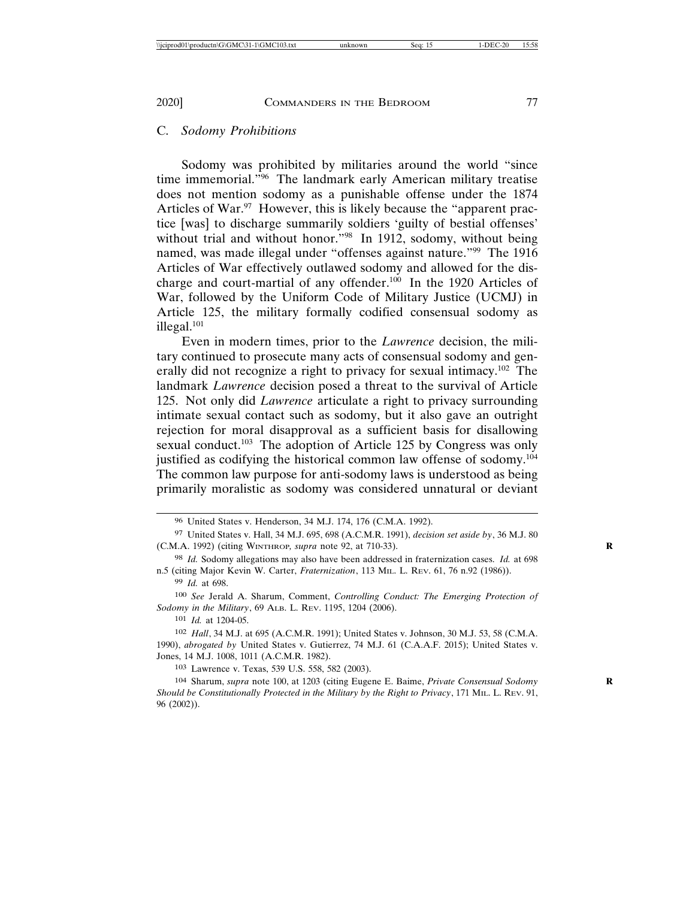### C. *Sodomy Prohibitions*

Sodomy was prohibited by militaries around the world "since time immemorial."[96] The landmark early American military treatise does not mention sodomy as a punishable offense under the 1874 Articles of War.[97] However, this is likely because the "apparent practice [was] to discharge summarily soldiers 'guilty of bestial offenses' without trial and without honor."[98] In 1912, sodomy, without being named, was made illegal under "offenses against nature."[99] The 1916 Articles of War effectively outlawed sodomy and allowed for the discharge and court-martial of any offender.[100] In the 1920 Articles of War, followed by the Uniform Code of Military Justice (UCMJ) in Article 125, the military formally codified consensual sodomy as illegal.[101]

Even in modern times, prior to the *Lawrence* decision, the military continued to prosecute many acts of consensual sodomy and generally did not recognize a right to privacy for sexual intimacy.[102] The landmark *Lawrence* decision posed a threat to the survival of Article 125. Not only did *Lawrence* articulate a right to privacy surrounding intimate sexual contact such as sodomy, but it also gave an outright rejection for moral disapproval as a sufficient basis for disallowing sexual conduct.[103] The adoption of Article 125 by Congress was only justified as codifying the historical common law offense of sodomy.[104] The common law purpose for anti-sodomy laws is understood as being primarily moralistic as sodomy was considered unnatural or deviant

---

96 United States v. Henderson, 34 M.J. 174, 176 (C.M.A. 1992).

97 United States v. Hall, 34 M.J. 695, 698 (A.C.M.R. 1991), *decision set aside by*, 36 M.J. 80 (C.M.A. 1992) (citing WINTHROP, *supra* note 92, at 710-33).

98 *Id.* Sodomy allegations may also have been addressed in fraternization cases. *Id.* at 698 n.5 (citing Major Kevin W. Carter, *Fraternization*, 113 MIL. L. REV. 61, 76 n.92 (1986)).

99 *Id.* at 698.

100 *See* Jerald A. Sharum, Comment, *Controlling Conduct: The Emerging Protection of Sodomy in the Military*, 69 ALB. L. REV. 1195, 1204 (2006).

101 *Id.* at 1204-05.

102 *Hall*, 34 M.J. at 695 (A.C.M.R. 1991); United States v. Johnson, 30 M.J. 53, 58 (C.M.A. 1990), *abrogated by* United States v. Gutierrez, 74 M.J. 61 (C.A.A.F. 2015); United States v. Jones, 14 M.J. 1008, 1011 (A.C.M.R. 1982).

103 Lawrence v. Texas, 539 U.S. 558, 582 (2003).

104 Sharum, *supra* note 100, at 1203 (citing Eugene E. Baime, *Private Consensual Sodomy Should be Constitutionally Protected in the Military by the Right to Privacy*, 171 MIL. L. REV. 91, 96 (2002)).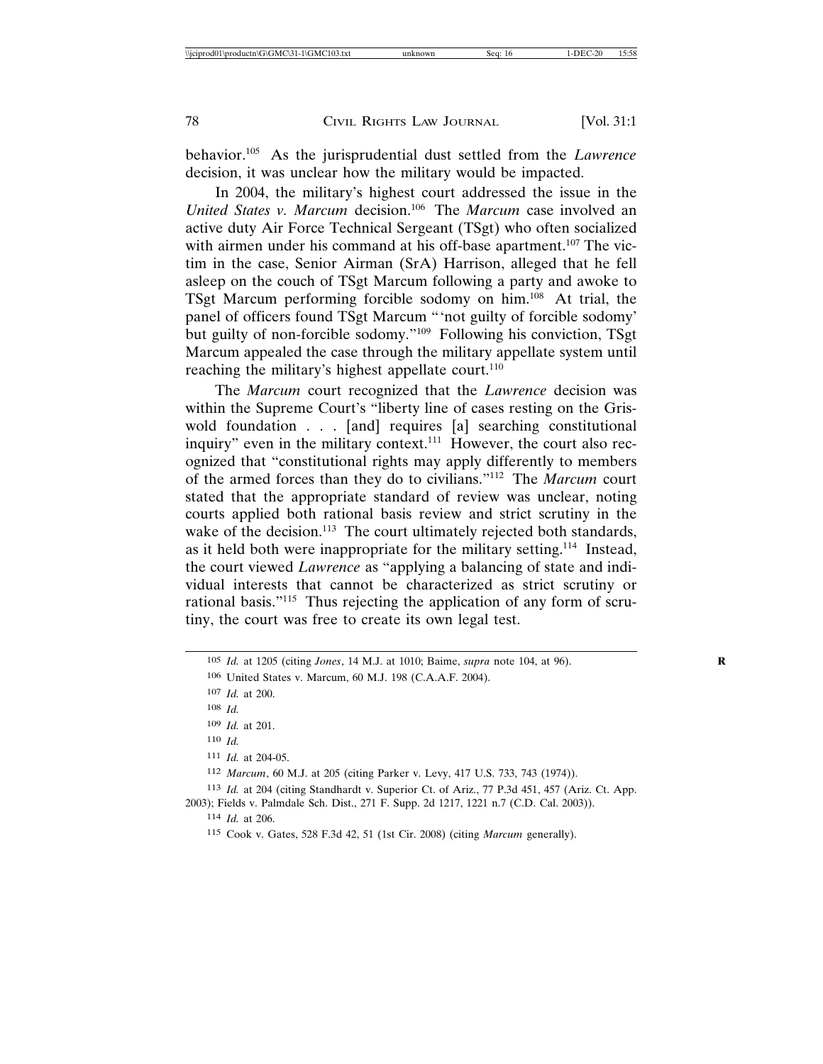behavior.[105] As the jurisprudential dust settled from the *Lawrence* decision, it was unclear how the military would be impacted.

In 2004, the military's highest court addressed the issue in the *United States v. Marcum* decision.[106] The *Marcum* case involved an active duty Air Force Technical Sergeant (TSgt) who often socialized with airmen under his command at his off-base apartment.[107] The victim in the case, Senior Airman (SrA) Harrison, alleged that he fell asleep on the couch of TSgt Marcum following a party and awoke to TSgt Marcum performing forcible sodomy on him.[108] At trial, the panel of officers found TSgt Marcum "'not guilty of forcible sodomy' but guilty of non-forcible sodomy."[109] Following his conviction, TSgt Marcum appealed the case through the military appellate system until reaching the military's highest appellate court.[110]

The *Marcum* court recognized that the *Lawrence* decision was within the Supreme Court's "liberty line of cases resting on the Griswold foundation . . . [and] requires [a] searching constitutional inquiry" even in the military context.[111] However, the court also recognized that "constitutional rights may apply differently to members of the armed forces than they do to civilians."[112] The *Marcum* court stated that the appropriate standard of review was unclear, noting courts applied both rational basis review and strict scrutiny in the wake of the decision.[113] The court ultimately rejected both standards, as it held both were inappropriate for the military setting.[114] Instead, the court viewed *Lawrence* as "applying a balancing of state and individual interests that cannot be characterized as strict scrutiny or rational basis."[115] Thus rejecting the application of any form of scrutiny, the court was free to create its own legal test.

---

105 *Id.* at 1205 (citing *Jones*, 14 M.J. at 1010; Baime, *supra* note 104, at 96).

106 United States v. Marcum, 60 M.J. 198 (C.A.A.F. 2004).

107 *Id.* at 200.

108 *Id.*

109 *Id.* at 201.

110 *Id.*

111 *Id.* at 204-05.

112 *Marcum*, 60 M.J. at 205 (citing Parker v. Levy, 417 U.S. 733, 743 (1974)).

113 *Id.* at 204 (citing Standhardt v. Superior Ct. of Ariz., 77 P.3d 451, 457 (Ariz. Ct. App. 2003); Fields v. Palmdale Sch. Dist., 271 F. Supp. 2d 1217, 1221 n.7 (C.D. Cal. 2003)).

114 *Id.* at 206.

115 Cook v. Gates, 528 F.3d 42, 51 (1st Cir. 2008) (citing *Marcum* generally).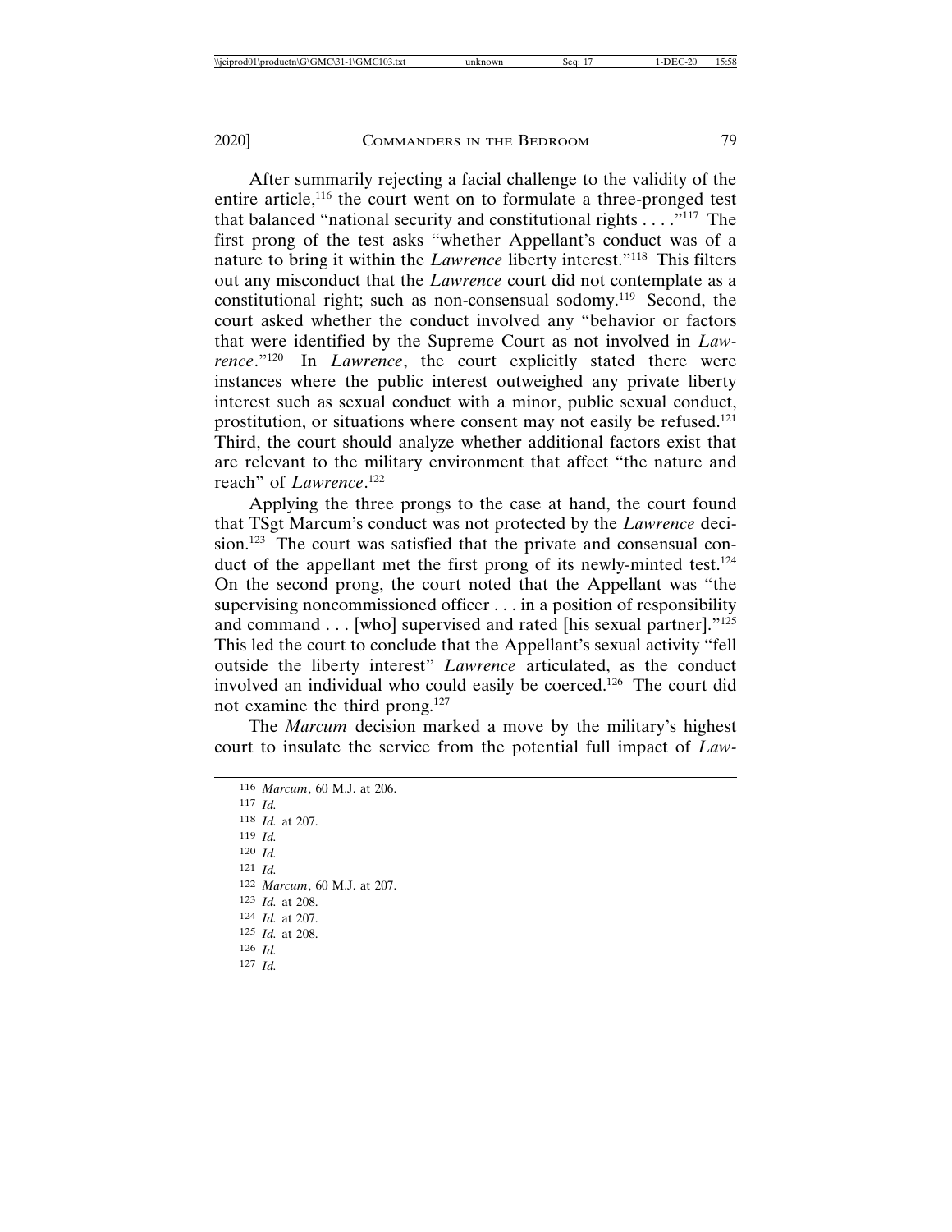After summarily rejecting a facial challenge to the validity of the entire article,[116] the court went on to formulate a three-pronged test that balanced "national security and constitutional rights . . . ."[117] The first prong of the test asks "whether Appellant's conduct was of a nature to bring it within the *Lawrence* liberty interest."[118] This filters out any misconduct that the *Lawrence* court did not contemplate as a constitutional right; such as non-consensual sodomy.[119] Second, the court asked whether the conduct involved any "behavior or factors that were identified by the Supreme Court as not involved in *Lawrence*."[120] In *Lawrence*, the court explicitly stated there were instances where the public interest outweighed any private liberty interest such as sexual conduct with a minor, public sexual conduct, prostitution, or situations where consent may not easily be refused.[121] Third, the court should analyze whether additional factors exist that are relevant to the military environment that affect "the nature and reach" of *Lawrence*.[122]

Applying the three prongs to the case at hand, the court found that TSgt Marcum's conduct was not protected by the *Lawrence* decision.[123] The court was satisfied that the private and consensual conduct of the appellant met the first prong of its newly-minted test.[124] On the second prong, the court noted that the Appellant was "the supervising noncommissioned officer . . . in a position of responsibility and command . . . [who] supervised and rated [his sexual partner]."[125] This led the court to conclude that the Appellant's sexual activity "fell outside the liberty interest" *Lawrence* articulated, as the conduct involved an individual who could easily be coerced.[126] The court did not examine the third prong.[127]

The *Marcum* decision marked a move by the military's highest court to insulate the service from the potential full impact of *Law-*

---

116 *Marcum*, 60 M.J. at 206.
117 *Id.*
118 *Id.* at 207.
119 *Id.*
120 *Id.*
121 *Id.*
122 *Marcum*, 60 M.J. at 207.
123 *Id.* at 208.
124 *Id.* at 207.
125 *Id.* at 208.
126 *Id.*
127 *Id.*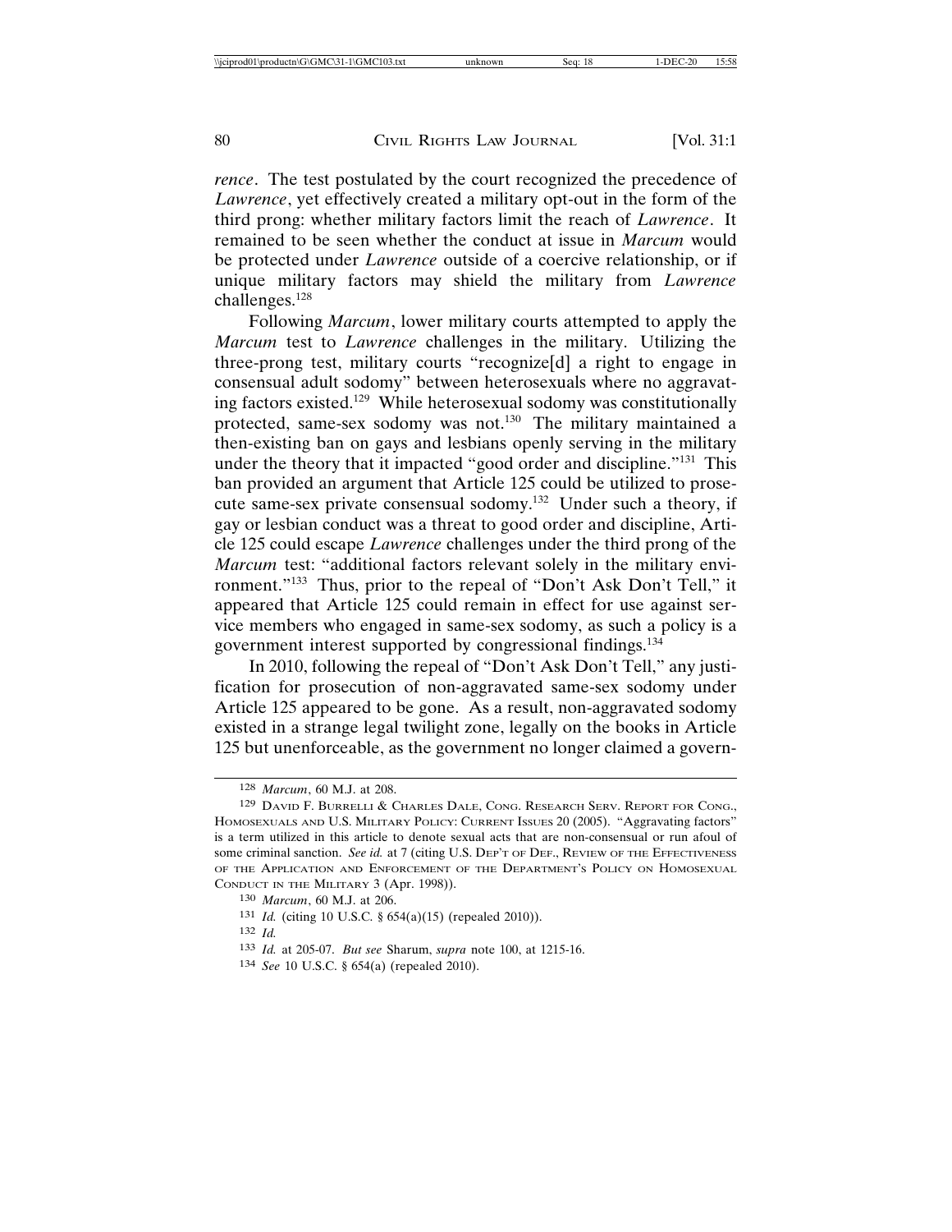*rence*. The test postulated by the court recognized the precedence of *Lawrence*, yet effectively created a military opt-out in the form of the third prong: whether military factors limit the reach of *Lawrence*. It remained to be seen whether the conduct at issue in *Marcum* would be protected under *Lawrence* outside of a coercive relationship, or if unique military factors may shield the military from *Lawrence* challenges.[128]

Following *Marcum*, lower military courts attempted to apply the *Marcum* test to *Lawrence* challenges in the military. Utilizing the three-prong test, military courts "recognize[d] a right to engage in consensual adult sodomy" between heterosexuals where no aggravating factors existed.[129] While heterosexual sodomy was constitutionally protected, same-sex sodomy was not.[130] The military maintained a then-existing ban on gays and lesbians openly serving in the military under the theory that it impacted "good order and discipline."[131] This ban provided an argument that Article 125 could be utilized to prosecute same-sex private consensual sodomy.[132] Under such a theory, if gay or lesbian conduct was a threat to good order and discipline, Article 125 could escape *Lawrence* challenges under the third prong of the *Marcum* test: "additional factors relevant solely in the military environment."[133] Thus, prior to the repeal of "Don't Ask Don't Tell," it appeared that Article 125 could remain in effect for use against service members who engaged in same-sex sodomy, as such a policy is a government interest supported by congressional findings.[134]

In 2010, following the repeal of "Don't Ask Don't Tell," any justification for prosecution of non-aggravated same-sex sodomy under Article 125 appeared to be gone. As a result, non-aggravated sodomy existed in a strange legal twilight zone, legally on the books in Article 125 but unenforceable, as the government no longer claimed a govern-

---

128 *Marcum*, 60 M.J. at 208.

129 David F. Burrelli & Charles Dale, Cong. Research Serv. Report for Cong., Homosexuals and U.S. Military Policy: Current Issues 20 (2005). "Aggravating factors" is a term utilized in this article to denote sexual acts that are non-consensual or run afoul of some criminal sanction. *See id.* at 7 (citing U.S. Dep't of Def., Review of the Effectiveness of the Application and Enforcement of the Department's Policy on Homosexual Conduct in the Military 3 (Apr. 1998)).

130 *Marcum*, 60 M.J. at 206.

131 *Id.* (citing 10 U.S.C. § 654(a)(15) (repealed 2010)).

132 *Id.*

133 *Id.* at 205-07. *But see* Sharum, *supra* note 100, at 1215-16.

134 *See* 10 U.S.C. § 654(a) (repealed 2010).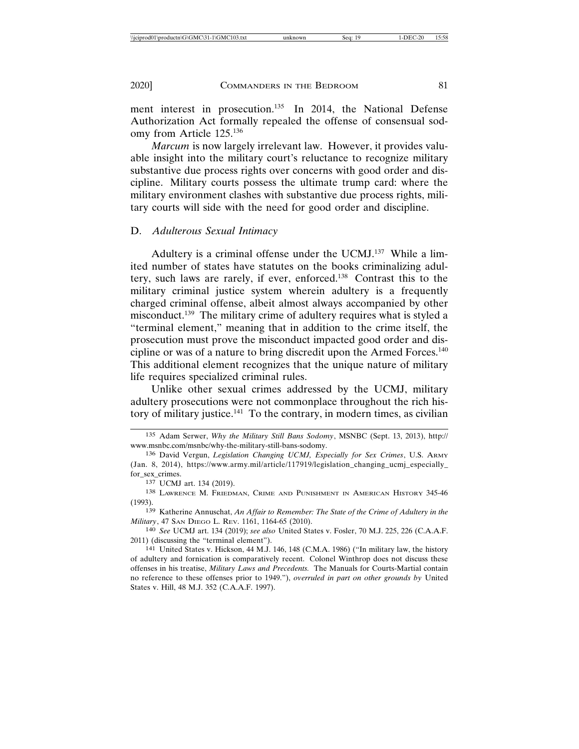ment interest in prosecution.[135] In 2014, the National Defense Authorization Act formally repealed the offense of consensual sodomy from Article 125.[136]

*Marcum* is now largely irrelevant law. However, it provides valuable insight into the military court's reluctance to recognize military substantive due process rights over concerns with good order and discipline. Military courts possess the ultimate trump card: where the military environment clashes with substantive due process rights, military courts will side with the need for good order and discipline.

### D. *Adulterous Sexual Intimacy*

Adultery is a criminal offense under the UCMJ.[137] While a limited number of states have statutes on the books criminalizing adultery, such laws are rarely, if ever, enforced.[138] Contrast this to the military criminal justice system wherein adultery is a frequently charged criminal offense, albeit almost always accompanied by other misconduct.[139] The military crime of adultery requires what is styled a "terminal element," meaning that in addition to the crime itself, the prosecution must prove the misconduct impacted good order and discipline or was of a nature to bring discredit upon the Armed Forces.[140] This additional element recognizes that the unique nature of military life requires specialized criminal rules.

Unlike other sexual crimes addressed by the UCMJ, military adultery prosecutions were not commonplace throughout the rich history of military justice.[141] To the contrary, in modern times, as civilian

---

[135] Adam Serwer, *Why the Military Still Bans Sodomy*, MSNBC (Sept. 13, 2013), http://www.msnbc.com/msnbc/why-the-military-still-bans-sodomy.

[136] David Vergun, *Legislation Changing UCMJ, Especially for Sex Crimes*, U.S. ARMY (Jan. 8, 2014), https://www.army.mil/article/117919/legislation_changing_ucmj_especially_for_sex_crimes.

[137] UCMJ art. 134 (2019).

[138] LAWRENCE M. FRIEDMAN, CRIME AND PUNISHMENT IN AMERICAN HISTORY 345-46 (1993).

[139] Katherine Annuschat, *An Affair to Remember: The State of the Crime of Adultery in the Military*, 47 SAN DIEGO L. REV. 1161, 1164-65 (2010).

[140] *See* UCMJ art. 134 (2019); *see also* United States v. Fosler, 70 M.J. 225, 226 (C.A.A.F. 2011) (discussing the "terminal element").

[141] United States v. Hickson, 44 M.J. 146, 148 (C.M.A. 1986) ("In military law, the history of adultery and fornication is comparatively recent. Colonel Winthrop does not discuss these offenses in his treatise, *Military Laws and Precedents.* The Manuals for Courts-Martial contain no reference to these offenses prior to 1949."), *overruled in part on other grounds by* United States v. Hill, 48 M.J. 352 (C.A.A.F. 1997).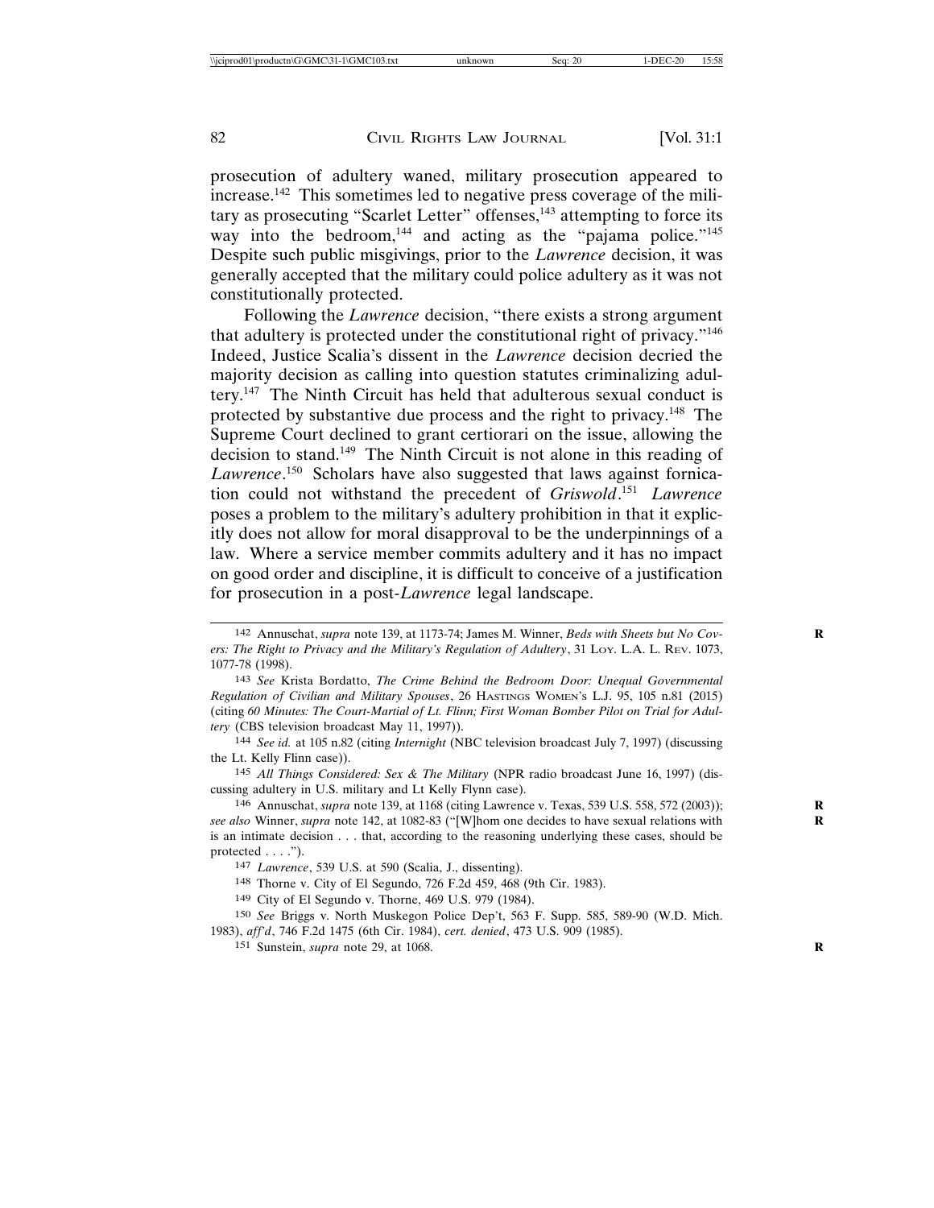prosecution of adultery waned, military prosecution appeared to increase.[142] This sometimes led to negative press coverage of the military as prosecuting "Scarlet Letter" offenses,[143] attempting to force its way into the bedroom,[144] and acting as the "pajama police."[145] Despite such public misgivings, prior to the *Lawrence* decision, it was generally accepted that the military could police adultery as it was not constitutionally protected.

Following the *Lawrence* decision, "there exists a strong argument that adultery is protected under the constitutional right of privacy."[146] Indeed, Justice Scalia's dissent in the *Lawrence* decision decried the majority decision as calling into question statutes criminalizing adultery.[147] The Ninth Circuit has held that adulterous sexual conduct is protected by substantive due process and the right to privacy.[148] The Supreme Court declined to grant certiorari on the issue, allowing the decision to stand.[149] The Ninth Circuit is not alone in this reading of *Lawrence*.[150] Scholars have also suggested that laws against fornication could not withstand the precedent of *Griswold*.[151] *Lawrence* poses a problem to the military's adultery prohibition in that it explicitly does not allow for moral disapproval to be the underpinnings of a law. Where a service member commits adultery and it has no impact on good order and discipline, it is difficult to conceive of a justification for prosecution in a post-*Lawrence* legal landscape.

---

142 Annuschat, *supra* note 139, at 1173-74; James M. Winner, *Beds with Sheets but No Covers: The Right to Privacy and the Military's Regulation of Adultery*, 31 LOY. L.A. L. REV. 1073, 1077-78 (1998).

143 *See* Krista Bordatto, *The Crime Behind the Bedroom Door: Unequal Governmental Regulation of Civilian and Military Spouses*, 26 HASTINGS WOMEN'S L.J. 95, 105 n.81 (2015) (citing *60 Minutes: The Court-Martial of Lt. Flinn; First Woman Bomber Pilot on Trial for Adultery* (CBS television broadcast May 11, 1997)).

144 *See id.* at 105 n.82 (citing *Internight* (NBC television broadcast July 7, 1997) (discussing the Lt. Kelly Flinn case)).

145 *All Things Considered: Sex & The Military* (NPR radio broadcast June 16, 1997) (discussing adultery in U.S. military and Lt Kelly Flynn case).

146 Annuschat, *supra* note 139, at 1168 (citing Lawrence v. Texas, 539 U.S. 558, 572 (2003)); *see also* Winner, *supra* note 142, at 1082-83 ("[W]hom one decides to have sexual relations with is an intimate decision . . . that, according to the reasoning underlying these cases, should be protected . . . .").

147 *Lawrence*, 539 U.S. at 590 (Scalia, J., dissenting).

148 Thorne v. City of El Segundo, 726 F.2d 459, 468 (9th Cir. 1983).

149 City of El Segundo v. Thorne, 469 U.S. 979 (1984).

150 *See* Briggs v. North Muskegon Police Dep't, 563 F. Supp. 585, 589-90 (W.D. Mich. 1983), *aff'd*, 746 F.2d 1475 (6th Cir. 1984), *cert. denied*, 473 U.S. 909 (1985).

151 Sunstein, *supra* note 29, at 1068.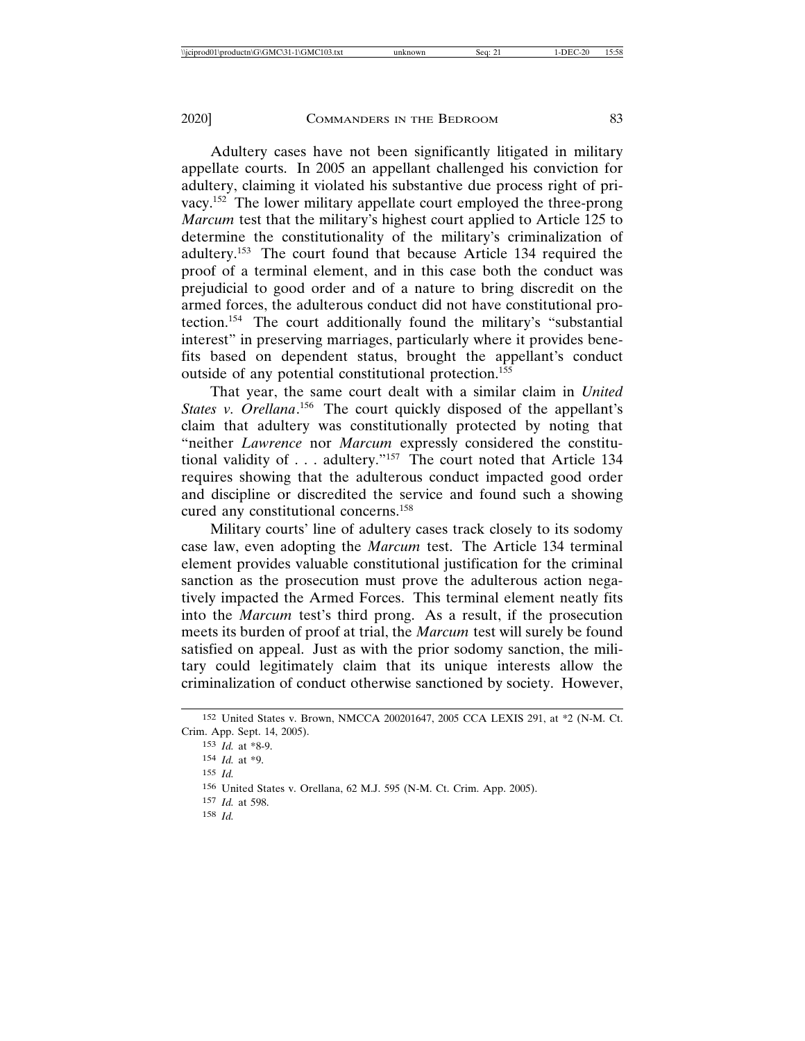Adultery cases have not been significantly litigated in military appellate courts. In 2005 an appellant challenged his conviction for adultery, claiming it violated his substantive due process right of privacy.[152] The lower military appellate court employed the three-prong *Marcum* test that the military's highest court applied to Article 125 to determine the constitutionality of the military's criminalization of adultery.[153] The court found that because Article 134 required the proof of a terminal element, and in this case both the conduct was prejudicial to good order and of a nature to bring discredit on the armed forces, the adulterous conduct did not have constitutional protection.[154] The court additionally found the military's "substantial interest" in preserving marriages, particularly where it provides benefits based on dependent status, brought the appellant's conduct outside of any potential constitutional protection.[155]

That year, the same court dealt with a similar claim in *United States v. Orellana*.[156] The court quickly disposed of the appellant's claim that adultery was constitutionally protected by noting that "neither *Lawrence* nor *Marcum* expressly considered the constitutional validity of . . . adultery."[157] The court noted that Article 134 requires showing that the adulterous conduct impacted good order and discipline or discredited the service and found such a showing cured any constitutional concerns.[158]

Military courts' line of adultery cases track closely to its sodomy case law, even adopting the *Marcum* test. The Article 134 terminal element provides valuable constitutional justification for the criminal sanction as the prosecution must prove the adulterous action negatively impacted the Armed Forces. This terminal element neatly fits into the *Marcum* test's third prong. As a result, if the prosecution meets its burden of proof at trial, the *Marcum* test will surely be found satisfied on appeal. Just as with the prior sodomy sanction, the military could legitimately claim that its unique interests allow the criminalization of conduct otherwise sanctioned by society. However,

---

152 United States v. Brown, NMCCA 200201647, 2005 CCA LEXIS 291, at *2 (N-M. Ct. Crim. App. Sept. 14, 2005).

153 *Id.* at *8-9.

154 *Id.* at *9.

155 *Id.*

156 United States v. Orellana, 62 M.J. 595 (N-M. Ct. Crim. App. 2005).

157 *Id.* at 598.

158 *Id.*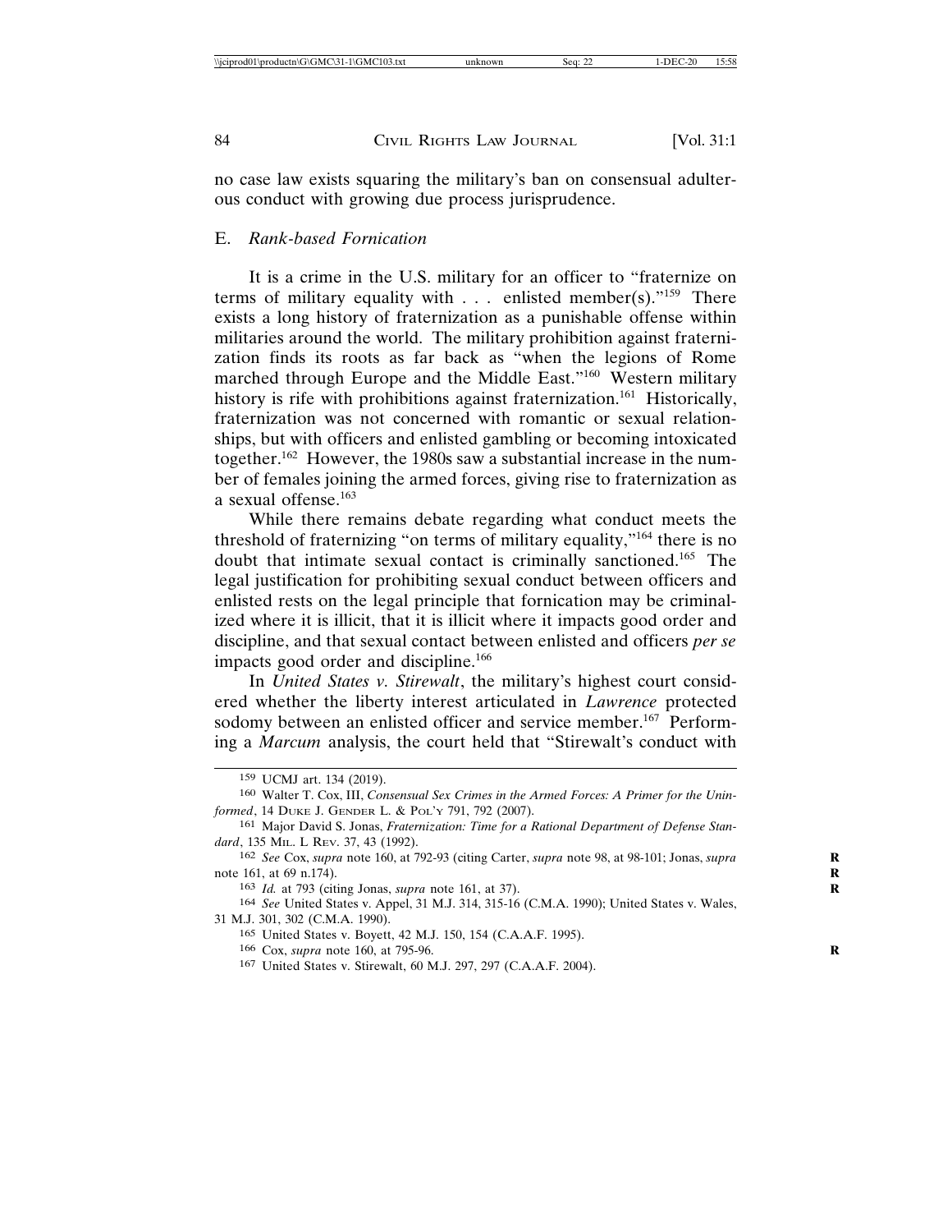no case law exists squaring the military's ban on consensual adulterous conduct with growing due process jurisprudence.

## E. *Rank-based Fornication*

It is a crime in the U.S. military for an officer to "fraternize on terms of military equality with . . . enlisted member(s)."[159] There exists a long history of fraternization as a punishable offense within militaries around the world. The military prohibition against fraternization finds its roots as far back as "when the legions of Rome marched through Europe and the Middle East."[160] Western military history is rife with prohibitions against fraternization.[161] Historically, fraternization was not concerned with romantic or sexual relationships, but with officers and enlisted gambling or becoming intoxicated together.[162] However, the 1980s saw a substantial increase in the number of females joining the armed forces, giving rise to fraternization as a sexual offense.[163]

While there remains debate regarding what conduct meets the threshold of fraternizing "on terms of military equality,"[164] there is no doubt that intimate sexual contact is criminally sanctioned.[165] The legal justification for prohibiting sexual conduct between officers and enlisted rests on the legal principle that fornication may be criminalized where it is illicit, that it is illicit where it impacts good order and discipline, and that sexual contact between enlisted and officers *per se* impacts good order and discipline.[166]

In *United States v. Stirewalt*, the military's highest court considered whether the liberty interest articulated in *Lawrence* protected sodomy between an enlisted officer and service member.[167] Performing a *Marcum* analysis, the court held that "Stirewalt's conduct with

---

159 UCMJ art. 134 (2019).

160 Walter T. Cox, III, *Consensual Sex Crimes in the Armed Forces: A Primer for the Uninformed*, 14 Duke J. Gender L. & Pol'y 791, 792 (2007).

161 Major David S. Jonas, *Fraternization: Time for a Rational Department of Defense Standard*, 135 Mil. L Rev. 37, 43 (1992).

162 *See* Cox, *supra* note 160, at 792-93 (citing Carter, *supra* note 98, at 98-101; Jonas, *supra* note 161, at 69 n.174).

163 *Id.* at 793 (citing Jonas, *supra* note 161, at 37).

164 *See* United States v. Appel, 31 M.J. 314, 315-16 (C.M.A. 1990); United States v. Wales, 31 M.J. 301, 302 (C.M.A. 1990).

165 United States v. Boyett, 42 M.J. 150, 154 (C.A.A.F. 1995).

166 Cox, *supra* note 160, at 795-96.

167 United States v. Stirewalt, 60 M.J. 297, 297 (C.A.A.F. 2004).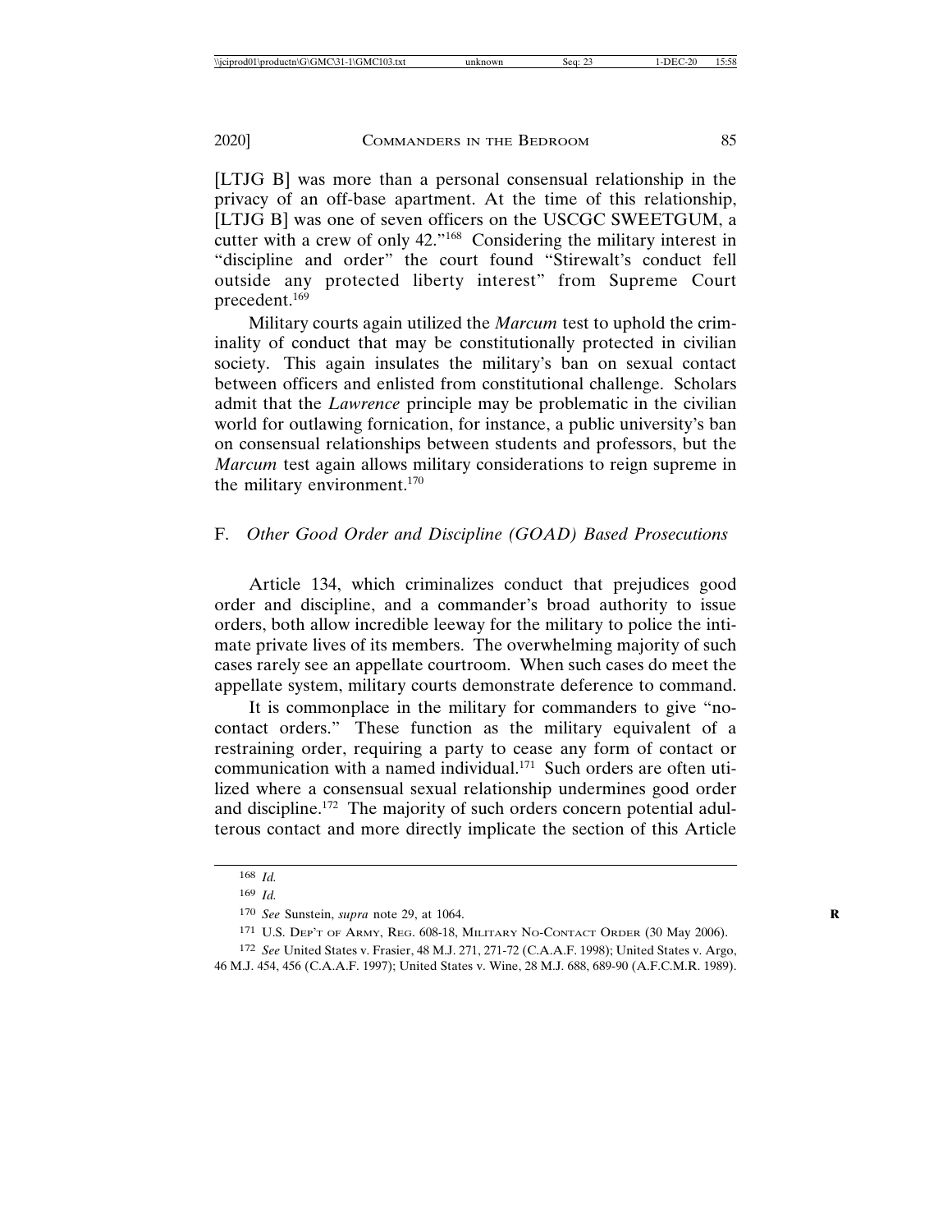[LTJG B] was more than a personal consensual relationship in the privacy of an off-base apartment. At the time of this relationship, [LTJG B] was one of seven officers on the USCGC SWEETGUM, a cutter with a crew of only 42."[168] Considering the military interest in "discipline and order" the court found "Stirewalt's conduct fell outside any protected liberty interest" from Supreme Court precedent.[169]

Military courts again utilized the *Marcum* test to uphold the criminality of conduct that may be constitutionally protected in civilian society. This again insulates the military's ban on sexual contact between officers and enlisted from constitutional challenge. Scholars admit that the *Lawrence* principle may be problematic in the civilian world for outlawing fornication, for instance, a public university's ban on consensual relationships between students and professors, but the *Marcum* test again allows military considerations to reign supreme in the military environment.[170]

## F. *Other Good Order and Discipline (GOAD) Based Prosecutions*

Article 134, which criminalizes conduct that prejudices good order and discipline, and a commander's broad authority to issue orders, both allow incredible leeway for the military to police the intimate private lives of its members. The overwhelming majority of such cases rarely see an appellate courtroom. When such cases do meet the appellate system, military courts demonstrate deference to command.

It is commonplace in the military for commanders to give "no-contact orders." These function as the military equivalent of a restraining order, requiring a party to cease any form of contact or communication with a named individual.[171] Such orders are often utilized where a consensual sexual relationship undermines good order and discipline.[172] The majority of such orders concern potential adulterous contact and more directly implicate the section of this Article

---

[168] *Id.*

[169] *Id.*

[170] *See* Sunstein, *supra* note 29, at 1064.

[171] U.S. Dep't of Army, Reg. 608-18, Military No-Contact Order (30 May 2006).

[172] *See* United States v. Frasier, 48 M.J. 271, 271-72 (C.A.A.F. 1998); United States v. Argo, 46 M.J. 454, 456 (C.A.A.F. 1997); United States v. Wine, 28 M.J. 688, 689-90 (A.F.C.M.R. 1989).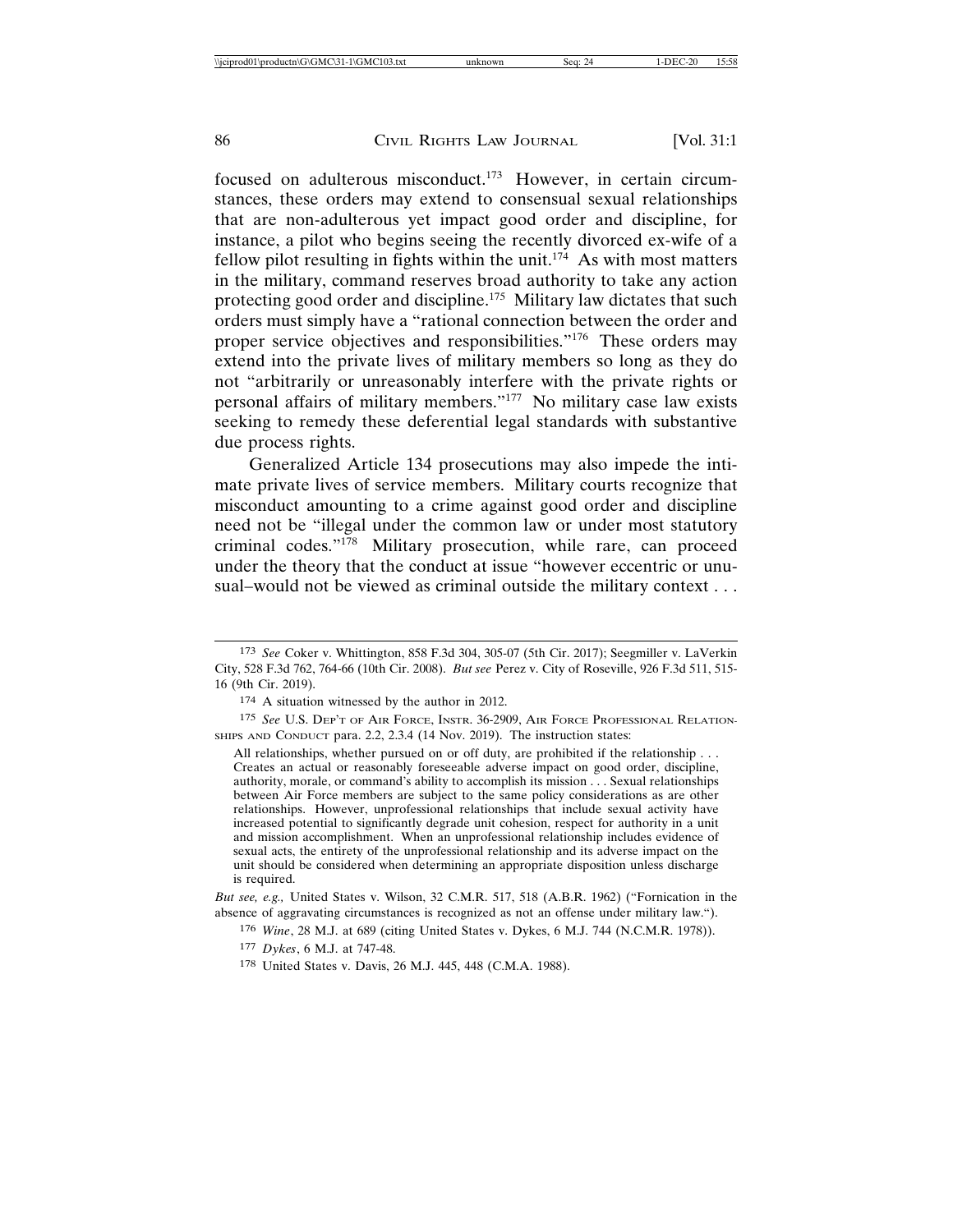focused on adulterous misconduct.[173] However, in certain circumstances, these orders may extend to consensual sexual relationships that are non-adulterous yet impact good order and discipline, for instance, a pilot who begins seeing the recently divorced ex-wife of a fellow pilot resulting in fights within the unit.[174] As with most matters in the military, command reserves broad authority to take any action protecting good order and discipline.[175] Military law dictates that such orders must simply have a "rational connection between the order and proper service objectives and responsibilities."[176] These orders may extend into the private lives of military members so long as they do not "arbitrarily or unreasonably interfere with the private rights or personal affairs of military members."[177] No military case law exists seeking to remedy these deferential legal standards with substantive due process rights.

Generalized Article 134 prosecutions may also impede the intimate private lives of service members. Military courts recognize that misconduct amounting to a crime against good order and discipline need not be "illegal under the common law or under most statutory criminal codes."[178] Military prosecution, while rare, can proceed under the theory that the conduct at issue "however eccentric or unusual–would not be viewed as criminal outside the military context . . .

---

[173] *See* Coker v. Whittington, 858 F.3d 304, 305-07 (5th Cir. 2017); Seegmiller v. LaVerkin City, 528 F.3d 762, 764-66 (10th Cir. 2008). *But see* Perez v. City of Roseville, 926 F.3d 511, 515-16 (9th Cir. 2019).

[174] A situation witnessed by the author in 2012.

[175] *See* U.S. Dep't of Air Force, Instr. 36-2909, Air Force Professional Relationships and Conduct para. 2.2, 2.3.4 (14 Nov. 2019). The instruction states:

> All relationships, whether pursued on or off duty, are prohibited if the relationship . . . Creates an actual or reasonably foreseeable adverse impact on good order, discipline, authority, morale, or command's ability to accomplish its mission . . . Sexual relationships between Air Force members are subject to the same policy considerations as are other relationships. However, unprofessional relationships that include sexual activity have increased potential to significantly degrade unit cohesion, respect for authority in a unit and mission accomplishment. When an unprofessional relationship includes evidence of sexual acts, the entirety of the unprofessional relationship and its adverse impact on the unit should be considered when determining an appropriate disposition unless discharge is required.

*But see, e.g.,* United States v. Wilson, 32 C.M.R. 517, 518 (A.B.R. 1962) ("Fornication in the absence of aggravating circumstances is recognized as not an offense under military law.").

[176] *Wine*, 28 M.J. at 689 (citing United States v. Dykes, 6 M.J. 744 (N.C.M.R. 1978)).

[177] *Dykes*, 6 M.J. at 747-48.

[178] United States v. Davis, 26 M.J. 445, 448 (C.M.A. 1988).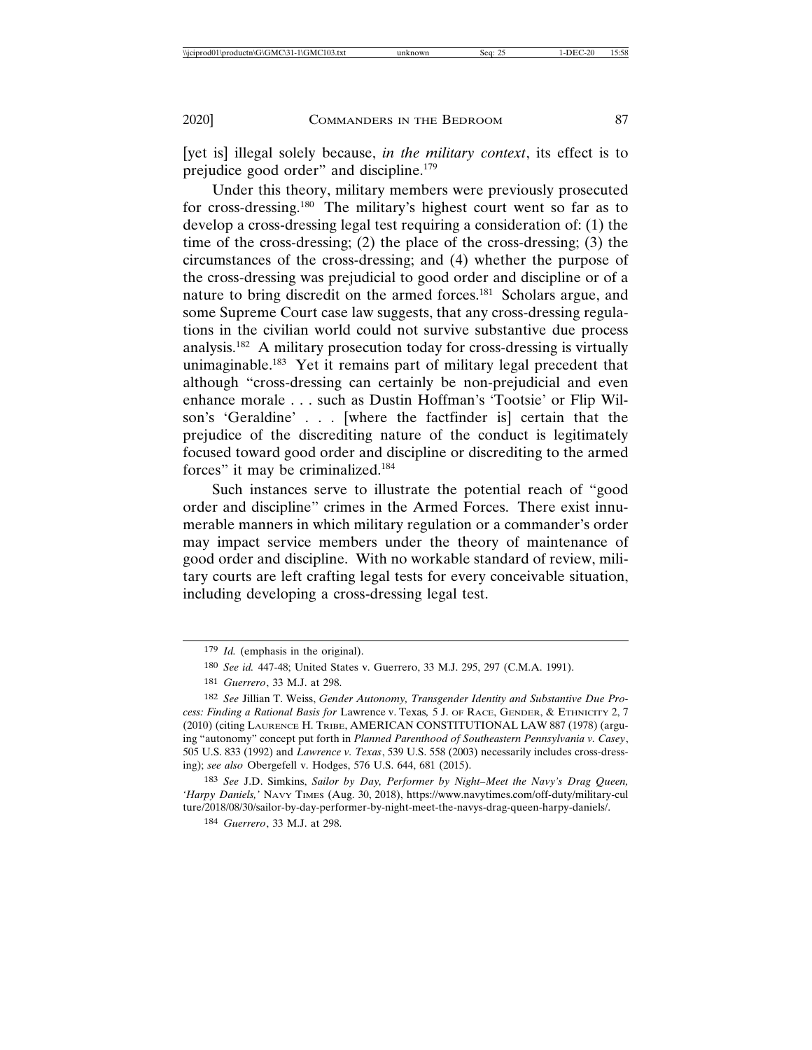[yet is] illegal solely because, *in the military context*, its effect is to prejudice good order" and discipline.[179]

Under this theory, military members were previously prosecuted for cross-dressing.[180] The military's highest court went so far as to develop a cross-dressing legal test requiring a consideration of: (1) the time of the cross-dressing; (2) the place of the cross-dressing; (3) the circumstances of the cross-dressing; and (4) whether the purpose of the cross-dressing was prejudicial to good order and discipline or of a nature to bring discredit on the armed forces.[181] Scholars argue, and some Supreme Court case law suggests, that any cross-dressing regulations in the civilian world could not survive substantive due process analysis.[182] A military prosecution today for cross-dressing is virtually unimaginable.[183] Yet it remains part of military legal precedent that although "cross-dressing can certainly be non-prejudicial and even enhance morale . . . such as Dustin Hoffman's 'Tootsie' or Flip Wilson's 'Geraldine' . . . [where the factfinder is] certain that the prejudice of the discrediting nature of the conduct is legitimately focused toward good order and discipline or discrediting to the armed forces" it may be criminalized.[184]

Such instances serve to illustrate the potential reach of "good order and discipline" crimes in the Armed Forces. There exist innumerable manners in which military regulation or a commander's order may impact service members under the theory of maintenance of good order and discipline. With no workable standard of review, military courts are left crafting legal tests for every conceivable situation, including developing a cross-dressing legal test.

---

179 *Id.* (emphasis in the original).

180 *See id.* 447-48; United States v. Guerrero, 33 M.J. 295, 297 (C.M.A. 1991).

181 *Guerrero*, 33 M.J. at 298.

182 *See* Jillian T. Weiss, *Gender Autonomy, Transgender Identity and Substantive Due Process: Finding a Rational Basis for* Lawrence v. Texas*,* 5 J. OF RACE, GENDER, & ETHNICITY 2, 7 (2010) (citing LAURENCE H. TRIBE, AMERICAN CONSTITUTIONAL LAW 887 (1978) (arguing "autonomy" concept put forth in *Planned Parenthood of Southeastern Pennsylvania v. Casey*, 505 U.S. 833 (1992) and *Lawrence v. Texas*, 539 U.S. 558 (2003) necessarily includes cross-dressing); *see also* Obergefell v. Hodges, 576 U.S. 644, 681 (2015).

183 *See* J.D. Simkins, *Sailor by Day, Performer by Night–Meet the Navy's Drag Queen, 'Harpy Daniels,'* NAVY TIMES (Aug. 30, 2018), https://www.navytimes.com/off-duty/military-culture/2018/08/30/sailor-by-day-performer-by-night-meet-the-navys-drag-queen-harpy-daniels/.

184 *Guerrero*, 33 M.J. at 298.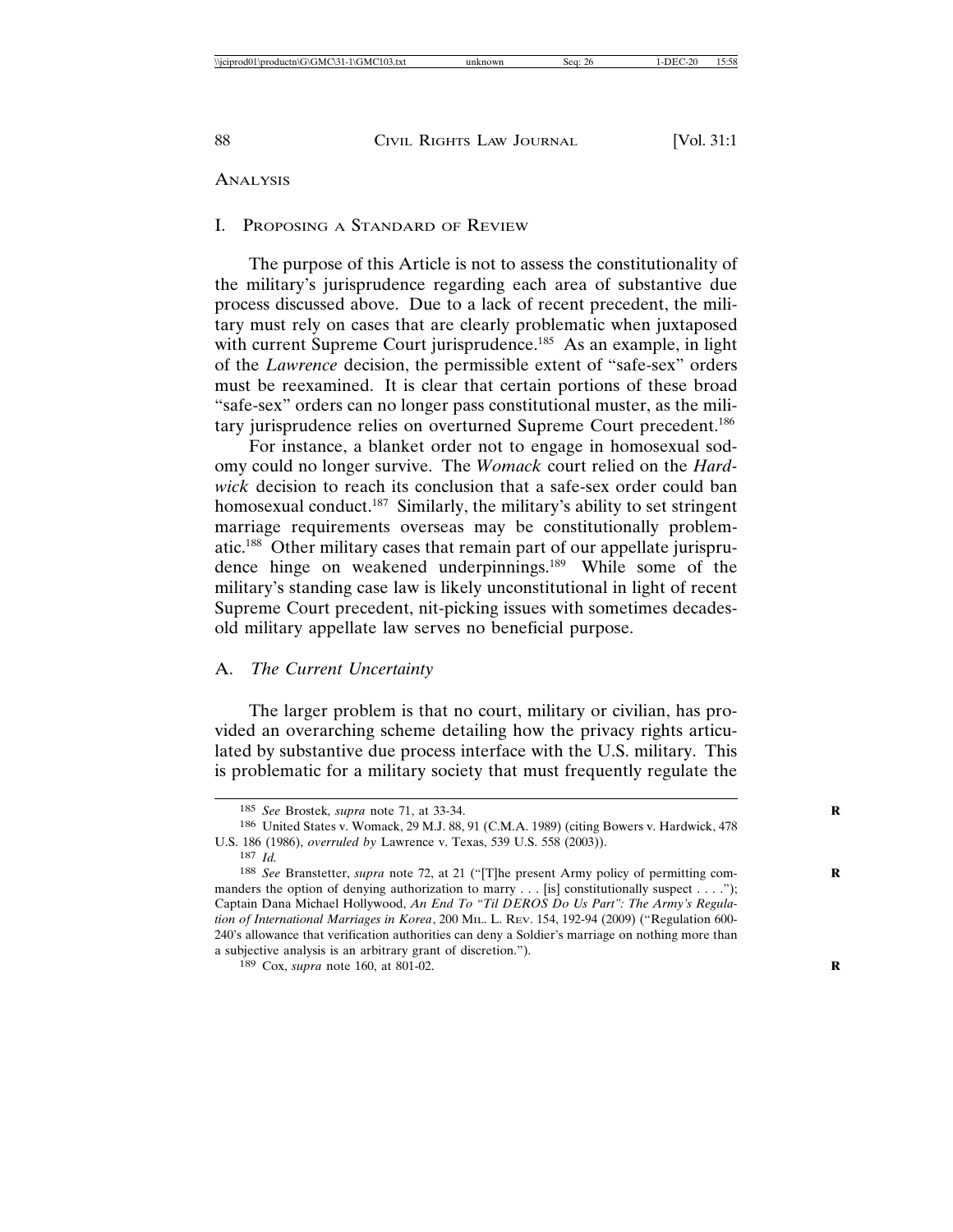## ANALYSIS

### I. PROPOSING A STANDARD OF REVIEW

The purpose of this Article is not to assess the constitutionality of the military's jurisprudence regarding each area of substantive due process discussed above. Due to a lack of recent precedent, the military must rely on cases that are clearly problematic when juxtaposed with current Supreme Court jurisprudence.[185] As an example, in light of the *Lawrence* decision, the permissible extent of "safe-sex" orders must be reexamined. It is clear that certain portions of these broad "safe-sex" orders can no longer pass constitutional muster, as the military jurisprudence relies on overturned Supreme Court precedent.[186]

For instance, a blanket order not to engage in homosexual sodomy could no longer survive. The *Womack* court relied on the *Hardwick* decision to reach its conclusion that a safe-sex order could ban homosexual conduct.[187] Similarly, the military's ability to set stringent marriage requirements overseas may be constitutionally problematic.[188] Other military cases that remain part of our appellate jurisprudence hinge on weakened underpinnings.[189] While some of the military's standing case law is likely unconstitutional in light of recent Supreme Court precedent, nit-picking issues with sometimes decades-old military appellate law serves no beneficial purpose.

#### A. *The Current Uncertainty*

The larger problem is that no court, military or civilian, has provided an overarching scheme detailing how the privacy rights articulated by substantive due process interface with the U.S. military. This is problematic for a military society that must frequently regulate the

---

185 *See* Brostek, *supra* note 71, at 33-34.

186 United States v. Womack, 29 M.J. 88, 91 (C.M.A. 1989) (citing Bowers v. Hardwick, 478 U.S. 186 (1986), *overruled by* Lawrence v. Texas, 539 U.S. 558 (2003)).

187 *Id.*

188 *See* Branstetter, *supra* note 72, at 21 ("[T]he present Army policy of permitting commanders the option of denying authorization to marry . . . [is] constitutionally suspect . . . ."); Captain Dana Michael Hollywood, *An End To "Til DEROS Do Us Part": The Army's Regulation of International Marriages in Korea*, 200 MIL. L. REV. 154, 192-94 (2009) ("Regulation 600-240's allowance that verification authorities can deny a Soldier's marriage on nothing more than a subjective analysis is an arbitrary grant of discretion.").

189 Cox, *supra* note 160, at 801-02.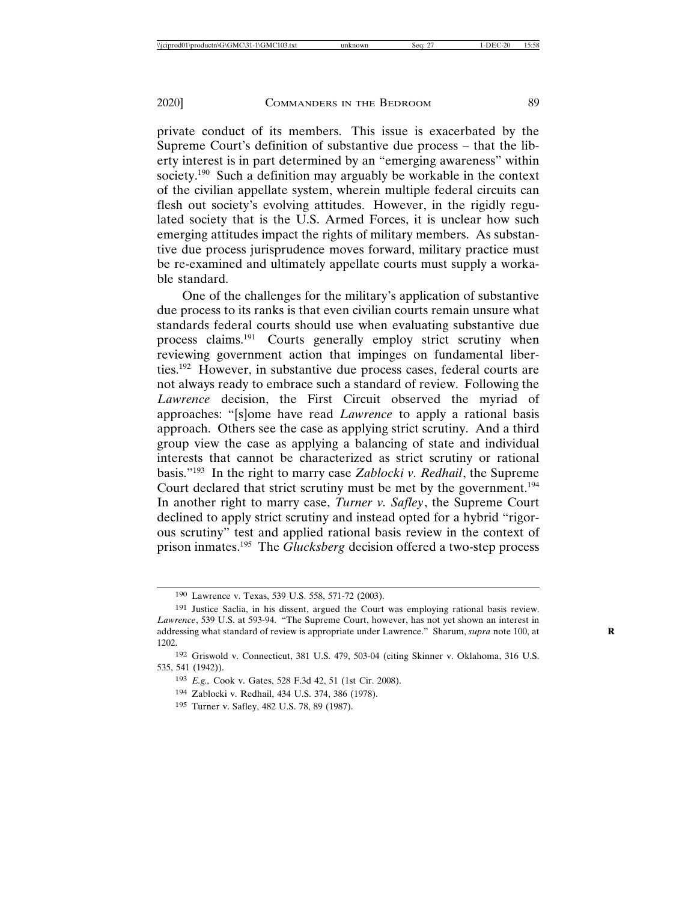private conduct of its members. This issue is exacerbated by the Supreme Court's definition of substantive due process – that the liberty interest is in part determined by an "emerging awareness" within society.[190] Such a definition may arguably be workable in the context of the civilian appellate system, wherein multiple federal circuits can flesh out society's evolving attitudes. However, in the rigidly regulated society that is the U.S. Armed Forces, it is unclear how such emerging attitudes impact the rights of military members. As substantive due process jurisprudence moves forward, military practice must be re-examined and ultimately appellate courts must supply a workable standard.

One of the challenges for the military's application of substantive due process to its ranks is that even civilian courts remain unsure what standards federal courts should use when evaluating substantive due process claims.[191] Courts generally employ strict scrutiny when reviewing government action that impinges on fundamental liberties.[192] However, in substantive due process cases, federal courts are not always ready to embrace such a standard of review. Following the *Lawrence* decision, the First Circuit observed the myriad of approaches: "[s]ome have read *Lawrence* to apply a rational basis approach. Others see the case as applying strict scrutiny. And a third group view the case as applying a balancing of state and individual interests that cannot be characterized as strict scrutiny or rational basis."[193] In the right to marry case *Zablocki v. Redhail*, the Supreme Court declared that strict scrutiny must be met by the government.[194] In another right to marry case, *Turner v. Safley*, the Supreme Court declined to apply strict scrutiny and instead opted for a hybrid "rigorous scrutiny" test and applied rational basis review in the context of prison inmates.[195] The *Glucksberg* decision offered a two-step process

---

190 Lawrence v. Texas, 539 U.S. 558, 571-72 (2003).

191 Justice Saclia, in his dissent, argued the Court was employing rational basis review. *Lawrence*, 539 U.S. at 593-94. "The Supreme Court, however, has not yet shown an interest in addressing what standard of review is appropriate under Lawrence." Sharum, *supra* note 100, at 1202.

192 Griswold v. Connecticut, 381 U.S. 479, 503-04 (citing Skinner v. Oklahoma, 316 U.S. 535, 541 (1942)).

193 *E.g.,* Cook v. Gates, 528 F.3d 42, 51 (1st Cir. 2008).

194 Zablocki v. Redhail, 434 U.S. 374, 386 (1978).

195 Turner v. Safley, 482 U.S. 78, 89 (1987).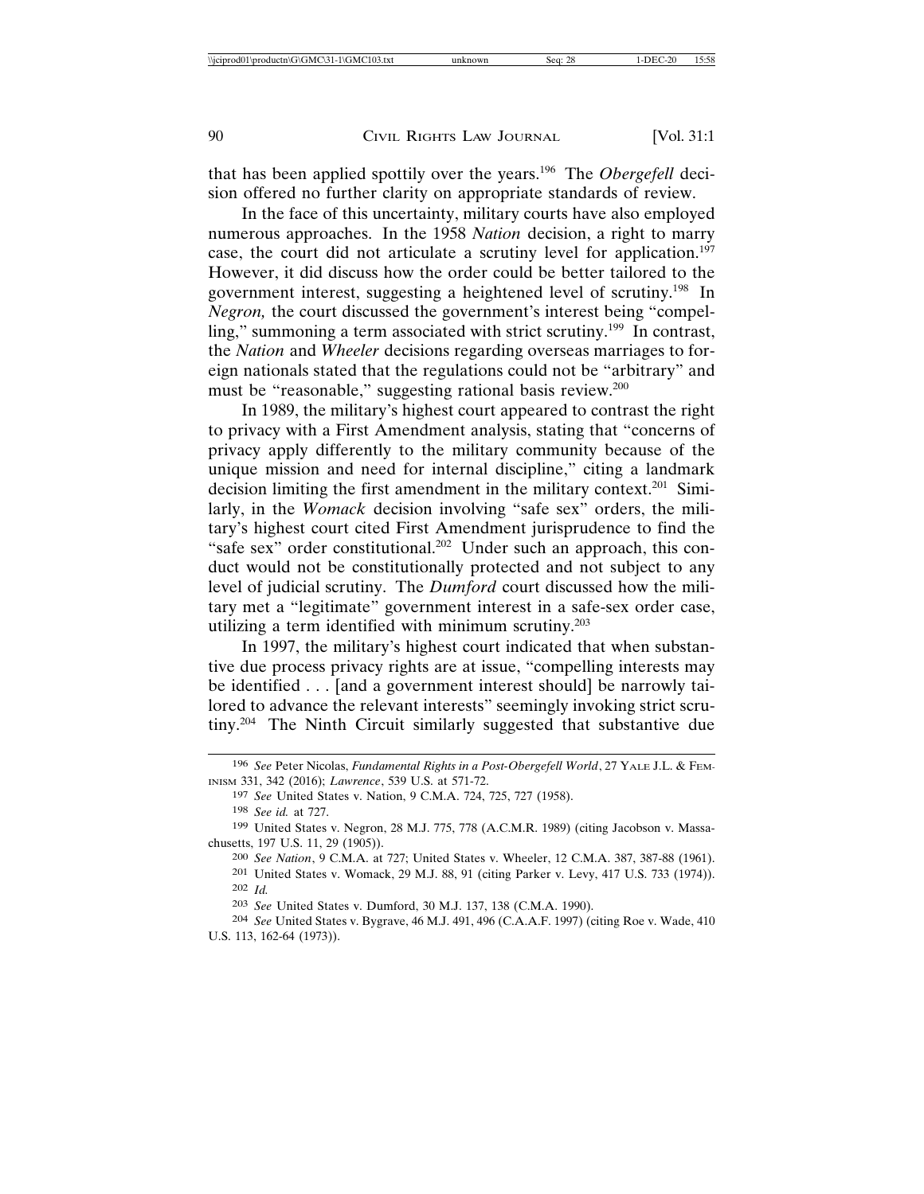that has been applied spottily over the years.[196] The *Obergefell* decision offered no further clarity on appropriate standards of review.

In the face of this uncertainty, military courts have also employed numerous approaches. In the 1958 *Nation* decision, a right to marry case, the court did not articulate a scrutiny level for application.[197] However, it did discuss how the order could be better tailored to the government interest, suggesting a heightened level of scrutiny.[198] In *Negron,* the court discussed the government's interest being "compelling," summoning a term associated with strict scrutiny.[199] In contrast, the *Nation* and *Wheeler* decisions regarding overseas marriages to foreign nationals stated that the regulations could not be "arbitrary" and must be "reasonable," suggesting rational basis review.[200]

In 1989, the military's highest court appeared to contrast the right to privacy with a First Amendment analysis, stating that "concerns of privacy apply differently to the military community because of the unique mission and need for internal discipline," citing a landmark decision limiting the first amendment in the military context.[201] Similarly, in the *Womack* decision involving "safe sex" orders, the military's highest court cited First Amendment jurisprudence to find the "safe sex" order constitutional.[202] Under such an approach, this conduct would not be constitutionally protected and not subject to any level of judicial scrutiny. The *Dumford* court discussed how the military met a "legitimate" government interest in a safe-sex order case, utilizing a term identified with minimum scrutiny.[203]

In 1997, the military's highest court indicated that when substantive due process privacy rights are at issue, "compelling interests may be identified . . . [and a government interest should] be narrowly tailored to advance the relevant interests" seemingly invoking strict scrutiny.[204] The Ninth Circuit similarly suggested that substantive due

---

196 *See* Peter Nicolas, *Fundamental Rights in a Post-Obergefell World*, 27 YALE J.L. & FEMINISM 331, 342 (2016); *Lawrence*, 539 U.S. at 571-72.

197 *See* United States v. Nation, 9 C.M.A. 724, 725, 727 (1958).

198 *See id.* at 727.

199 United States v. Negron, 28 M.J. 775, 778 (A.C.M.R. 1989) (citing Jacobson v. Massachusetts, 197 U.S. 11, 29 (1905)).

200 *See Nation*, 9 C.M.A. at 727; United States v. Wheeler, 12 C.M.A. 387, 387-88 (1961).

201 United States v. Womack, 29 M.J. 88, 91 (citing Parker v. Levy, 417 U.S. 733 (1974)).

202 *Id.*

203 *See* United States v. Dumford, 30 M.J. 137, 138 (C.M.A. 1990).

204 *See* United States v. Bygrave, 46 M.J. 491, 496 (C.A.A.F. 1997) (citing Roe v. Wade, 410 U.S. 113, 162-64 (1973)).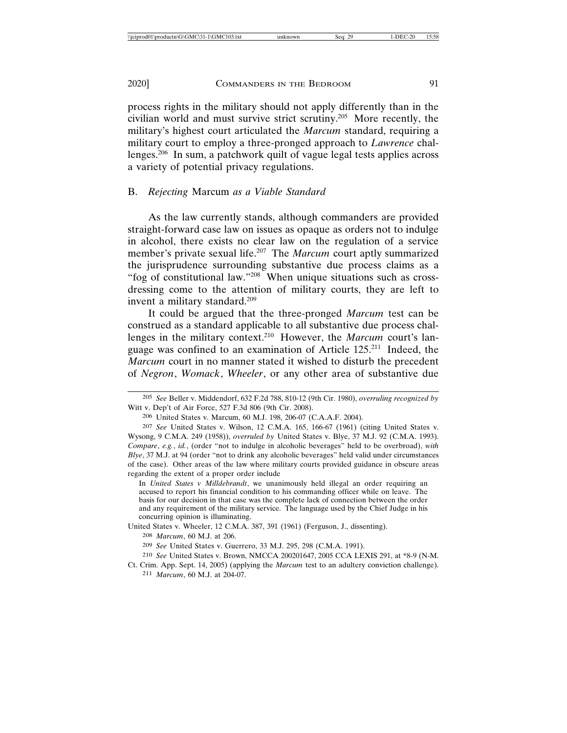process rights in the military should not apply differently than in the civilian world and must survive strict scrutiny.[205] More recently, the military's highest court articulated the *Marcum* standard, requiring a military court to employ a three-pronged approach to *Lawrence* challenges.[206] In sum, a patchwork quilt of vague legal tests applies across a variety of potential privacy regulations.

## B. *Rejecting* Marcum *as a Viable Standard*

As the law currently stands, although commanders are provided straight-forward case law on issues as opaque as orders not to indulge in alcohol, there exists no clear law on the regulation of a service member's private sexual life.[207] The *Marcum* court aptly summarized the jurisprudence surrounding substantive due process claims as a "fog of constitutional law."[208] When unique situations such as cross-dressing come to the attention of military courts, they are left to invent a military standard.[209]

It could be argued that the three-pronged *Marcum* test can be construed as a standard applicable to all substantive due process challenges in the military context.[210] However, the *Marcum* court's language was confined to an examination of Article 125.[211] Indeed, the *Marcum* court in no manner stated it wished to disturb the precedent of *Negron*, *Womack*, *Wheeler*, or any other area of substantive due

---

205 *See* Beller v. Middendorf, 632 F.2d 788, 810-12 (9th Cir. 1980), *overruling recognized by* Witt v. Dep't of Air Force, 527 F.3d 806 (9th Cir. 2008).

206 United States v. Marcum, 60 M.J. 198, 206-07 (C.A.A.F. 2004).

207 *See* United States v. Wilson, 12 C.M.A. 165, 166-67 (1961) (citing United States v. Wysong, 9 C.M.A. 249 (1958)), *overruled by* United States v. Blye, 37 M.J. 92 (C.M.A. 1993). *Compare*, *e.g.*, *id.*, (order "not to indulge in alcoholic beverages" held to be overbroad), *with Blye*, 37 M.J. at 94 (order "not to drink any alcoholic beverages" held valid under circumstances of the case). Other areas of the law where military courts provided guidance in obscure areas regarding the extent of a proper order include

> In *United States v Milldebrandt*, we unanimously held illegal an order requiring an accused to report his financial condition to his commanding officer while on leave. The basis for our decision in that case was the complete lack of connection between the order and any requirement of the military service. The language used by the Chief Judge in his concurring opinion is illuminating.

United States v. Wheeler, 12 C.M.A. 387, 391 (1961) (Ferguson, J., dissenting).

208 *Marcum*, 60 M.J. at 206.

209 *See* United States v. Guerrero, 33 M.J. 295, 298 (C.M.A. 1991).

210 *See* United States v. Brown, NMCCA 200201647, 2005 CCA LEXIS 291, at *8-9 (N-M. Ct. Crim. App. Sept. 14, 2005) (applying the *Marcum* test to an adultery conviction challenge).

211 *Marcum*, 60 M.J. at 204-07.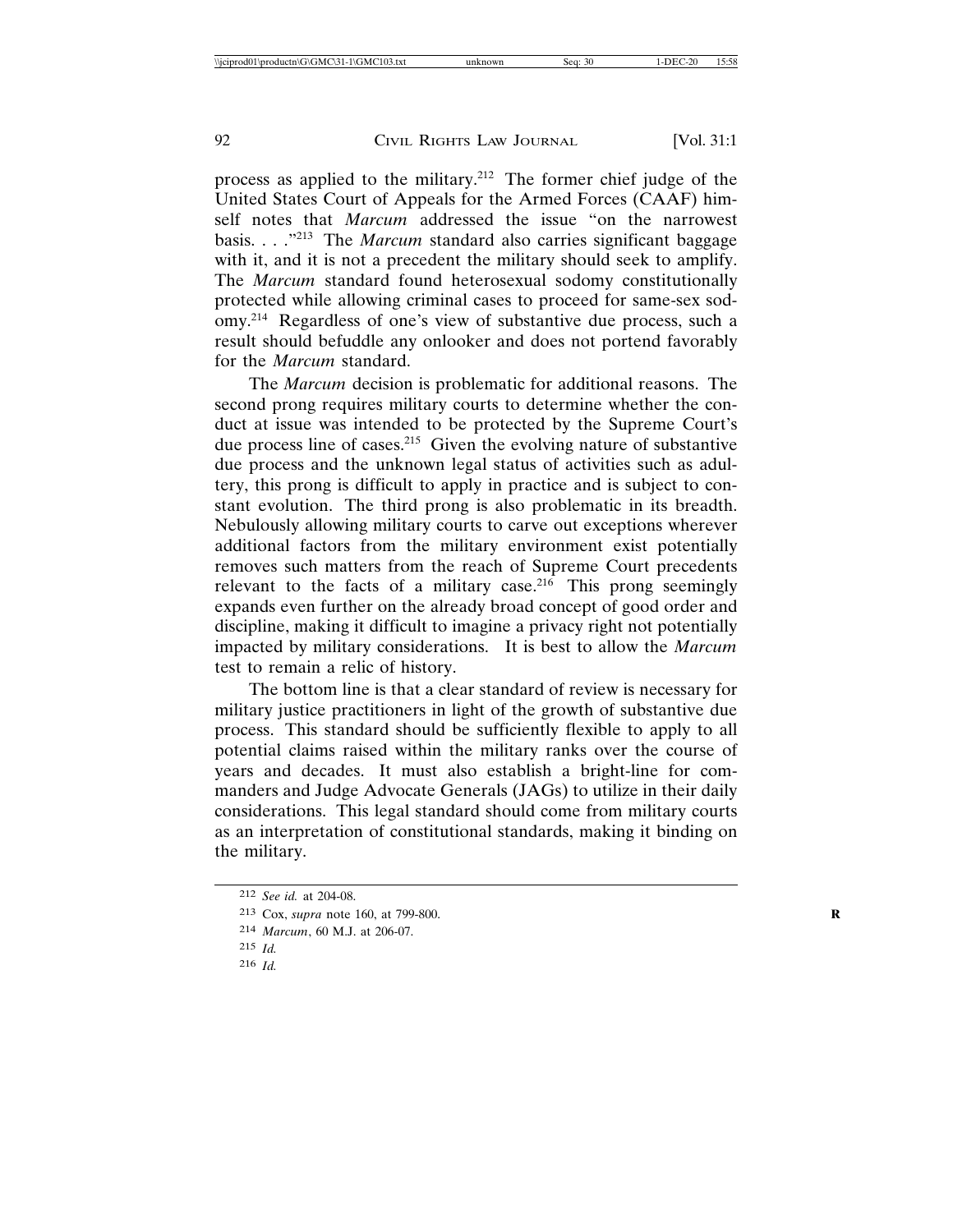process as applied to the military.[212] The former chief judge of the United States Court of Appeals for the Armed Forces (CAAF) himself notes that *Marcum* addressed the issue "on the narrowest basis. . . ."[213] The *Marcum* standard also carries significant baggage with it, and it is not a precedent the military should seek to amplify. The *Marcum* standard found heterosexual sodomy constitutionally protected while allowing criminal cases to proceed for same-sex sodomy.[214] Regardless of one's view of substantive due process, such a result should befuddle any onlooker and does not portend favorably for the *Marcum* standard.

The *Marcum* decision is problematic for additional reasons. The second prong requires military courts to determine whether the conduct at issue was intended to be protected by the Supreme Court's due process line of cases.[215] Given the evolving nature of substantive due process and the unknown legal status of activities such as adultery, this prong is difficult to apply in practice and is subject to constant evolution. The third prong is also problematic in its breadth. Nebulously allowing military courts to carve out exceptions wherever additional factors from the military environment exist potentially removes such matters from the reach of Supreme Court precedents relevant to the facts of a military case.[216] This prong seemingly expands even further on the already broad concept of good order and discipline, making it difficult to imagine a privacy right not potentially impacted by military considerations. It is best to allow the *Marcum* test to remain a relic of history.

The bottom line is that a clear standard of review is necessary for military justice practitioners in light of the growth of substantive due process. This standard should be sufficiently flexible to apply to all potential claims raised within the military ranks over the course of years and decades. It must also establish a bright-line for commanders and Judge Advocate Generals (JAGs) to utilize in their daily considerations. This legal standard should come from military courts as an interpretation of constitutional standards, making it binding on the military.

---

212 *See id.* at 204-08.

213 Cox, *supra* note 160, at 799-800.

214 *Marcum*, 60 M.J. at 206-07.

215 *Id.*

216 *Id.*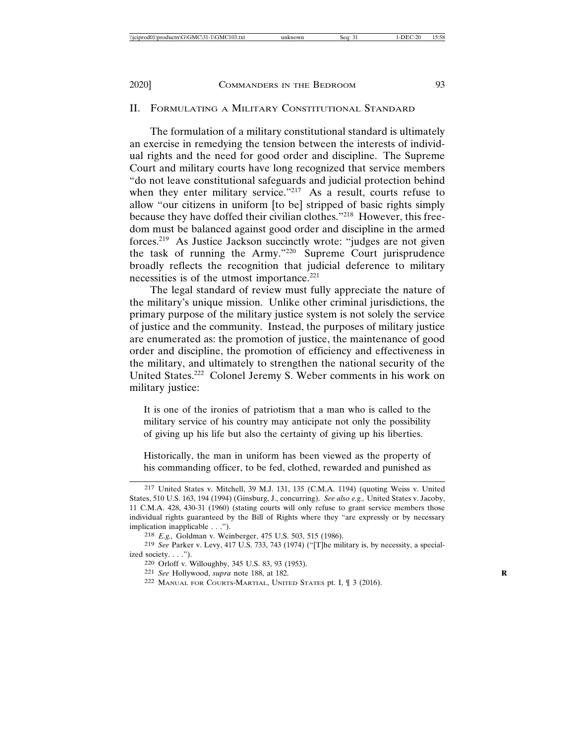## II. Formulating a Military Constitutional Standard

The formulation of a military constitutional standard is ultimately an exercise in remedying the tension between the interests of individual rights and the need for good order and discipline. The Supreme Court and military courts have long recognized that service members "do not leave constitutional safeguards and judicial protection behind when they enter military service."[217] As a result, courts refuse to allow "our citizens in uniform [to be] stripped of basic rights simply because they have doffed their civilian clothes."[218] However, this freedom must be balanced against good order and discipline in the armed forces.[219] As Justice Jackson succinctly wrote: "judges are not given the task of running the Army."[220] Supreme Court jurisprudence broadly reflects the recognition that judicial deference to military necessities is of the utmost importance.[221]

The legal standard of review must fully appreciate the nature of the military's unique mission. Unlike other criminal jurisdictions, the primary purpose of the military justice system is not solely the service of justice and the community. Instead, the purposes of military justice are enumerated as: the promotion of justice, the maintenance of good order and discipline, the promotion of efficiency and effectiveness in the military, and ultimately to strengthen the national security of the United States.[222] Colonel Jeremy S. Weber comments in his work on military justice:

> It is one of the ironies of patriotism that a man who is called to the military service of his country may anticipate not only the possibility of giving up his life but also the certainty of giving up his liberties.
>
> Historically, the man in uniform has been viewed as the property of his commanding officer, to be fed, clothed, rewarded and punished as

---

[217] United States v. Mitchell, 39 M.J. 131, 135 (C.M.A. 1194) (quoting Weiss v. United States, 510 U.S. 163, 194 (1994) (Ginsburg, J., concurring). *See also e.g.,* United States v. Jacoby, 11 C.M.A. 428, 430-31 (1960) (stating courts will only refuse to grant service members those individual rights guaranteed by the Bill of Rights where they "are expressly or by necessary implication inapplicable . . .").

[218] *E.g.,* Goldman v. Weinberger, 475 U.S. 503, 515 (1986).

[219] *See* Parker v. Levy, 417 U.S. 733, 743 (1974) ("[T]he military is, by necessity, a specialized society. . . .").

[220] Orloff v. Willoughby, 345 U.S. 83, 93 (1953).

[221] *See* Hollywood, *supra* note 188, at 182.

[222] Manual for Courts-Martial, United States pt. I, ¶ 3 (2016).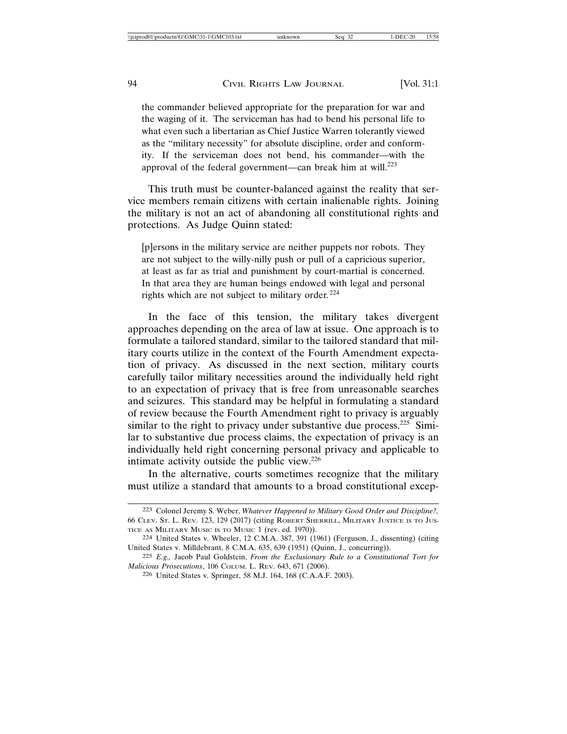> the commander believed appropriate for the preparation for war and the waging of it. The serviceman has had to bend his personal life to what even such a libertarian as Chief Justice Warren tolerantly viewed as the "military necessity" for absolute discipline, order and conformity. If the serviceman does not bend, his commander—with the approval of the federal government—can break him at will.[223]

This truth must be counter-balanced against the reality that service members remain citizens with certain inalienable rights. Joining the military is not an act of abandoning all constitutional rights and protections. As Judge Quinn stated:

> [p]ersons in the military service are neither puppets nor robots. They are not subject to the willy-nilly push or pull of a capricious superior, at least as far as trial and punishment by court-martial is concerned. In that area they are human beings endowed with legal and personal rights which are not subject to military order.[224]

In the face of this tension, the military takes divergent approaches depending on the area of law at issue. One approach is to formulate a tailored standard, similar to the tailored standard that military courts utilize in the context of the Fourth Amendment expectation of privacy. As discussed in the next section, military courts carefully tailor military necessities around the individually held right to an expectation of privacy that is free from unreasonable searches and seizures. This standard may be helpful in formulating a standard of review because the Fourth Amendment right to privacy is arguably similar to the right to privacy under substantive due process.[225] Similar to substantive due process claims, the expectation of privacy is an individually held right concerning personal privacy and applicable to intimate activity outside the public view.[226]

In the alternative, courts sometimes recognize that the military must utilize a standard that amounts to a broad constitutional excep-

---

[223] Colonel Jeremy S. Weber, *Whatever Happened to Military Good Order and Discipline?,* 66 Clev. St. L. Rev. 123, 129 (2017) (citing Robert Sherrill, Military Justice is to Justice as Military Music is to Music 1 (rev. ed. 1970)).

[224] United States v. Wheeler, 12 C.M.A. 387, 391 (1961) (Ferguson, J., dissenting) (citing United States v. Milldebrant, 8 C.M.A. 635, 639 (1951) (Quinn, J., concurring)).

[225] *E.g.,* Jacob Paul Goldstein, *From the Exclusionary Rule to a Constitutional Tort for Malicious Prosecutions*, 106 Colum. L. Rev. 643, 671 (2006).

[226] United States v. Springer, 58 M.J. 164, 168 (C.A.A.F. 2003).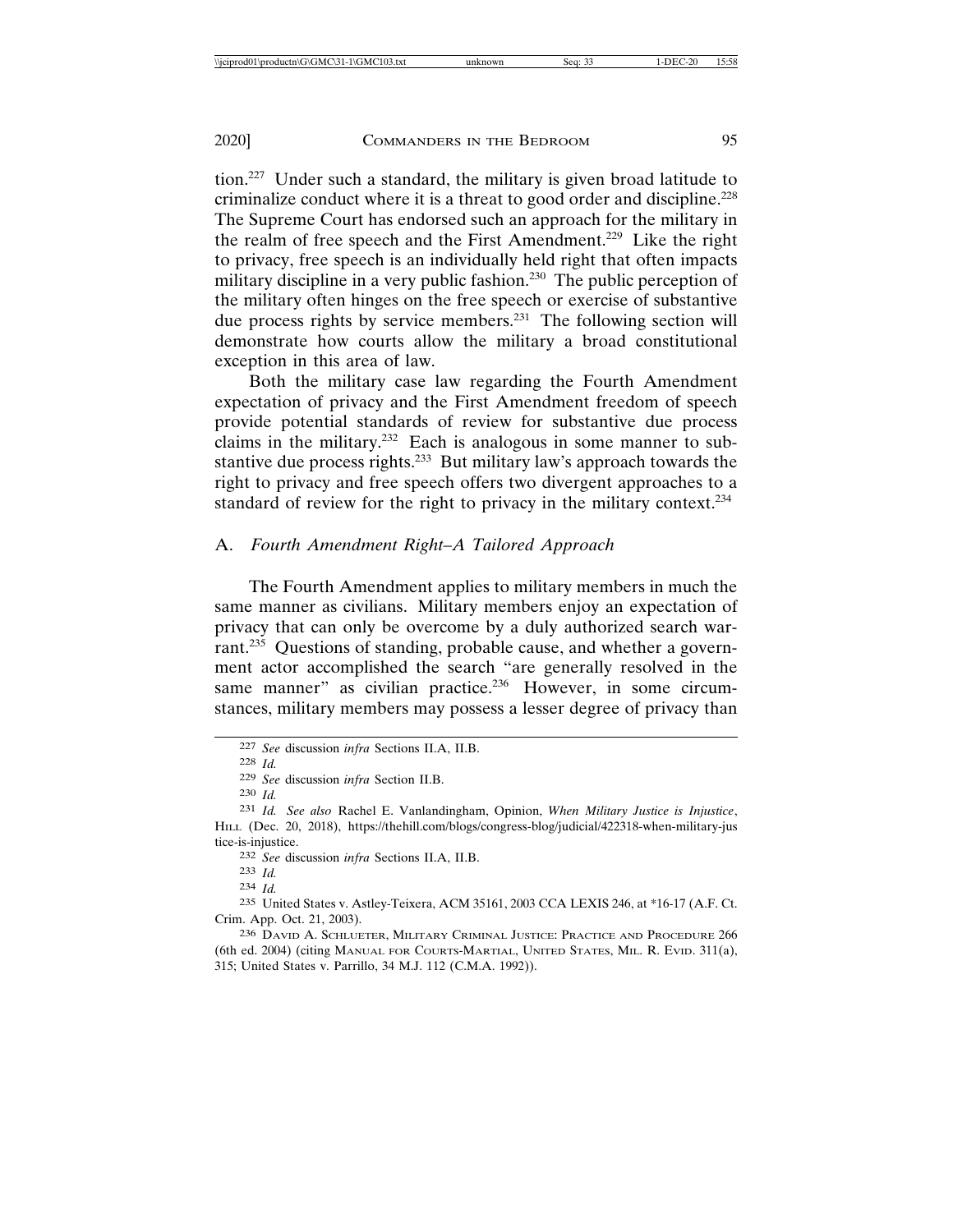tion.[227] Under such a standard, the military is given broad latitude to criminalize conduct where it is a threat to good order and discipline.[228] The Supreme Court has endorsed such an approach for the military in the realm of free speech and the First Amendment.[229] Like the right to privacy, free speech is an individually held right that often impacts military discipline in a very public fashion.[230] The public perception of the military often hinges on the free speech or exercise of substantive due process rights by service members.[231] The following section will demonstrate how courts allow the military a broad constitutional exception in this area of law.

Both the military case law regarding the Fourth Amendment expectation of privacy and the First Amendment freedom of speech provide potential standards of review for substantive due process claims in the military.[232] Each is analogous in some manner to substantive due process rights.[233] But military law's approach towards the right to privacy and free speech offers two divergent approaches to a standard of review for the right to privacy in the military context.[234]

## A. *Fourth Amendment Right–A Tailored Approach*

The Fourth Amendment applies to military members in much the same manner as civilians. Military members enjoy an expectation of privacy that can only be overcome by a duly authorized search warrant.[235] Questions of standing, probable cause, and whether a government actor accomplished the search "are generally resolved in the same manner" as civilian practice.[236] However, in some circumstances, military members may possess a lesser degree of privacy than

---

227 *See* discussion *infra* Sections II.A, II.B.

228 *Id.*

229 *See* discussion *infra* Section II.B.

230 *Id.*

231 *Id. See also* Rachel E. Vanlandingham, Opinion, *When Military Justice is Injustice*, Hill (Dec. 20, 2018), https://thehill.com/blogs/congress-blog/judicial/422318-when-military-justice-is-injustice.

232 *See* discussion *infra* Sections II.A, II.B.

233 *Id.*

234 *Id.*

235 United States v. Astley-Teixera, ACM 35161, 2003 CCA LEXIS 246, at *16-17 (A.F. Ct. Crim. App. Oct. 21, 2003).

236 David A. Schlueter, Military Criminal Justice: Practice and Procedure 266 (6th ed. 2004) (citing Manual for Courts-Martial, United States, Mil. R. Evid. 311(a), 315; United States v. Parrillo, 34 M.J. 112 (C.M.A. 1992)).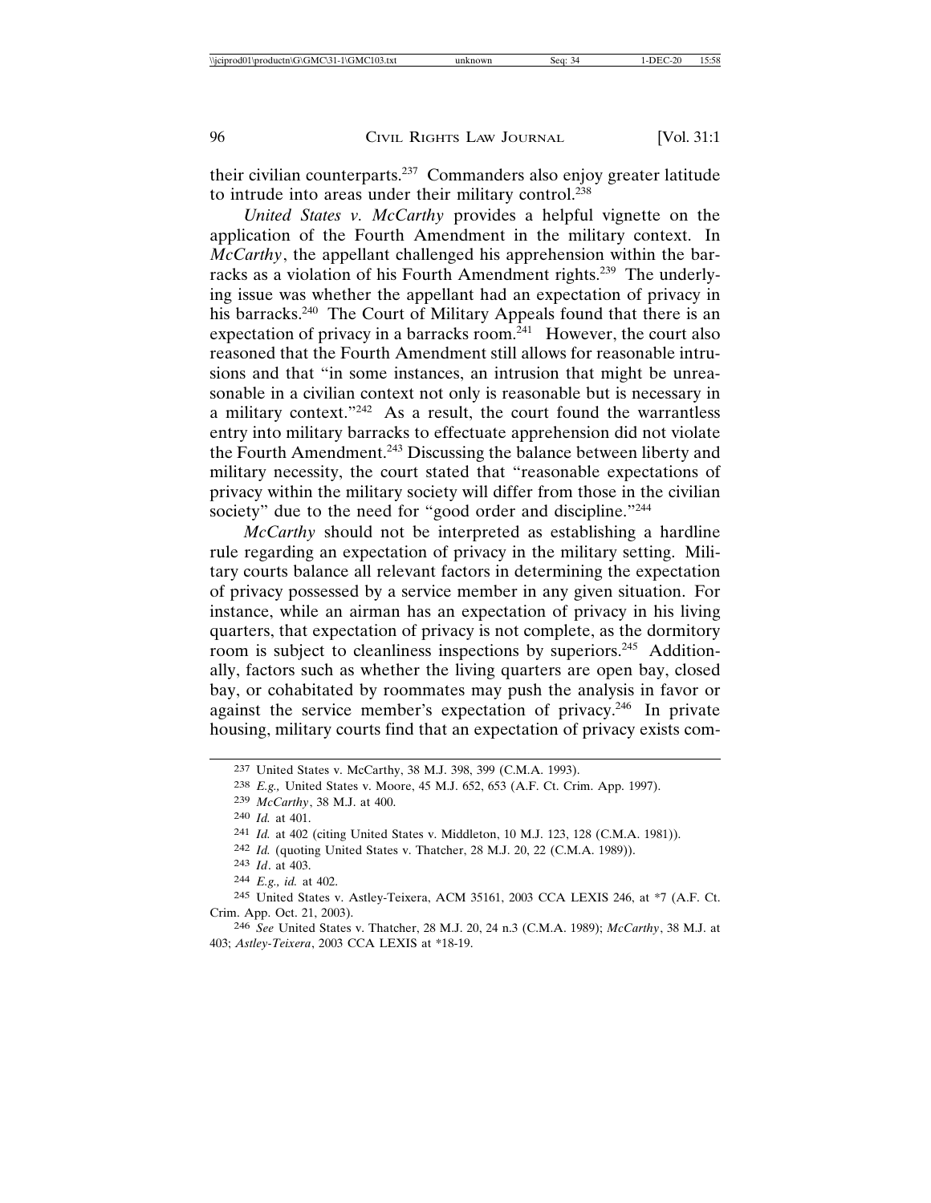their civilian counterparts.[237] Commanders also enjoy greater latitude to intrude into areas under their military control.[238]

*United States v. McCarthy* provides a helpful vignette on the application of the Fourth Amendment in the military context. In *McCarthy*, the appellant challenged his apprehension within the barracks as a violation of his Fourth Amendment rights.[239] The underlying issue was whether the appellant had an expectation of privacy in his barracks.[240] The Court of Military Appeals found that there is an expectation of privacy in a barracks room.[241] However, the court also reasoned that the Fourth Amendment still allows for reasonable intrusions and that "in some instances, an intrusion that might be unreasonable in a civilian context not only is reasonable but is necessary in a military context."[242] As a result, the court found the warrantless entry into military barracks to effectuate apprehension did not violate the Fourth Amendment.[243] Discussing the balance between liberty and military necessity, the court stated that "reasonable expectations of privacy within the military society will differ from those in the civilian society" due to the need for "good order and discipline."[244]

*McCarthy* should not be interpreted as establishing a hardline rule regarding an expectation of privacy in the military setting. Military courts balance all relevant factors in determining the expectation of privacy possessed by a service member in any given situation. For instance, while an airman has an expectation of privacy in his living quarters, that expectation of privacy is not complete, as the dormitory room is subject to cleanliness inspections by superiors.[245] Additionally, factors such as whether the living quarters are open bay, closed bay, or cohabitated by roommates may push the analysis in favor or against the service member's expectation of privacy.[246] In private housing, military courts find that an expectation of privacy exists com-

---

237 United States v. McCarthy, 38 M.J. 398, 399 (C.M.A. 1993).

238 *E.g.,* United States v. Moore, 45 M.J. 652, 653 (A.F. Ct. Crim. App. 1997).

239 *McCarthy*, 38 M.J. at 400.

240 *Id.* at 401.

241 *Id.* at 402 (citing United States v. Middleton, 10 M.J. 123, 128 (C.M.A. 1981)).

242 *Id.* (quoting United States v. Thatcher, 28 M.J. 20, 22 (C.M.A. 1989)).

243 *Id*. at 403.

244 *E.g., id.* at 402.

245 United States v. Astley-Teixera, ACM 35161, 2003 CCA LEXIS 246, at *7 (A.F. Ct. Crim. App. Oct. 21, 2003).

246 *See* United States v. Thatcher, 28 M.J. 20, 24 n.3 (C.M.A. 1989); *McCarthy*, 38 M.J. at 403; *Astley-Teixera*, 2003 CCA LEXIS at *18-19.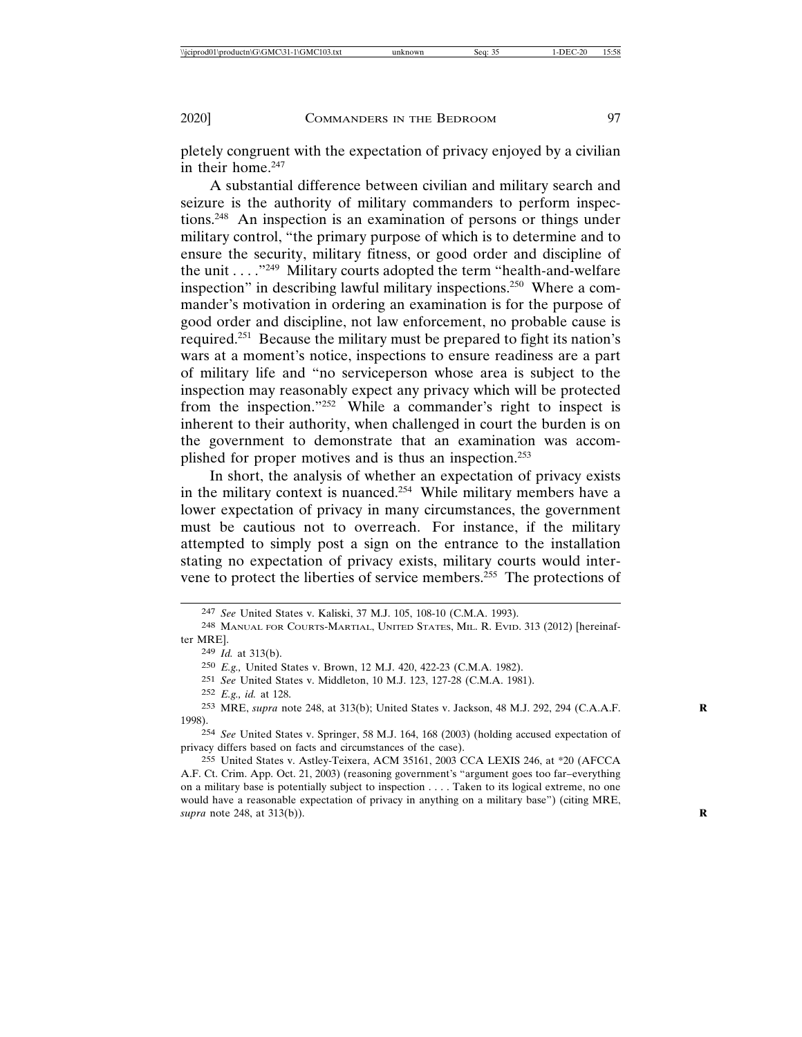pletely congruent with the expectation of privacy enjoyed by a civilian in their home.[247]

A substantial difference between civilian and military search and seizure is the authority of military commanders to perform inspections.[248] An inspection is an examination of persons or things under military control, "the primary purpose of which is to determine and to ensure the security, military fitness, or good order and discipline of the unit . . . ."[249] Military courts adopted the term "health-and-welfare inspection" in describing lawful military inspections.[250] Where a commander's motivation in ordering an examination is for the purpose of good order and discipline, not law enforcement, no probable cause is required.[251] Because the military must be prepared to fight its nation's wars at a moment's notice, inspections to ensure readiness are a part of military life and "no serviceperson whose area is subject to the inspection may reasonably expect any privacy which will be protected from the inspection."[252] While a commander's right to inspect is inherent to their authority, when challenged in court the burden is on the government to demonstrate that an examination was accomplished for proper motives and is thus an inspection.[253]

In short, the analysis of whether an expectation of privacy exists in the military context is nuanced.[254] While military members have a lower expectation of privacy in many circumstances, the government must be cautious not to overreach. For instance, if the military attempted to simply post a sign on the entrance to the installation stating no expectation of privacy exists, military courts would intervene to protect the liberties of service members.[255] The protections of

---

[247] *See* United States v. Kaliski, 37 M.J. 105, 108-10 (C.M.A. 1993).

[248] MANUAL FOR COURTS-MARTIAL, UNITED STATES, MIL. R. EVID. 313 (2012) [hereinafter MRE].

[249] *Id.* at 313(b).

[250] *E.g.,* United States v. Brown, 12 M.J. 420, 422-23 (C.M.A. 1982).

[251] *See* United States v. Middleton, 10 M.J. 123, 127-28 (C.M.A. 1981).

[252] *E.g., id.* at 128.

[253] MRE, *supra* note 248, at 313(b); United States v. Jackson, 48 M.J. 292, 294 (C.A.A.F. 1998).

[254] *See* United States v. Springer, 58 M.J. 164, 168 (2003) (holding accused expectation of privacy differs based on facts and circumstances of the case).

[255] United States v. Astley-Teixera, ACM 35161, 2003 CCA LEXIS 246, at *20 (AFCCA A.F. Ct. Crim. App. Oct. 21, 2003) (reasoning government's "argument goes too far–everything on a military base is potentially subject to inspection . . . . Taken to its logical extreme, no one would have a reasonable expectation of privacy in anything on a military base") (citing MRE, *supra* note 248, at 313(b)).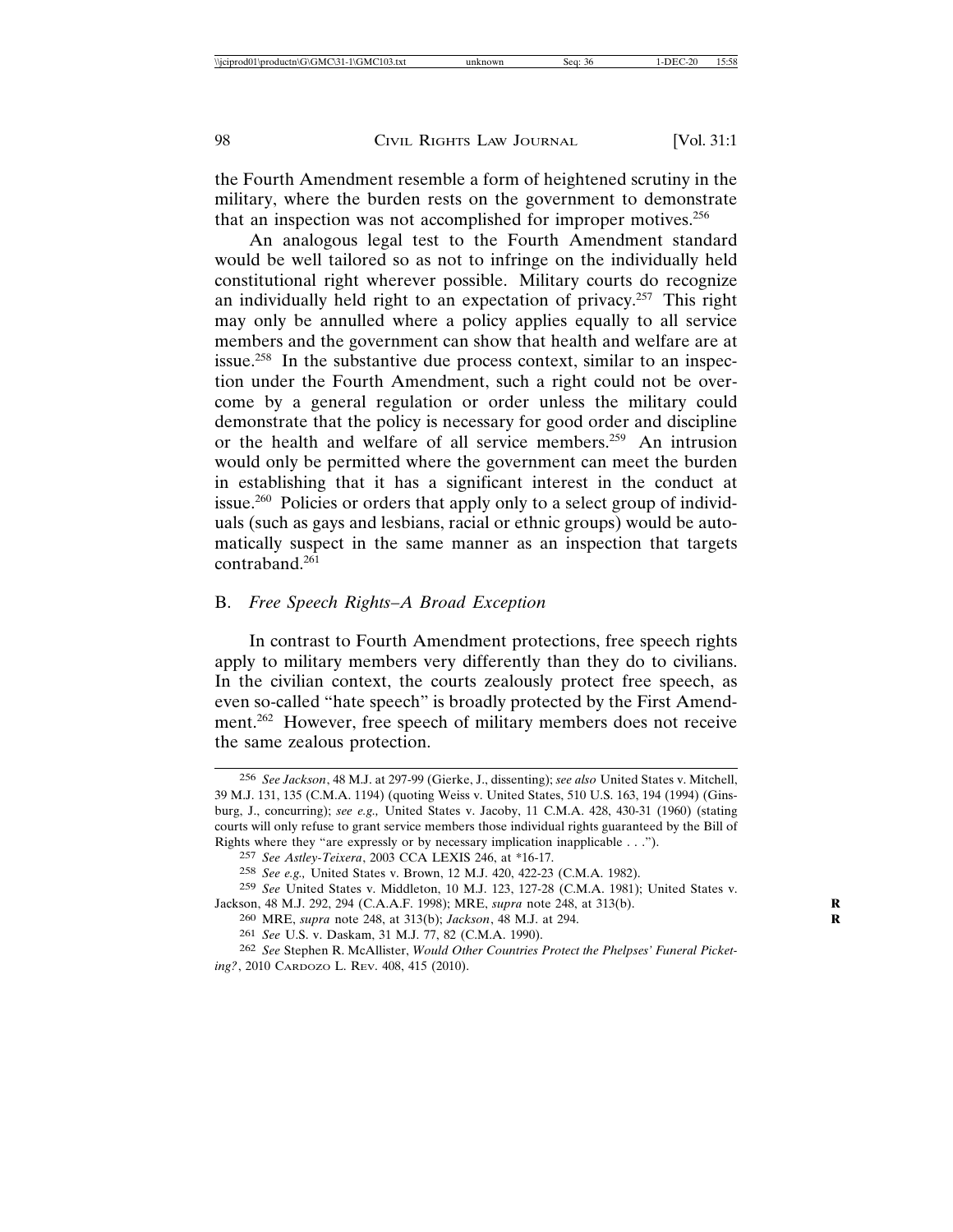the Fourth Amendment resemble a form of heightened scrutiny in the military, where the burden rests on the government to demonstrate that an inspection was not accomplished for improper motives.[256]

An analogous legal test to the Fourth Amendment standard would be well tailored so as not to infringe on the individually held constitutional right wherever possible. Military courts do recognize an individually held right to an expectation of privacy.[257] This right may only be annulled where a policy applies equally to all service members and the government can show that health and welfare are at issue.[258] In the substantive due process context, similar to an inspection under the Fourth Amendment, such a right could not be overcome by a general regulation or order unless the military could demonstrate that the policy is necessary for good order and discipline or the health and welfare of all service members.[259] An intrusion would only be permitted where the government can meet the burden in establishing that it has a significant interest in the conduct at issue.[260] Policies or orders that apply only to a select group of individuals (such as gays and lesbians, racial or ethnic groups) would be automatically suspect in the same manner as an inspection that targets contraband.[261]

## B. *Free Speech Rights–A Broad Exception*

In contrast to Fourth Amendment protections, free speech rights apply to military members very differently than they do to civilians. In the civilian context, the courts zealously protect free speech, as even so-called "hate speech" is broadly protected by the First Amendment.[262] However, free speech of military members does not receive the same zealous protection.

---

256 *See Jackson*, 48 M.J. at 297-99 (Gierke, J., dissenting); *see also* United States v. Mitchell, 39 M.J. 131, 135 (C.M.A. 1194) (quoting Weiss v. United States, 510 U.S. 163, 194 (1994) (Ginsburg, J., concurring); *see e.g.,* United States v. Jacoby, 11 C.M.A. 428, 430-31 (1960) (stating courts will only refuse to grant service members those individual rights guaranteed by the Bill of Rights where they "are expressly or by necessary implication inapplicable . . .").

257 *See Astley-Teixera*, 2003 CCA LEXIS 246, at *16-17.

258 *See e.g.,* United States v. Brown, 12 M.J. 420, 422-23 (C.M.A. 1982).

259 *See* United States v. Middleton, 10 M.J. 123, 127-28 (C.M.A. 1981); United States v. Jackson, 48 M.J. 292, 294 (C.A.A.F. 1998); MRE, *supra* note 248, at 313(b).

260 MRE, *supra* note 248, at 313(b); *Jackson*, 48 M.J. at 294.

261 *See* U.S. v. Daskam, 31 M.J. 77, 82 (C.M.A. 1990).

262 *See* Stephen R. McAllister, *Would Other Countries Protect the Phelpses' Funeral Picketing?*, 2010 Cardozo L. Rev. 408, 415 (2010).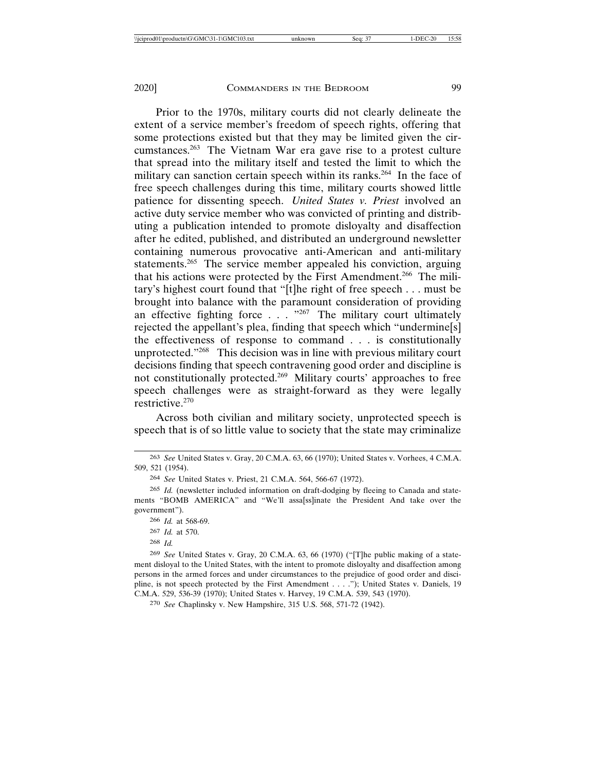Prior to the 1970s, military courts did not clearly delineate the extent of a service member's freedom of speech rights, offering that some protections existed but that they may be limited given the circumstances.[263] The Vietnam War era gave rise to a protest culture that spread into the military itself and tested the limit to which the military can sanction certain speech within its ranks.[264] In the face of free speech challenges during this time, military courts showed little patience for dissenting speech. *United States v. Priest* involved an active duty service member who was convicted of printing and distributing a publication intended to promote disloyalty and disaffection after he edited, published, and distributed an underground newsletter containing numerous provocative anti-American and anti-military statements.[265] The service member appealed his conviction, arguing that his actions were protected by the First Amendment.[266] The military's highest court found that "[t]he right of free speech . . . must be brought into balance with the paramount consideration of providing an effective fighting force . . . ."[267] The military court ultimately rejected the appellant's plea, finding that speech which "undermine[s] the effectiveness of response to command . . . is constitutionally unprotected."[268] This decision was in line with previous military court decisions finding that speech contravening good order and discipline is not constitutionally protected.[269] Military courts' approaches to free speech challenges were as straight-forward as they were legally restrictive.[270]

Across both civilian and military society, unprotected speech is speech that is of so little value to society that the state may criminalize

---

263 *See* United States v. Gray, 20 C.M.A. 63, 66 (1970); United States v. Vorhees, 4 C.M.A. 509, 521 (1954).

264 *See* United States v. Priest, 21 C.M.A. 564, 566-67 (1972).

265 *Id.* (newsletter included information on draft-dodging by fleeing to Canada and statements "BOMB AMERICA" and "We'll assa[ss]inate the President And take over the government").

266 *Id.* at 568-69.

267 *Id.* at 570.

268 *Id.*

269 *See* United States v. Gray, 20 C.M.A. 63, 66 (1970) ("[T]he public making of a statement disloyal to the United States, with the intent to promote disloyalty and disaffection among persons in the armed forces and under circumstances to the prejudice of good order and discipline, is not speech protected by the First Amendment . . . ."); United States v. Daniels, 19 C.M.A. 529, 536-39 (1970); United States v. Harvey, 19 C.M.A. 539, 543 (1970).

270 *See* Chaplinsky v. New Hampshire, 315 U.S. 568, 571-72 (1942).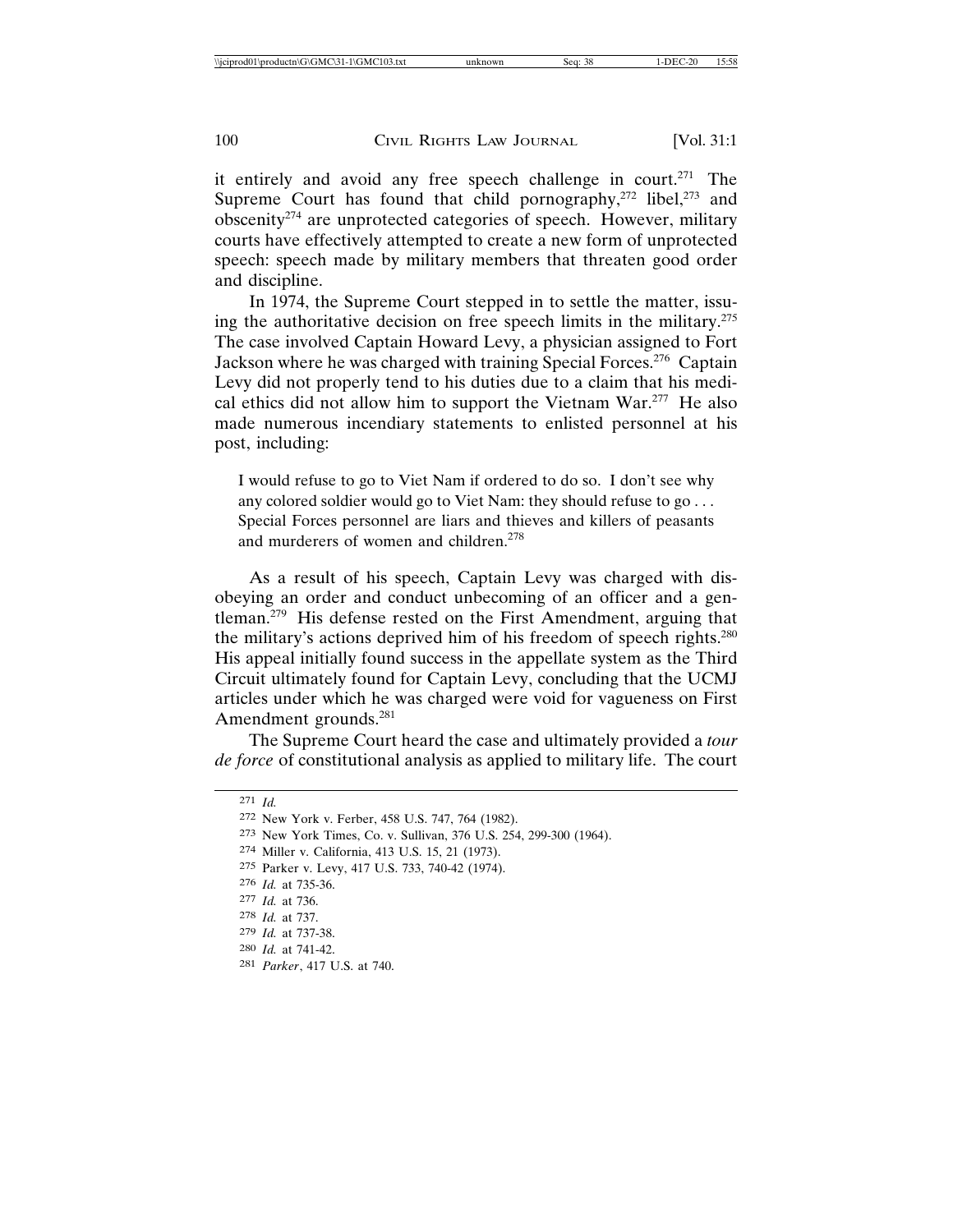it entirely and avoid any free speech challenge in court.[271] The Supreme Court has found that child pornography,[272] libel,[273] and obscenity[274] are unprotected categories of speech. However, military courts have effectively attempted to create a new form of unprotected speech: speech made by military members that threaten good order and discipline.

In 1974, the Supreme Court stepped in to settle the matter, issuing the authoritative decision on free speech limits in the military.[275] The case involved Captain Howard Levy, a physician assigned to Fort Jackson where he was charged with training Special Forces.[276] Captain Levy did not properly tend to his duties due to a claim that his medical ethics did not allow him to support the Vietnam War.[277] He also made numerous incendiary statements to enlisted personnel at his post, including:

> I would refuse to go to Viet Nam if ordered to do so. I don't see why any colored soldier would go to Viet Nam: they should refuse to go . . . Special Forces personnel are liars and thieves and killers of peasants and murderers of women and children.[278]

As a result of his speech, Captain Levy was charged with disobeying an order and conduct unbecoming of an officer and a gentleman.[279] His defense rested on the First Amendment, arguing that the military's actions deprived him of his freedom of speech rights.[280] His appeal initially found success in the appellate system as the Third Circuit ultimately found for Captain Levy, concluding that the UCMJ articles under which he was charged were void for vagueness on First Amendment grounds.[281]

The Supreme Court heard the case and ultimately provided a *tour de force* of constitutional analysis as applied to military life. The court

---

271 *Id.*

272 New York v. Ferber, 458 U.S. 747, 764 (1982).

273 New York Times, Co. v. Sullivan, 376 U.S. 254, 299-300 (1964).

274 Miller v. California, 413 U.S. 15, 21 (1973).

275 Parker v. Levy, 417 U.S. 733, 740-42 (1974).

276 *Id.* at 735-36.

277 *Id.* at 736.

278 *Id.* at 737.

279 *Id.* at 737-38.

280 *Id.* at 741-42.

281 *Parker*, 417 U.S. at 740.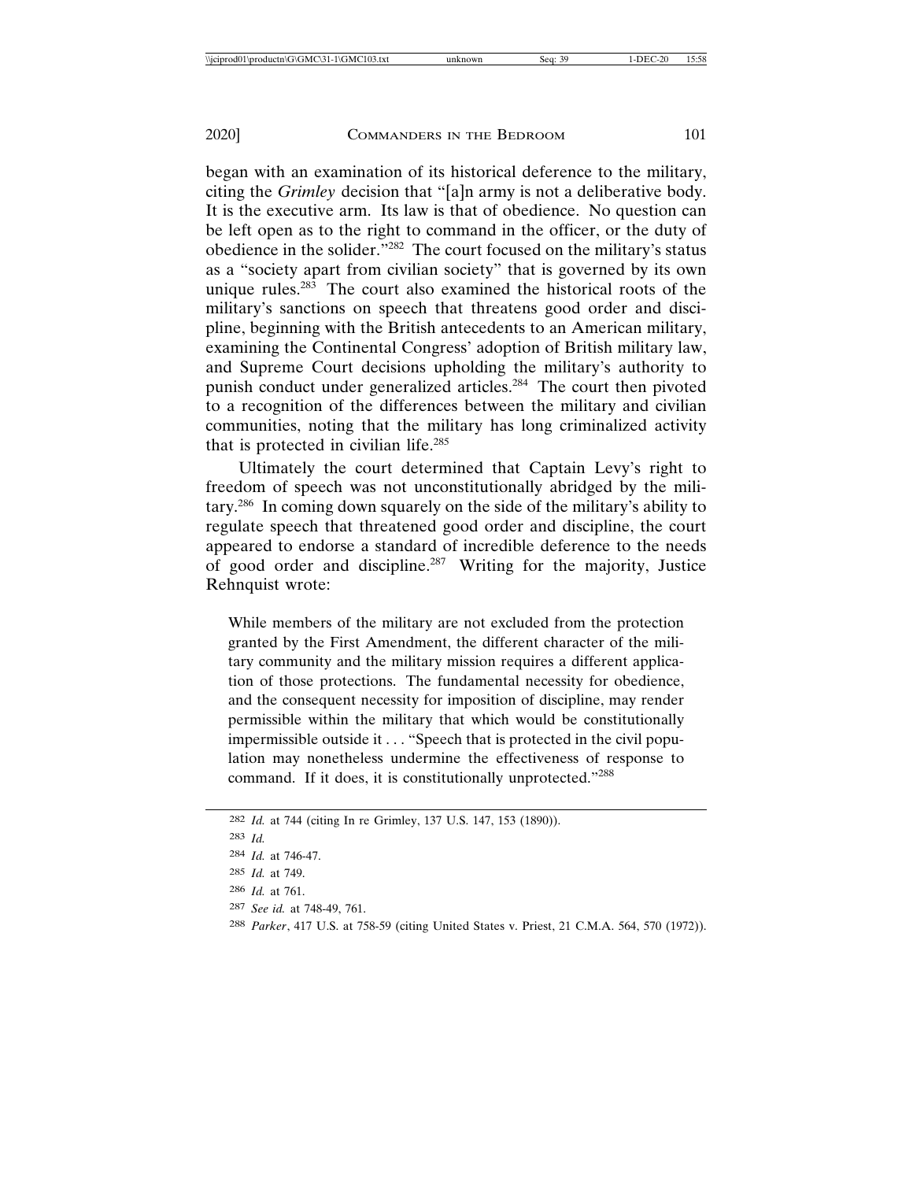began with an examination of its historical deference to the military, citing the *Grimley* decision that "[a]n army is not a deliberative body. It is the executive arm. Its law is that of obedience. No question can be left open as to the right to command in the officer, or the duty of obedience in the solider."[282] The court focused on the military's status as a "society apart from civilian society" that is governed by its own unique rules.[283] The court also examined the historical roots of the military's sanctions on speech that threatens good order and discipline, beginning with the British antecedents to an American military, examining the Continental Congress' adoption of British military law, and Supreme Court decisions upholding the military's authority to punish conduct under generalized articles.[284] The court then pivoted to a recognition of the differences between the military and civilian communities, noting that the military has long criminalized activity that is protected in civilian life.[285]

Ultimately the court determined that Captain Levy's right to freedom of speech was not unconstitutionally abridged by the military.[286] In coming down squarely on the side of the military's ability to regulate speech that threatened good order and discipline, the court appeared to endorse a standard of incredible deference to the needs of good order and discipline.[287] Writing for the majority, Justice Rehnquist wrote:

> While members of the military are not excluded from the protection granted by the First Amendment, the different character of the military community and the military mission requires a different application of those protections. The fundamental necessity for obedience, and the consequent necessity for imposition of discipline, may render permissible within the military that which would be constitutionally impermissible outside it . . . "Speech that is protected in the civil population may nonetheless undermine the effectiveness of response to command. If it does, it is constitutionally unprotected."[288]

---

282 *Id.* at 744 (citing In re Grimley, 137 U.S. 147, 153 (1890)).

283 *Id.*

284 *Id.* at 746-47.

285 *Id.* at 749.

286 *Id.* at 761.

287 *See id.* at 748-49, 761.

288 *Parker*, 417 U.S. at 758-59 (citing United States v. Priest, 21 C.M.A. 564, 570 (1972)).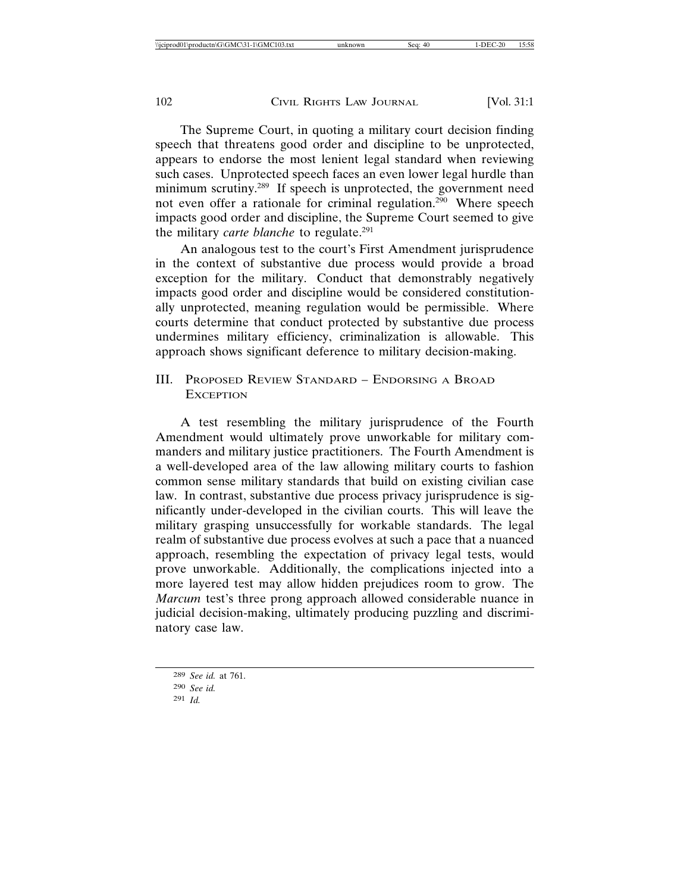The Supreme Court, in quoting a military court decision finding speech that threatens good order and discipline to be unprotected, appears to endorse the most lenient legal standard when reviewing such cases. Unprotected speech faces an even lower legal hurdle than minimum scrutiny.[289] If speech is unprotected, the government need not even offer a rationale for criminal regulation.[290] Where speech impacts good order and discipline, the Supreme Court seemed to give the military *carte blanche* to regulate.[291]

An analogous test to the court's First Amendment jurisprudence in the context of substantive due process would provide a broad exception for the military. Conduct that demonstrably negatively impacts good order and discipline would be considered constitutionally unprotected, meaning regulation would be permissible. Where courts determine that conduct protected by substantive due process undermines military efficiency, criminalization is allowable. This approach shows significant deference to military decision-making.

## III. Proposed Review Standard – Endorsing a Broad Exception

A test resembling the military jurisprudence of the Fourth Amendment would ultimately prove unworkable for military commanders and military justice practitioners. The Fourth Amendment is a well-developed area of the law allowing military courts to fashion common sense military standards that build on existing civilian case law. In contrast, substantive due process privacy jurisprudence is significantly under-developed in the civilian courts. This will leave the military grasping unsuccessfully for workable standards. The legal realm of substantive due process evolves at such a pace that a nuanced approach, resembling the expectation of privacy legal tests, would prove unworkable. Additionally, the complications injected into a more layered test may allow hidden prejudices room to grow. The *Marcum* test's three prong approach allowed considerable nuance in judicial decision-making, ultimately producing puzzling and discriminatory case law.

289 *See id.* at 761.

290 *See id.*

291 *Id.*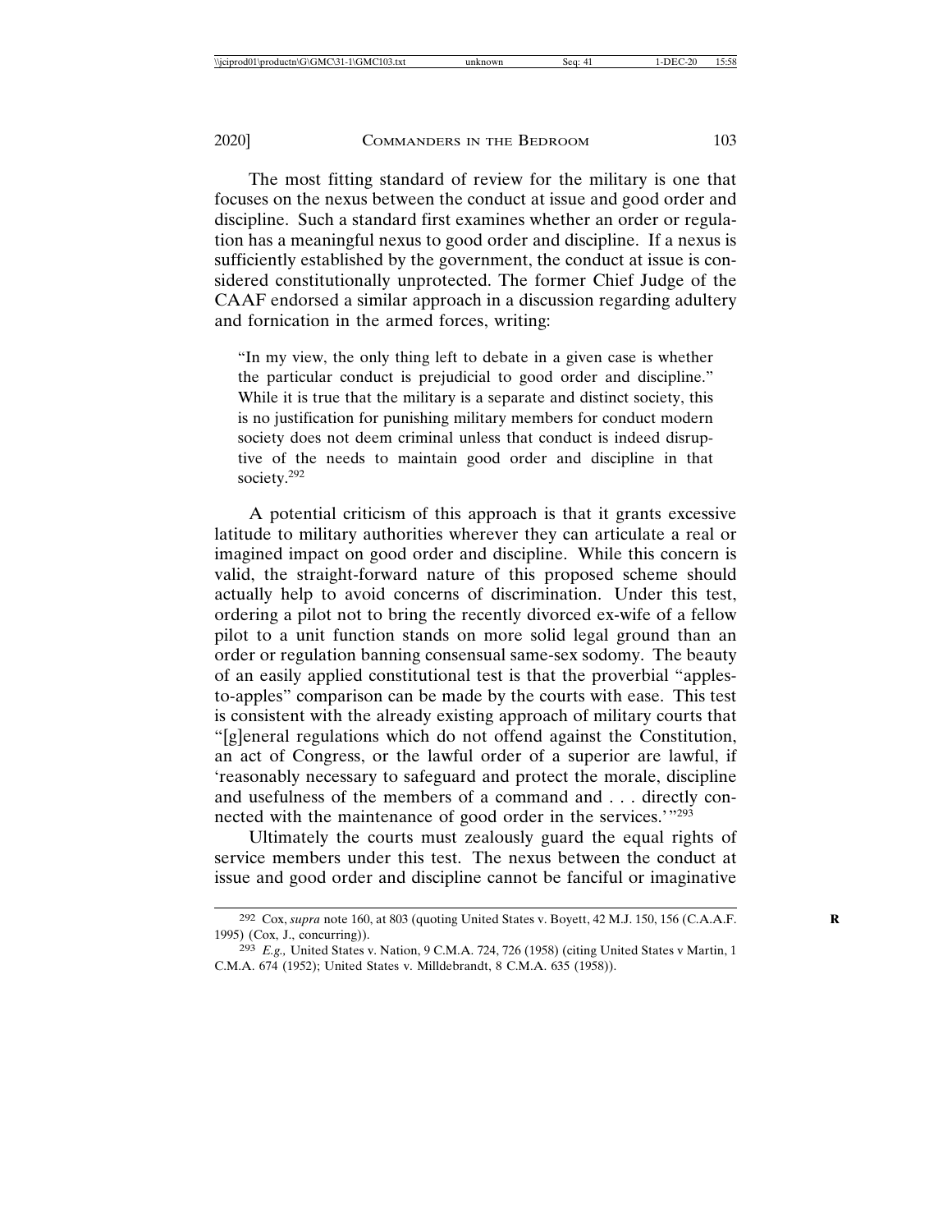The most fitting standard of review for the military is one that focuses on the nexus between the conduct at issue and good order and discipline. Such a standard first examines whether an order or regulation has a meaningful nexus to good order and discipline. If a nexus is sufficiently established by the government, the conduct at issue is considered constitutionally unprotected. The former Chief Judge of the CAAF endorsed a similar approach in a discussion regarding adultery and fornication in the armed forces, writing:

> "In my view, the only thing left to debate in a given case is whether the particular conduct is prejudicial to good order and discipline." While it is true that the military is a separate and distinct society, this is no justification for punishing military members for conduct modern society does not deem criminal unless that conduct is indeed disruptive of the needs to maintain good order and discipline in that society.[292]

A potential criticism of this approach is that it grants excessive latitude to military authorities wherever they can articulate a real or imagined impact on good order and discipline. While this concern is valid, the straight-forward nature of this proposed scheme should actually help to avoid concerns of discrimination. Under this test, ordering a pilot not to bring the recently divorced ex-wife of a fellow pilot to a unit function stands on more solid legal ground than an order or regulation banning consensual same-sex sodomy. The beauty of an easily applied constitutional test is that the proverbial "apples-to-apples" comparison can be made by the courts with ease. This test is consistent with the already existing approach of military courts that "[g]eneral regulations which do not offend against the Constitution, an act of Congress, or the lawful order of a superior are lawful, if 'reasonably necessary to safeguard and protect the morale, discipline and usefulness of the members of a command and . . . directly connected with the maintenance of good order in the services.'"[293]

Ultimately the courts must zealously guard the equal rights of service members under this test. The nexus between the conduct at issue and good order and discipline cannot be fanciful or imaginative

---

[292] Cox, *supra* note 160, at 803 (quoting United States v. Boyett, 42 M.J. 150, 156 (C.A.A.F. 1995) (Cox, J., concurring)).

[293] *E.g.,* United States v. Nation, 9 C.M.A. 724, 726 (1958) (citing United States v Martin, 1 C.M.A. 674 (1952); United States v. Milldebrandt, 8 C.M.A. 635 (1958)).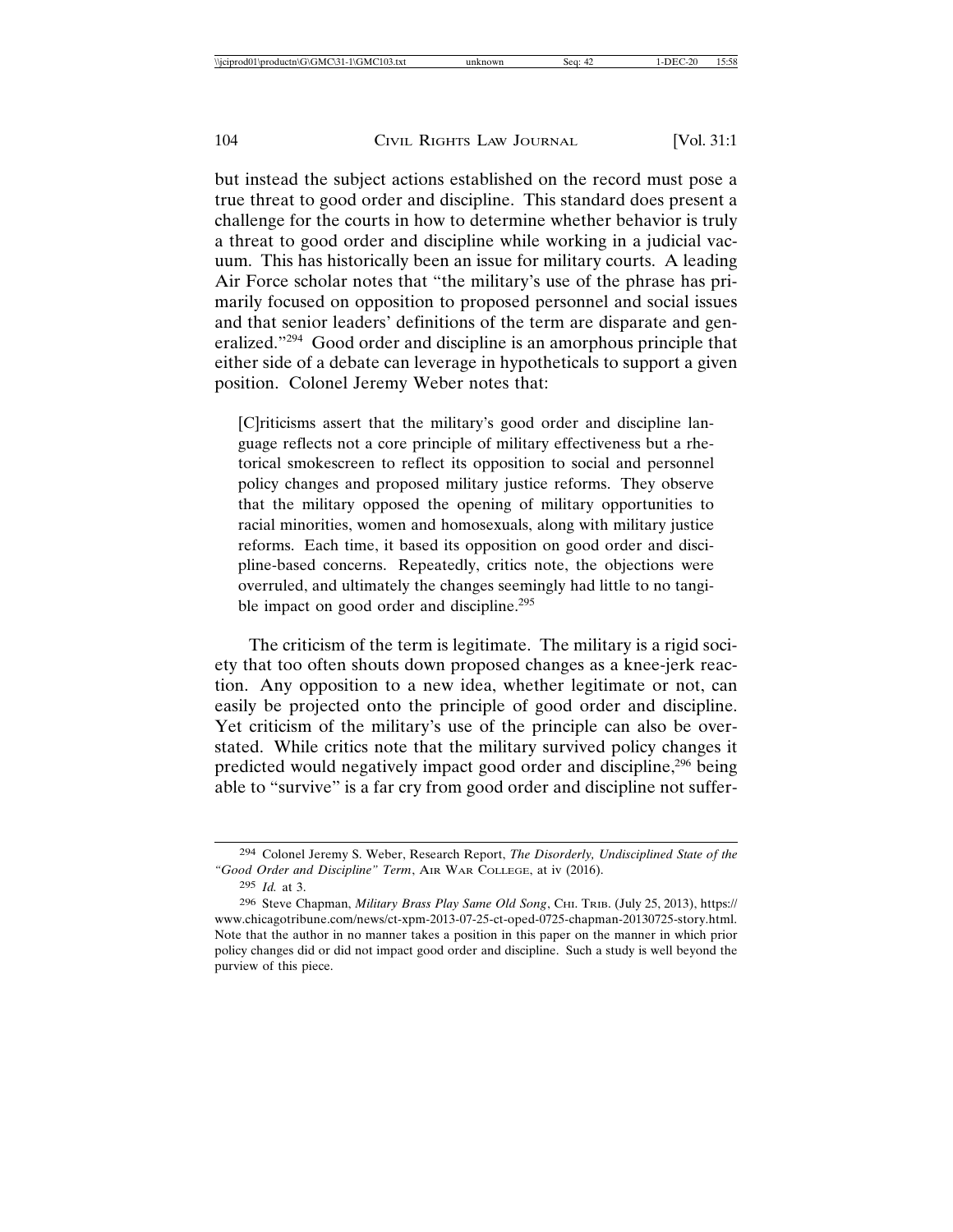but instead the subject actions established on the record must pose a true threat to good order and discipline. This standard does present a challenge for the courts in how to determine whether behavior is truly a threat to good order and discipline while working in a judicial vacuum. This has historically been an issue for military courts. A leading Air Force scholar notes that "the military's use of the phrase has primarily focused on opposition to proposed personnel and social issues and that senior leaders' definitions of the term are disparate and generalized."[294] Good order and discipline is an amorphous principle that either side of a debate can leverage in hypotheticals to support a given position. Colonel Jeremy Weber notes that:

> [C]riticisms assert that the military's good order and discipline language reflects not a core principle of military effectiveness but a rhetorical smokescreen to reflect its opposition to social and personnel policy changes and proposed military justice reforms. They observe that the military opposed the opening of military opportunities to racial minorities, women and homosexuals, along with military justice reforms. Each time, it based its opposition on good order and discipline-based concerns. Repeatedly, critics note, the objections were overruled, and ultimately the changes seemingly had little to no tangible impact on good order and discipline.[295]

The criticism of the term is legitimate. The military is a rigid society that too often shouts down proposed changes as a knee-jerk reaction. Any opposition to a new idea, whether legitimate or not, can easily be projected onto the principle of good order and discipline. Yet criticism of the military's use of the principle can also be overstated. While critics note that the military survived policy changes it predicted would negatively impact good order and discipline,[296] being able to "survive" is a far cry from good order and discipline not suffer-

---

[294] Colonel Jeremy S. Weber, Research Report, *The Disorderly, Undisciplined State of the "Good Order and Discipline" Term*, Air War College, at iv (2016).

[295] *Id.* at 3.

[296] Steve Chapman, *Military Brass Play Same Old Song*, Chi. Trib. (July 25, 2013), https://www.chicagotribune.com/news/ct-xpm-2013-07-25-ct-oped-0725-chapman-20130725-story.html. Note that the author in no manner takes a position in this paper on the manner in which prior policy changes did or did not impact good order and discipline. Such a study is well beyond the purview of this piece.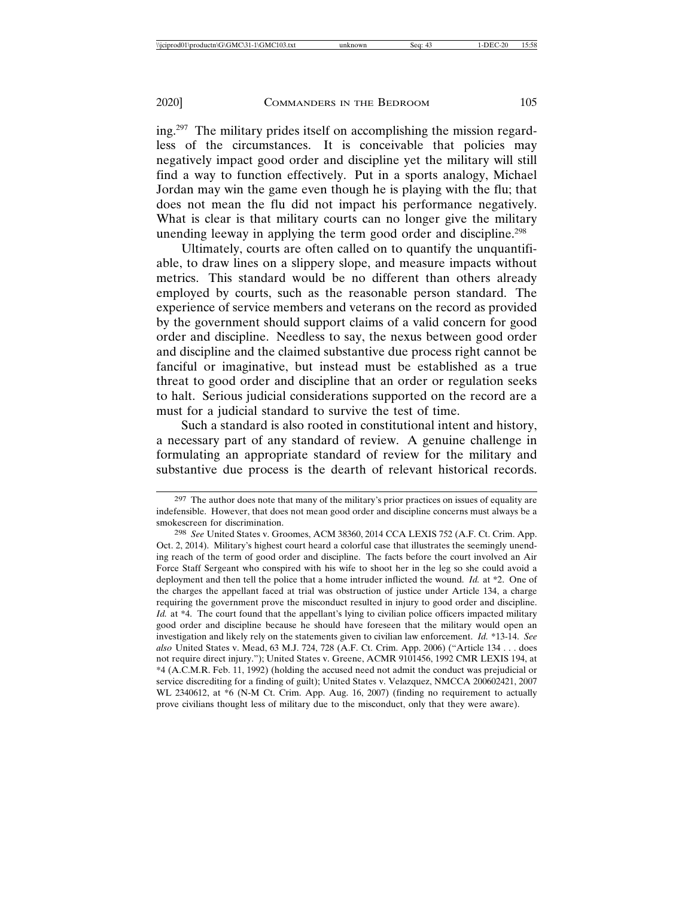ing.[297] The military prides itself on accomplishing the mission regardless of the circumstances. It is conceivable that policies may negatively impact good order and discipline yet the military will still find a way to function effectively. Put in a sports analogy, Michael Jordan may win the game even though he is playing with the flu; that does not mean the flu did not impact his performance negatively. What is clear is that military courts can no longer give the military unending leeway in applying the term good order and discipline.[298]

Ultimately, courts are often called on to quantify the unquantifiable, to draw lines on a slippery slope, and measure impacts without metrics. This standard would be no different than others already employed by courts, such as the reasonable person standard. The experience of service members and veterans on the record as provided by the government should support claims of a valid concern for good order and discipline. Needless to say, the nexus between good order and discipline and the claimed substantive due process right cannot be fanciful or imaginative, but instead must be established as a true threat to good order and discipline that an order or regulation seeks to halt. Serious judicial considerations supported on the record are a must for a judicial standard to survive the test of time.

Such a standard is also rooted in constitutional intent and history, a necessary part of any standard of review. A genuine challenge in formulating an appropriate standard of review for the military and substantive due process is the dearth of relevant historical records.

---

[297] The author does note that many of the military's prior practices on issues of equality are indefensible. However, that does not mean good order and discipline concerns must always be a smokescreen for discrimination.

[298] *See* United States v. Groomes, ACM 38360, 2014 CCA LEXIS 752 (A.F. Ct. Crim. App. Oct. 2, 2014). Military's highest court heard a colorful case that illustrates the seemingly unending reach of the term of good order and discipline. The facts before the court involved an Air Force Staff Sergeant who conspired with his wife to shoot her in the leg so she could avoid a deployment and then tell the police that a home intruder inflicted the wound. *Id.* at *2. One of the charges the appellant faced at trial was obstruction of justice under Article 134, a charge requiring the government prove the misconduct resulted in injury to good order and discipline. *Id.* at *4. The court found that the appellant's lying to civilian police officers impacted military good order and discipline because he should have foreseen that the military would open an investigation and likely rely on the statements given to civilian law enforcement. *Id.* *13-14. *See also* United States v. Mead, 63 M.J. 724, 728 (A.F. Ct. Crim. App. 2006) ("Article 134 . . . does not require direct injury."); United States v. Greene, ACMR 9101456, 1992 CMR LEXIS 194, at *4 (A.C.M.R. Feb. 11, 1992) (holding the accused need not admit the conduct was prejudicial or service discrediting for a finding of guilt); United States v. Velazquez, NMCCA 200602421, 2007 WL 2340612, at *6 (N-M Ct. Crim. App. Aug. 16, 2007) (finding no requirement to actually prove civilians thought less of military due to the misconduct, only that they were aware).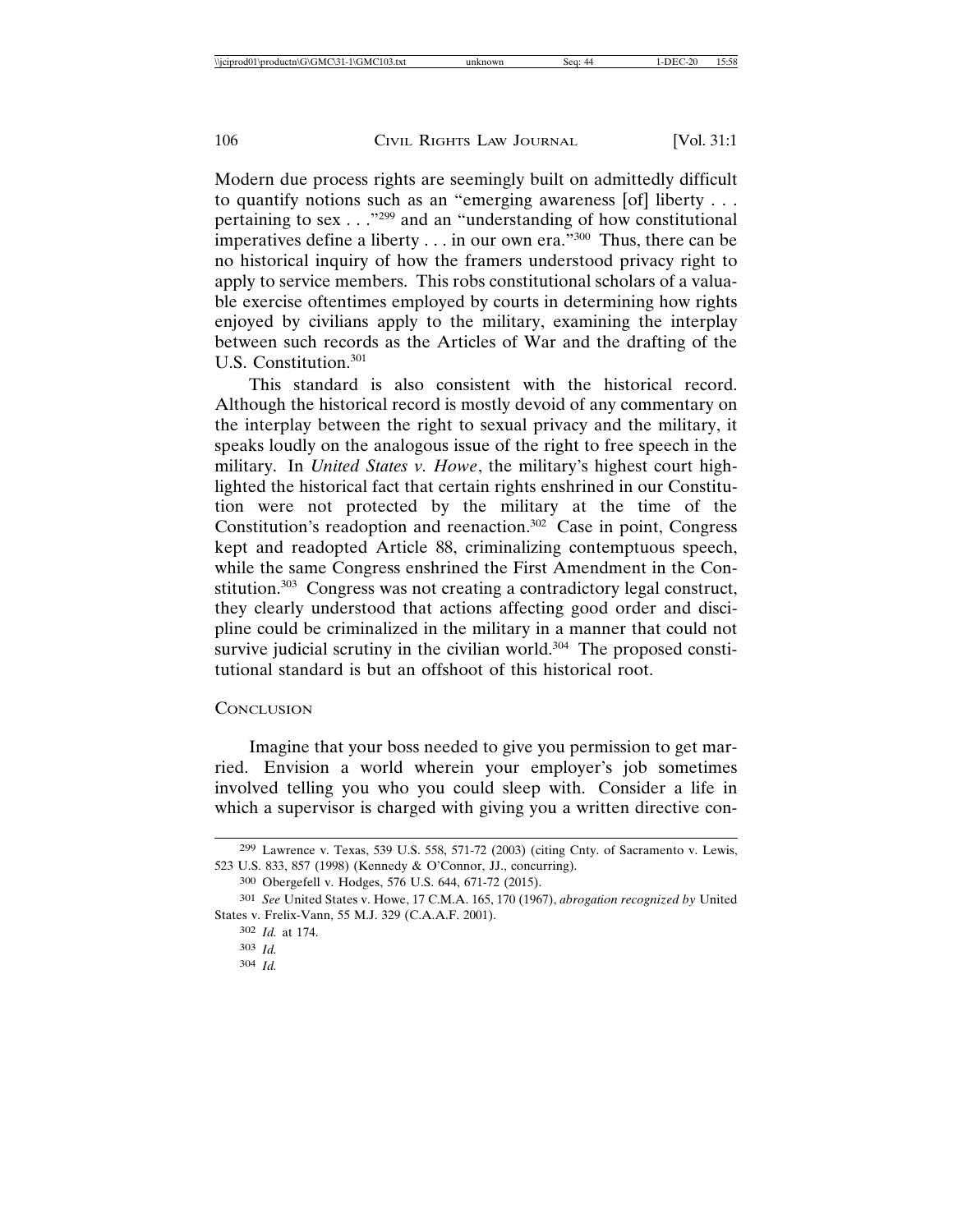Modern due process rights are seemingly built on admittedly difficult to quantify notions such as an "emerging awareness [of] liberty . . . pertaining to sex . . ."[299] and an "understanding of how constitutional imperatives define a liberty . . . in our own era."[300] Thus, there can be no historical inquiry of how the framers understood privacy right to apply to service members. This robs constitutional scholars of a valuable exercise oftentimes employed by courts in determining how rights enjoyed by civilians apply to the military, examining the interplay between such records as the Articles of War and the drafting of the U.S. Constitution.[301]

This standard is also consistent with the historical record. Although the historical record is mostly devoid of any commentary on the interplay between the right to sexual privacy and the military, it speaks loudly on the analogous issue of the right to free speech in the military. In *United States v. Howe*, the military's highest court highlighted the historical fact that certain rights enshrined in our Constitution were not protected by the military at the time of the Constitution's readoption and reenaction.[302] Case in point, Congress kept and readopted Article 88, criminalizing contemptuous speech, while the same Congress enshrined the First Amendment in the Constitution.[303] Congress was not creating a contradictory legal construct, they clearly understood that actions affecting good order and discipline could be criminalized in the military in a manner that could not survive judicial scrutiny in the civilian world.[304] The proposed constitutional standard is but an offshoot of this historical root.

## Conclusion

Imagine that your boss needed to give you permission to get married. Envision a world wherein your employer's job sometimes involved telling you who you could sleep with. Consider a life in which a supervisor is charged with giving you a written directive con-

---

299 Lawrence v. Texas, 539 U.S. 558, 571-72 (2003) (citing Cnty. of Sacramento v. Lewis, 523 U.S. 833, 857 (1998) (Kennedy & O'Connor, JJ., concurring).

300 Obergefell v. Hodges, 576 U.S. 644, 671-72 (2015).

301 *See* United States v. Howe, 17 C.M.A. 165, 170 (1967), *abrogation recognized by* United States v. Frelix-Vann, 55 M.J. 329 (C.A.A.F. 2001).

302 *Id.* at 174.

303 *Id.*

304 *Id.*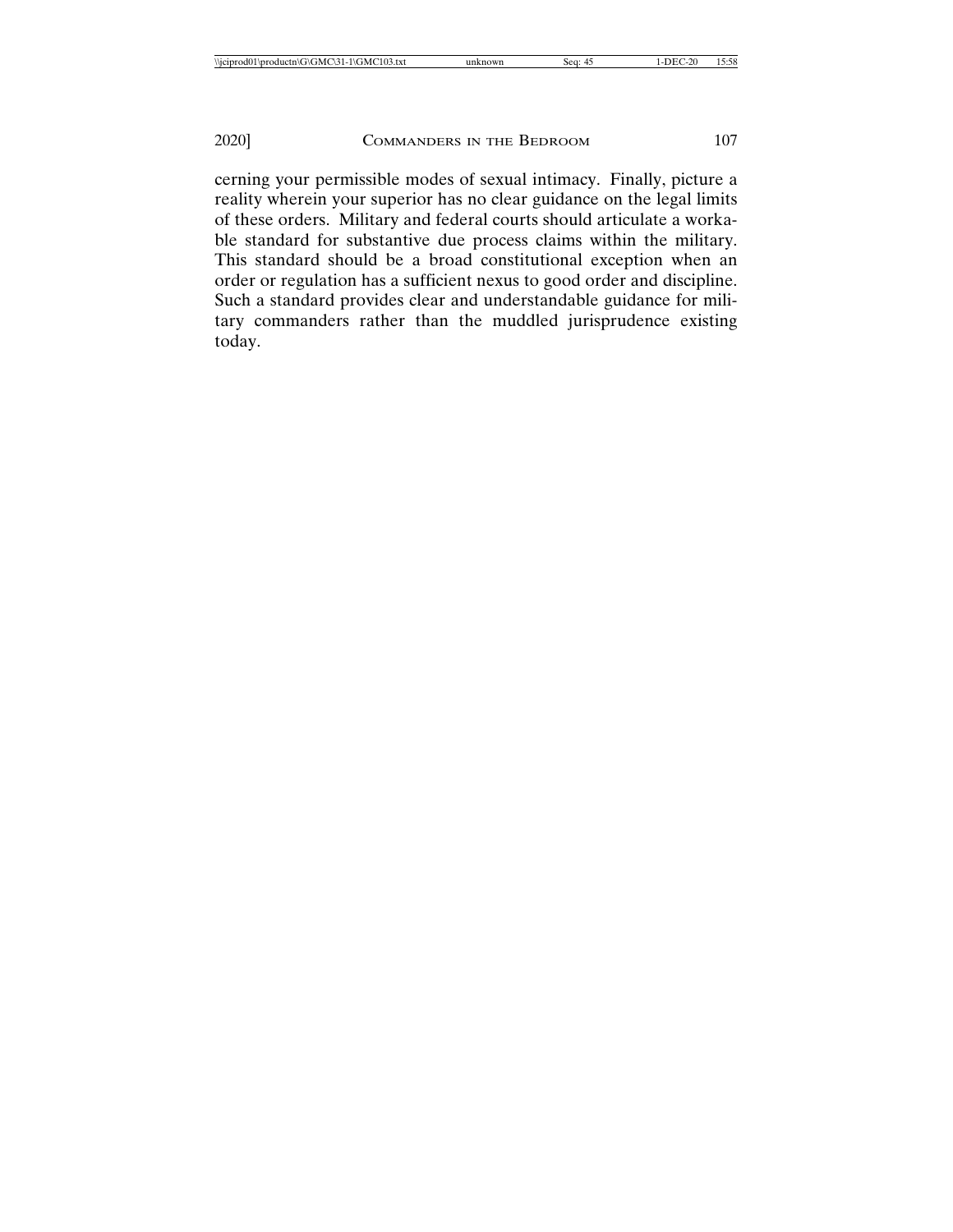cerning your permissible modes of sexual intimacy. Finally, picture a reality wherein your superior has no clear guidance on the legal limits of these orders. Military and federal courts should articulate a workable standard for substantive due process claims within the military. This standard should be a broad constitutional exception when an order or regulation has a sufficient nexus to good order and discipline. Such a standard provides clear and understandable guidance for military commanders rather than the muddled jurisprudence existing today.